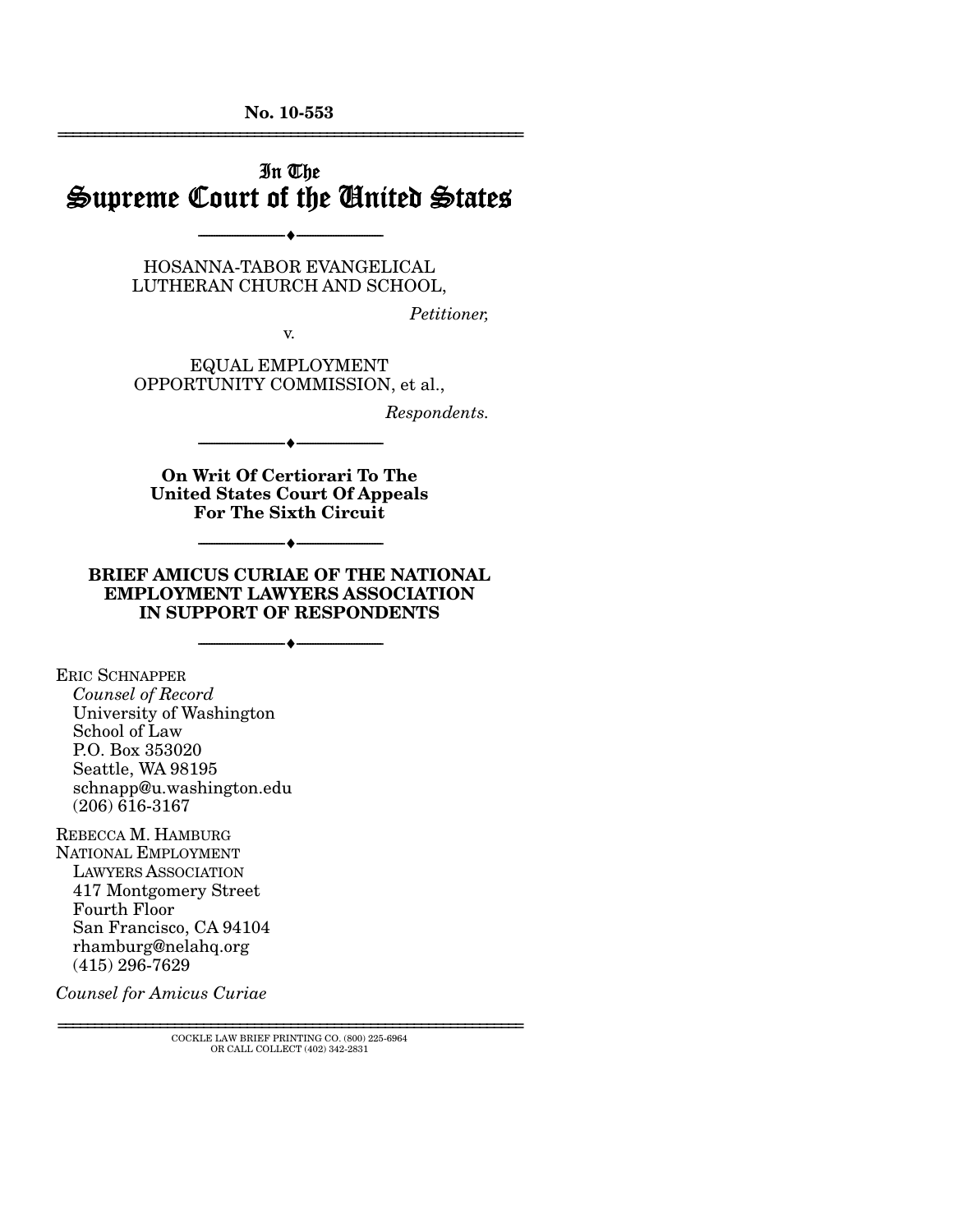**No. 10-553**

---

# In The Supreme Court of the United States

---

HOSANNA-TABOR EVANGELICAL LUTHERAN CHURCH AND SCHOOL,

*Petitioner,*

v.

EQUAL EMPLOYMENT OPPORTUNITY COMMISSION, et al.,

*Respondents.*

---

**On Writ Of Certiorari To The United States Court Of Appeals For The Sixth Circuit**

---

**BRIEF AMICUS CURIAE OF THE NATIONAL EMPLOYMENT LAWYERS ASSOCIATION IN SUPPORT OF RESPONDENTS**

---

ERIC SCHNAPPER
*Counsel of Record*
University of Washington
School of Law
P.O. Box 353020
Seattle, WA 98195
schnapp@u.washington.edu
(206) 616-3167

REBECCA M. HAMBURG
NATIONAL EMPLOYMENT LAWYERS ASSOCIATION
417 Montgomery Street
Fourth Floor
San Francisco, CA 94104
rhamburg@nelahq.org
(415) 296-7629

*Counsel for Amicus Curiae*

---

COCKLE LAW BRIEF PRINTING CO. (800) 225-6964
OR CALL COLLECT (402) 342-2831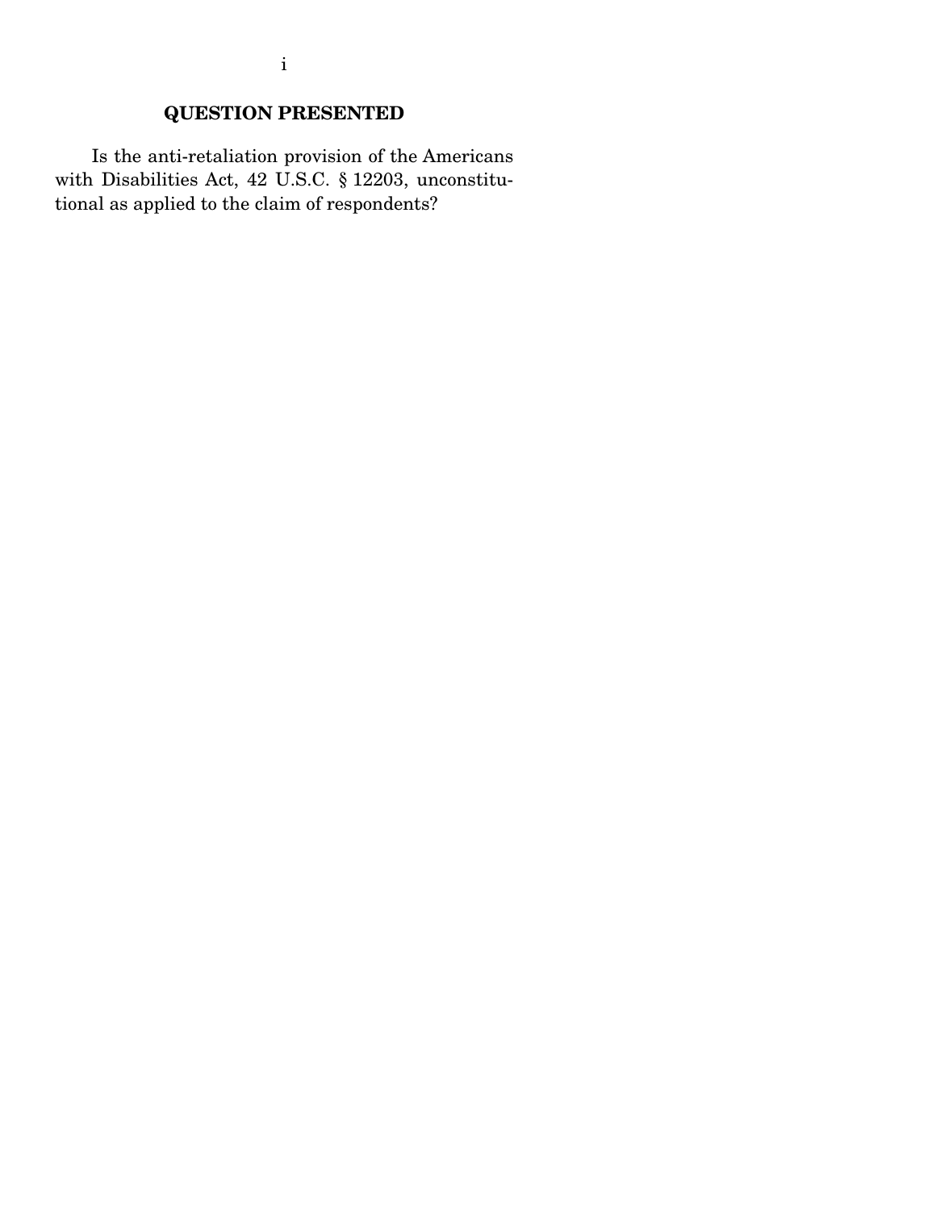## QUESTION PRESENTED

Is the anti-retaliation provision of the Americans with Disabilities Act, 42 U.S.C. § 12203, unconstitutional as applied to the claim of respondents?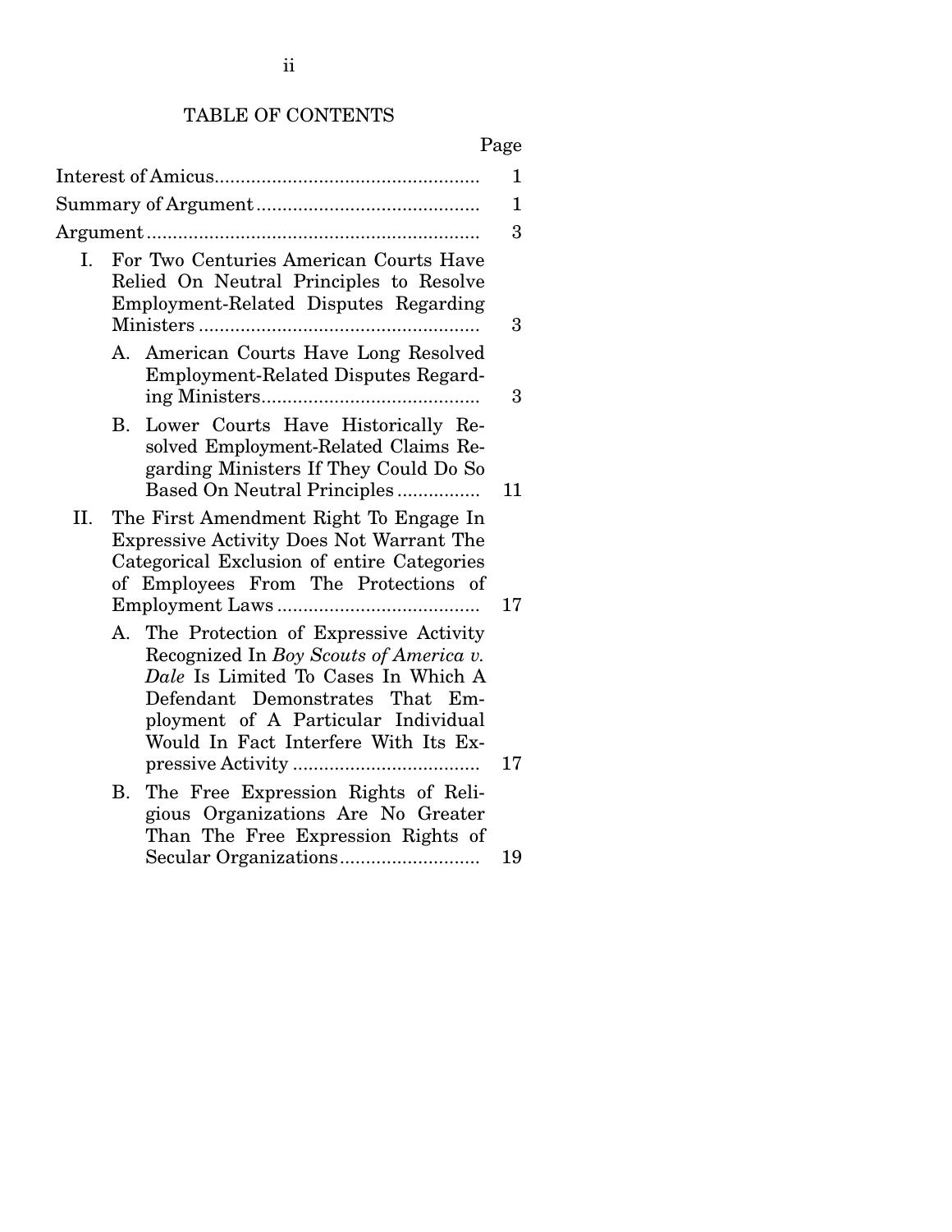TABLE OF CONTENTS

| | Page |
|---|---|
| Interest of Amicus | 1 |
| Summary of Argument | 1 |
| Argument | 3 |
| I. For Two Centuries American Courts Have Relied On Neutral Principles to Resolve Employment-Related Disputes Regarding Ministers | 3 |
| A. American Courts Have Long Resolved Employment-Related Disputes Regarding Ministers | 3 |
| B. Lower Courts Have Historically Resolved Employment-Related Claims Regarding Ministers If They Could Do So Based On Neutral Principles | 11 |
| II. The First Amendment Right To Engage In Expressive Activity Does Not Warrant The Categorical Exclusion of entire Categories of Employees From The Protections of Employment Laws | 17 |
| A. The Protection of Expressive Activity Recognized In *Boy Scouts of America v. Dale* Is Limited To Cases In Which A Defendant Demonstrates That Employment of A Particular Individual Would In Fact Interfere With Its Expressive Activity | 17 |
| B. The Free Expression Rights of Religious Organizations Are No Greater Than The Free Expression Rights of Secular Organizations | 19 |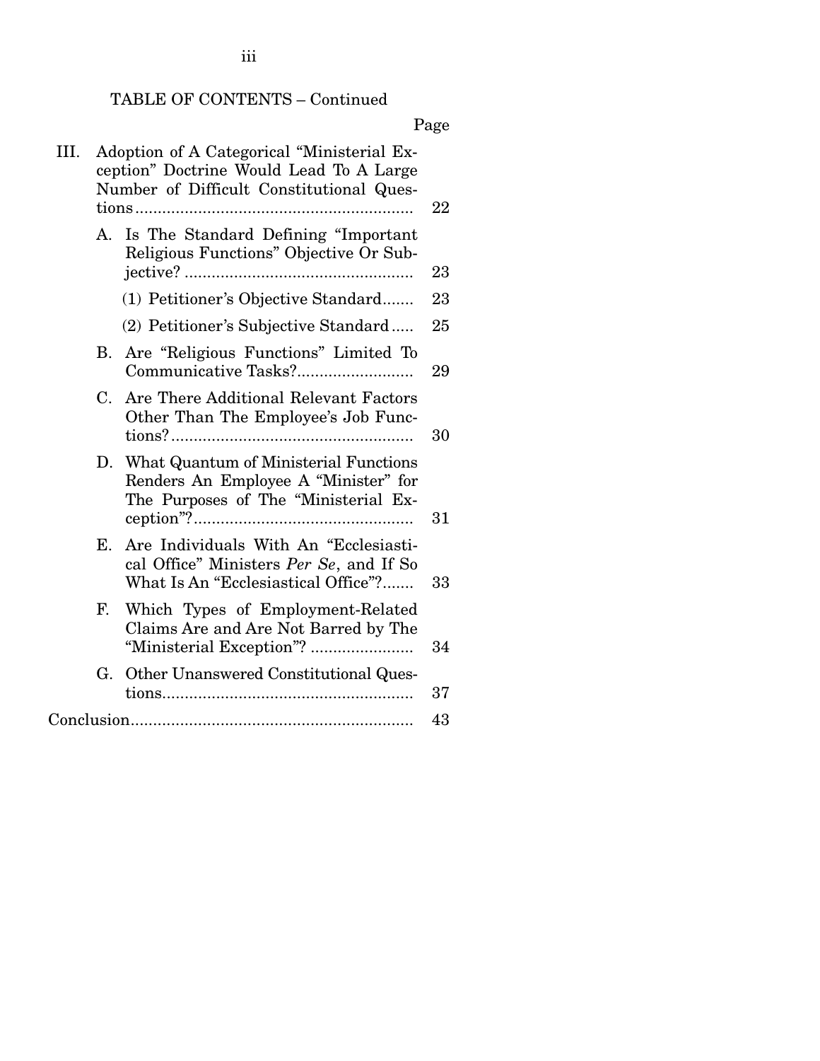TABLE OF CONTENTS – Continued

| | | Page |
|---|---|---|
| III. | Adoption of A Categorical "Ministerial Exception" Doctrine Would Lead To A Large Number of Difficult Constitutional Questions | 22 |
| | A. Is The Standard Defining "Important Religious Functions" Objective Or Subjective? | 23 |
| | (1) Petitioner's Objective Standard | 23 |
| | (2) Petitioner's Subjective Standard | 25 |
| | B. Are "Religious Functions" Limited To Communicative Tasks? | 29 |
| | C. Are There Additional Relevant Factors Other Than The Employee's Job Functions? | 30 |
| | D. What Quantum of Ministerial Functions Renders An Employee A "Minister" for The Purposes of The "Ministerial Exception"? | 31 |
| | E. Are Individuals With An "Ecclesiastical Office" Ministers *Per Se*, and If So What Is An "Ecclesiastical Office"? | 33 |
| | F. Which Types of Employment-Related Claims Are and Are Not Barred by The "Ministerial Exception"? | 34 |
| | G. Other Unanswered Constitutional Questions | 37 |
| Conclusion | | 43 |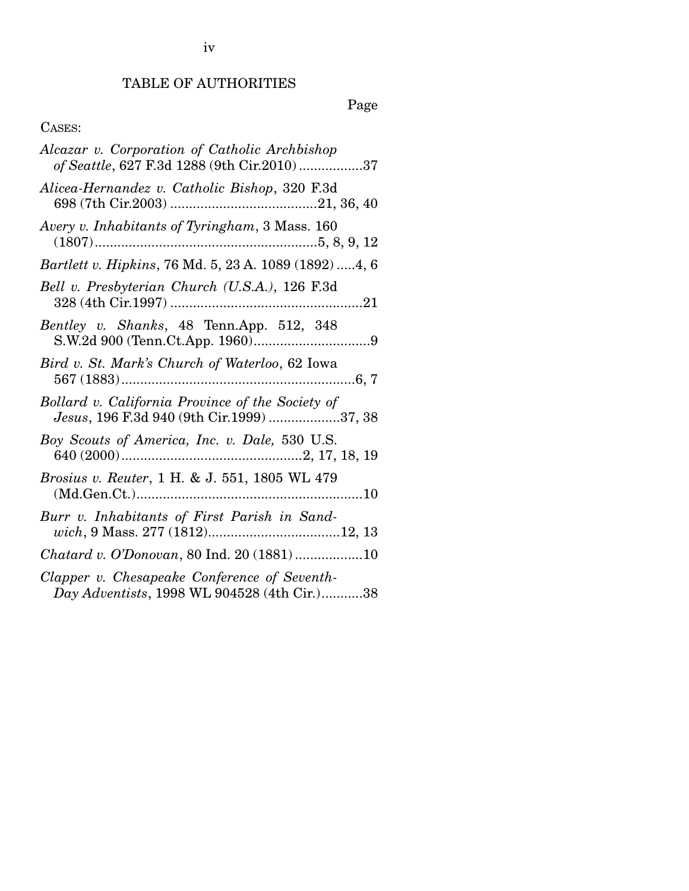# TABLE OF AUTHORITIES

Page

CASES:

*Alcazar v. Corporation of Catholic Archbishop of Seattle*, 627 F.3d 1288 (9th Cir.2010) .................37

*Alicea-Hernandez v. Catholic Bishop*, 320 F.3d 698 (7th Cir.2003) .......................................21, 36, 40

*Avery v. Inhabitants of Tyringham*, 3 Mass. 160 (1807)...........................................................5, 8, 9, 12

*Bartlett v. Hipkins*, 76 Md. 5, 23 A. 1089 (1892) .....4, 6

*Bell v. Presbyterian Church (U.S.A.)*, 126 F.3d 328 (4th Cir.1997) ...................................................21

*Bentley v. Shanks*, 48 Tenn.App. 512, 348 S.W.2d 900 (Tenn.Ct.App. 1960)...............................9

*Bird v. St. Mark's Church of Waterloo*, 62 Iowa 567 (1883)..............................................................6, 7

*Bollard v. California Province of the Society of Jesus*, 196 F.3d 940 (9th Cir.1999) ...................37, 38

*Boy Scouts of America, Inc. v. Dale,* 530 U.S. 640 (2000)................................................2, 17, 18, 19

*Brosius v. Reuter*, 1 H. & J. 551, 1805 WL 479 (Md.Gen.Ct.)............................................................10

*Burr v. Inhabitants of First Parish in Sandwich*, 9 Mass. 277 (1812)...................................12, 13

*Chatard v. O'Donovan*, 80 Ind. 20 (1881) ..................10

*Clapper v. Chesapeake Conference of Seventh-Day Adventists*, 1998 WL 904528 (4th Cir.)...........38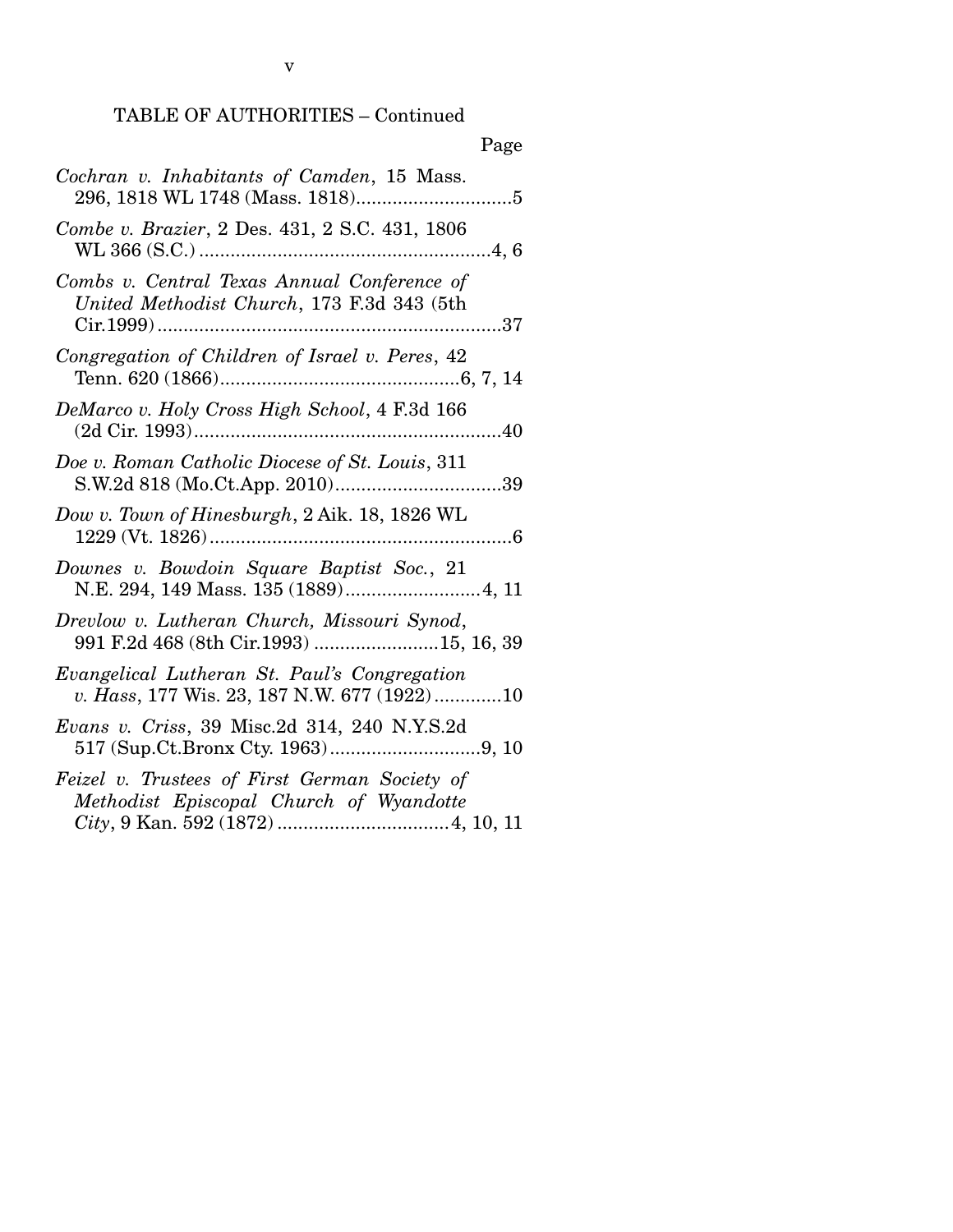TABLE OF AUTHORITIES – Continued

Page

*Cochran v. Inhabitants of Camden*, 15 Mass. 296, 1818 WL 1748 (Mass. 1818)..............................5

*Combe v. Brazier*, 2 Des. 431, 2 S.C. 431, 1806 WL 366 (S.C.) ........................................................4, 6

*Combs v. Central Texas Annual Conference of United Methodist Church*, 173 F.3d 343 (5th Cir.1999)..................................................................37

*Congregation of Children of Israel v. Peres*, 42 Tenn. 620 (1866)..............................................6, 7, 14

*DeMarco v. Holy Cross High School*, 4 F.3d 166 (2d Cir. 1993)...........................................................40

*Doe v. Roman Catholic Diocese of St. Louis*, 311 S.W.2d 818 (Mo.Ct.App. 2010)................................39

*Dow v. Town of Hinesburgh*, 2 Aik. 18, 1826 WL 1229 (Vt. 1826)..........................................................6

*Downes v. Bowdoin Square Baptist Soc.*, 21 N.E. 294, 149 Mass. 135 (1889)..........................4, 11

*Drevlow v. Lutheran Church, Missouri Synod*, 991 F.2d 468 (8th Cir.1993) ........................15, 16, 39

*Evangelical Lutheran St. Paul's Congregation v. Hass*, 177 Wis. 23, 187 N.W. 677 (1922).............10

*Evans v. Criss*, 39 Misc.2d 314, 240 N.Y.S.2d 517 (Sup.Ct.Bronx Cty. 1963).............................9, 10

*Feizel v. Trustees of First German Society of Methodist Episcopal Church of Wyandotte City*, 9 Kan. 592 (1872) .................................4, 10, 11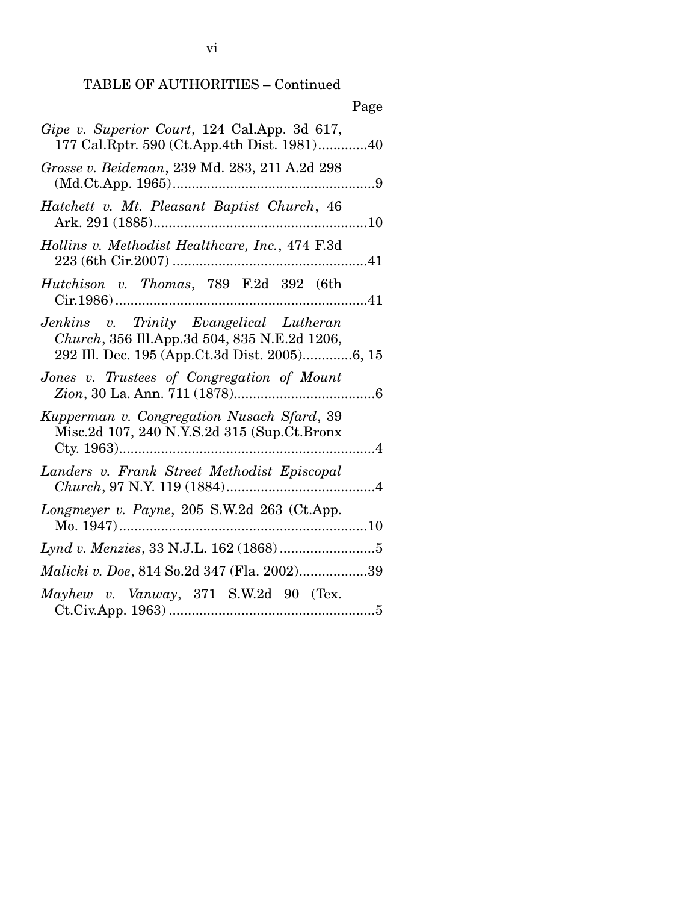TABLE OF AUTHORITIES – Continued

Page

*Gipe v. Superior Court*, 124 Cal.App. 3d 617, 177 Cal.Rptr. 590 (Ct.App.4th Dist. 1981).............40

*Grosse v. Beideman*, 239 Md. 283, 211 A.2d 298 (Md.Ct.App. 1965).....................................................9

*Hatchett v. Mt. Pleasant Baptist Church*, 46 Ark. 291 (1885)........................................................10

*Hollins v. Methodist Healthcare, Inc.*, 474 F.3d 223 (6th Cir.2007) ...................................................41

*Hutchison v. Thomas*, 789 F.2d 392 (6th Cir.1986)...................................................................41

*Jenkins v. Trinity Evangelical Lutheran Church*, 356 Ill.App.3d 504, 835 N.E.2d 1206, 292 Ill. Dec. 195 (App.Ct.3d Dist. 2005).............6, 15

*Jones v. Trustees of Congregation of Mount Zion*, 30 La. Ann. 711 (1878).....................................6

*Kupperman v. Congregation Nusach Sfard*, 39 Misc.2d 107, 240 N.Y.S.2d 315 (Sup.Ct.Bronx Cty. 1963)...................................................................4

*Landers v. Frank Street Methodist Episcopal Church*, 97 N.Y. 119 (1884).......................................4

*Longmeyer v. Payne*, 205 S.W.2d 263 (Ct.App. Mo. 1947).................................................................10

*Lynd v. Menzies*, 33 N.J.L. 162 (1868) .........................5

*Malicki v. Doe*, 814 So.2d 347 (Fla. 2002)..................39

*Mayhew v. Vanway*, 371 S.W.2d 90 (Tex. Ct.Civ.App. 1963) ......................................................5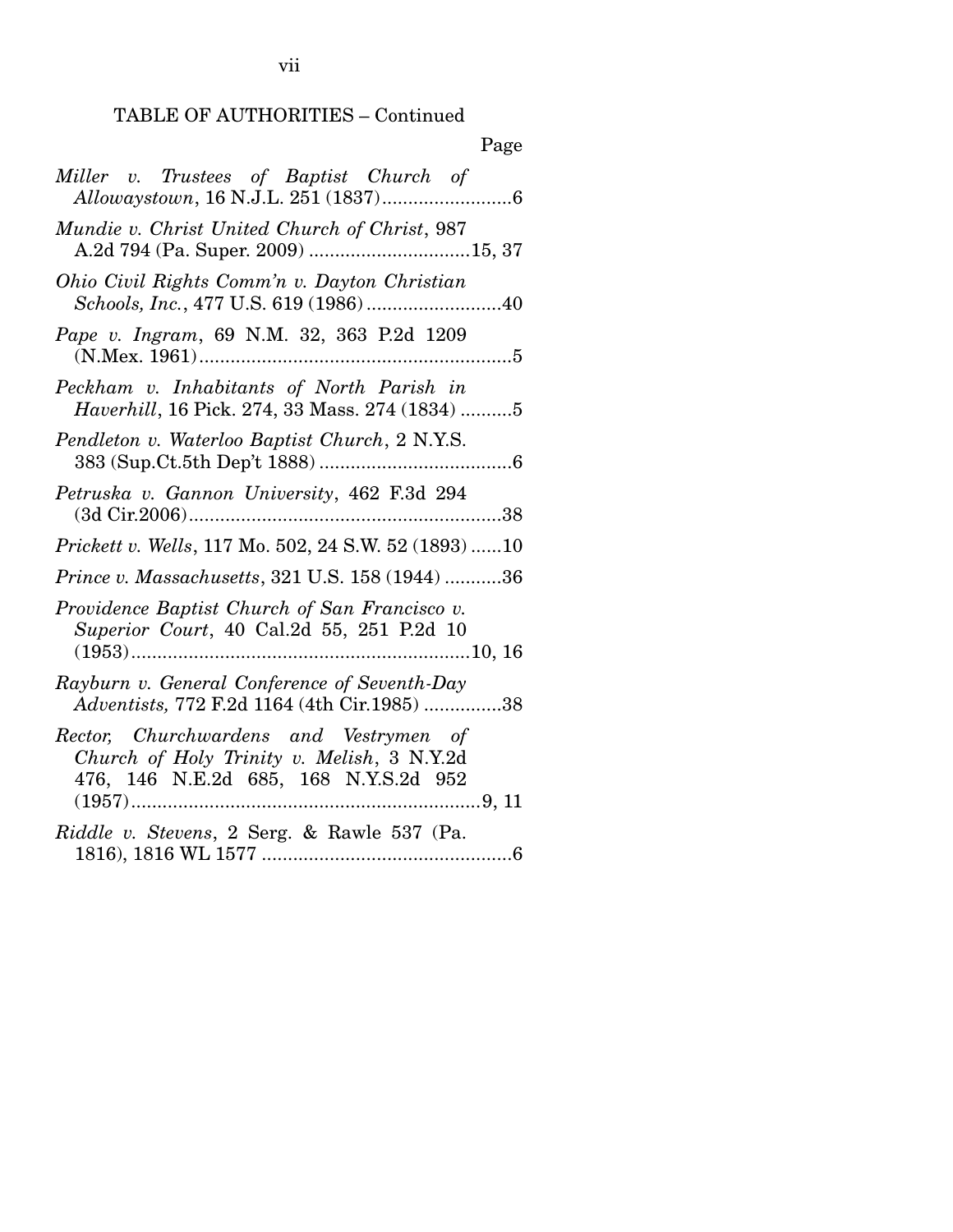TABLE OF AUTHORITIES – Continued

Page

*Miller v. Trustees of Baptist Church of Allowaystown*, 16 N.J.L. 251 (1837)........................6

*Mundie v. Christ United Church of Christ*, 987 A.2d 794 (Pa. Super. 2009) ..............................15, 37

*Ohio Civil Rights Comm'n v. Dayton Christian Schools, Inc.*, 477 U.S. 619 (1986) .........................40

*Pape v. Ingram*, 69 N.M. 32, 363 P.2d 1209 (N.Mex. 1961)...........................................................5

*Peckham v. Inhabitants of North Parish in Haverhill*, 16 Pick. 274, 33 Mass. 274 (1834) ..........5

*Pendleton v. Waterloo Baptist Church*, 2 N.Y.S. 383 (Sup.Ct.5th Dep't 1888) ....................................6

*Petruska v. Gannon University*, 462 F.3d 294 (3d Cir.2006)...........................................................38

*Prickett v. Wells*, 117 Mo. 502, 24 S.W. 52 (1893) ......10

*Prince v. Massachusetts*, 321 U.S. 158 (1944) ...........36

*Providence Baptist Church of San Francisco v. Superior Court*, 40 Cal.2d 55, 251 P.2d 10 (1953)................................................................10, 16

*Rayburn v. General Conference of Seventh-Day Adventists,* 772 F.2d 1164 (4th Cir.1985) ...............38

*Rector, Churchwardens and Vestrymen of Church of Holy Trinity v. Melish*, 3 N.Y.2d 476, 146 N.E.2d 685, 168 N.Y.S.2d 952 (1957)..................................................................9, 11

*Riddle v. Stevens*, 2 Serg. & Rawle 537 (Pa. 1816), 1816 WL 1577 ................................................6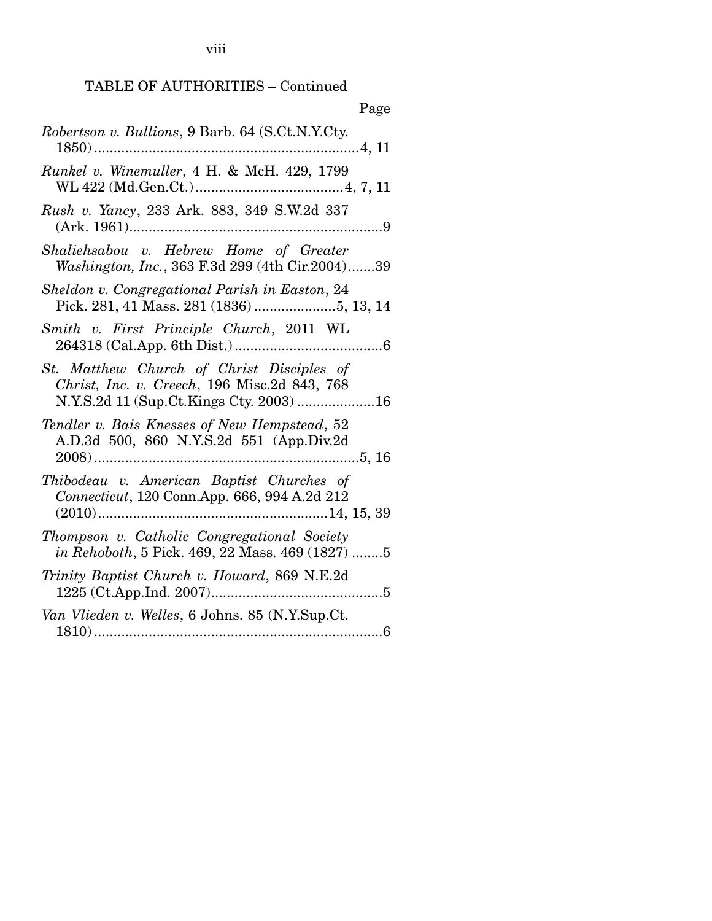TABLE OF AUTHORITIES – Continued

Page

*Robertson v. Bullions*, 9 Barb. 64 (S.Ct.N.Y.Cty. 1850) ....................................................................4, 11

*Runkel v. Winemuller*, 4 H. & McH. 429, 1799 WL 422 (Md.Gen.Ct.) ......................................4, 7, 11

*Rush v. Yancy*, 233 Ark. 883, 349 S.W.2d 337 (Ark. 1961).................................................................9

*Shaliehsabou v. Hebrew Home of Greater Washington, Inc.*, 363 F.3d 299 (4th Cir.2004).......39

*Sheldon v. Congregational Parish in Easton*, 24 Pick. 281, 41 Mass. 281 (1836) .....................5, 13, 14

*Smith v. First Principle Church*, 2011 WL 264318 (Cal.App. 6th Dist.)......................................6

*St. Matthew Church of Christ Disciples of Christ, Inc. v. Creech*, 196 Misc.2d 843, 768 N.Y.S.2d 11 (Sup.Ct.Kings Cty. 2003) ....................16

*Tendler v. Bais Knesses of New Hempstead*, 52 A.D.3d 500, 860 N.Y.S.2d 551 (App.Div.2d 2008) ....................................................................5, 16

*Thibodeau v. American Baptist Churches of Connecticut*, 120 Conn.App. 666, 994 A.2d 212 (2010)...........................................................14, 15, 39

*Thompson v. Catholic Congregational Society in Rehoboth*, 5 Pick. 469, 22 Mass. 469 (1827) ........5

*Trinity Baptist Church v. Howard*, 869 N.E.2d 1225 (Ct.App.Ind. 2007)............................................5

*Van Vlieden v. Welles*, 6 Johns. 85 (N.Y.Sup.Ct. 1810) ..........................................................................6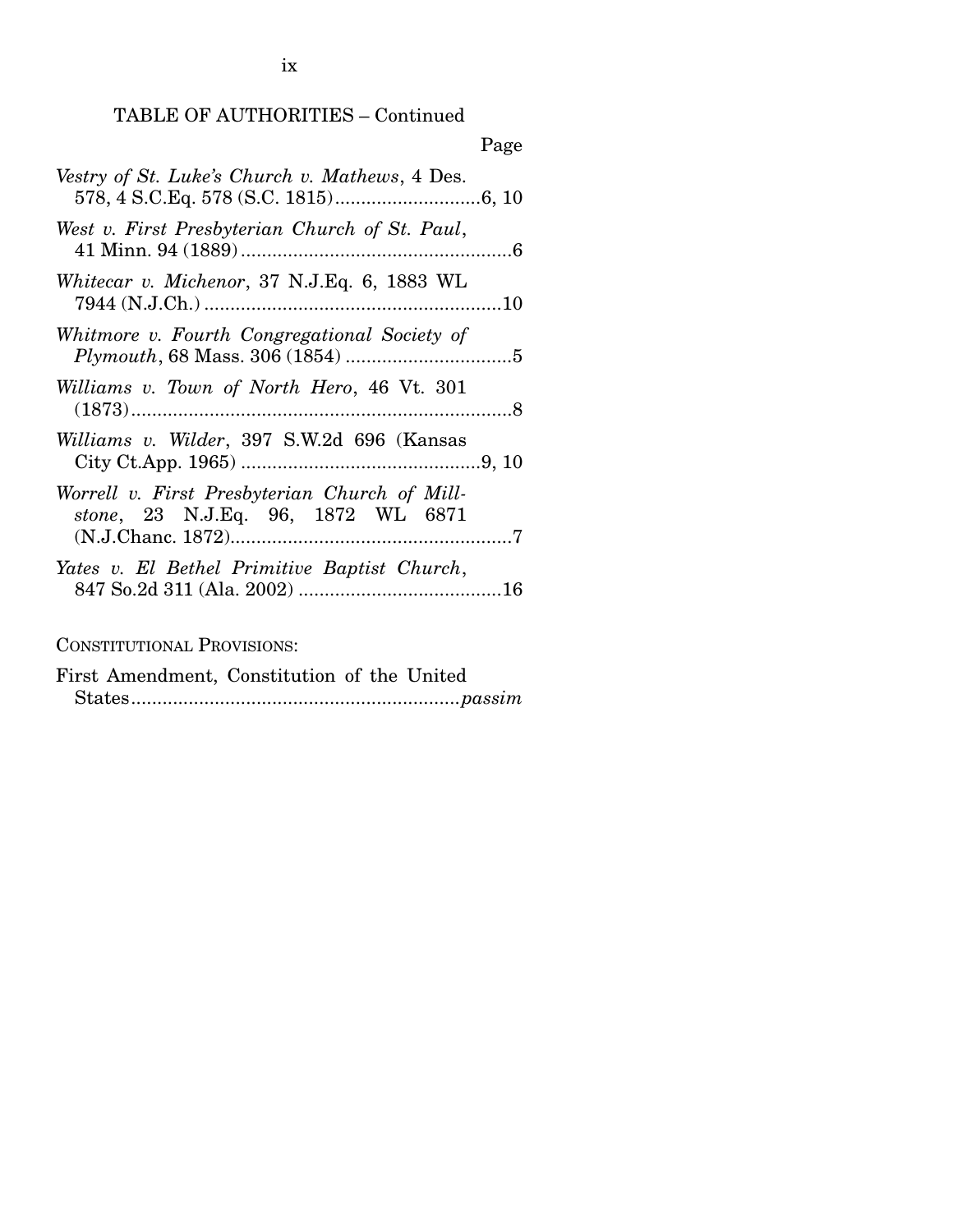TABLE OF AUTHORITIES – Continued

Page

*Vestry of St. Luke's Church v. Mathews*, 4 Des. 578, 4 S.C.Eq. 578 (S.C. 1815) ............................6, 10

*West v. First Presbyterian Church of St. Paul*, 41 Minn. 94 (1889) ....................................................6

*Whitecar v. Michenor*, 37 N.J.Eq. 6, 1883 WL 7944 (N.J.Ch.) .........................................................10

*Whitmore v. Fourth Congregational Society of Plymouth*, 68 Mass. 306 (1854) ................................5

*Williams v. Town of North Hero*, 46 Vt. 301 (1873) ..........................................................................8

*Williams v. Wilder*, 397 S.W.2d 696 (Kansas City Ct.App. 1965) ..............................................9, 10

*Worrell v. First Presbyterian Church of Millstone*, 23 N.J.Eq. 96, 1872 WL 6871 (N.J.Chanc. 1872) ......................................................7

*Yates v. El Bethel Primitive Baptist Church*, 847 So.2d 311 (Ala. 2002) .......................................16

CONSTITUTIONAL PROVISIONS:

First Amendment, Constitution of the United States ..............................................................*passim*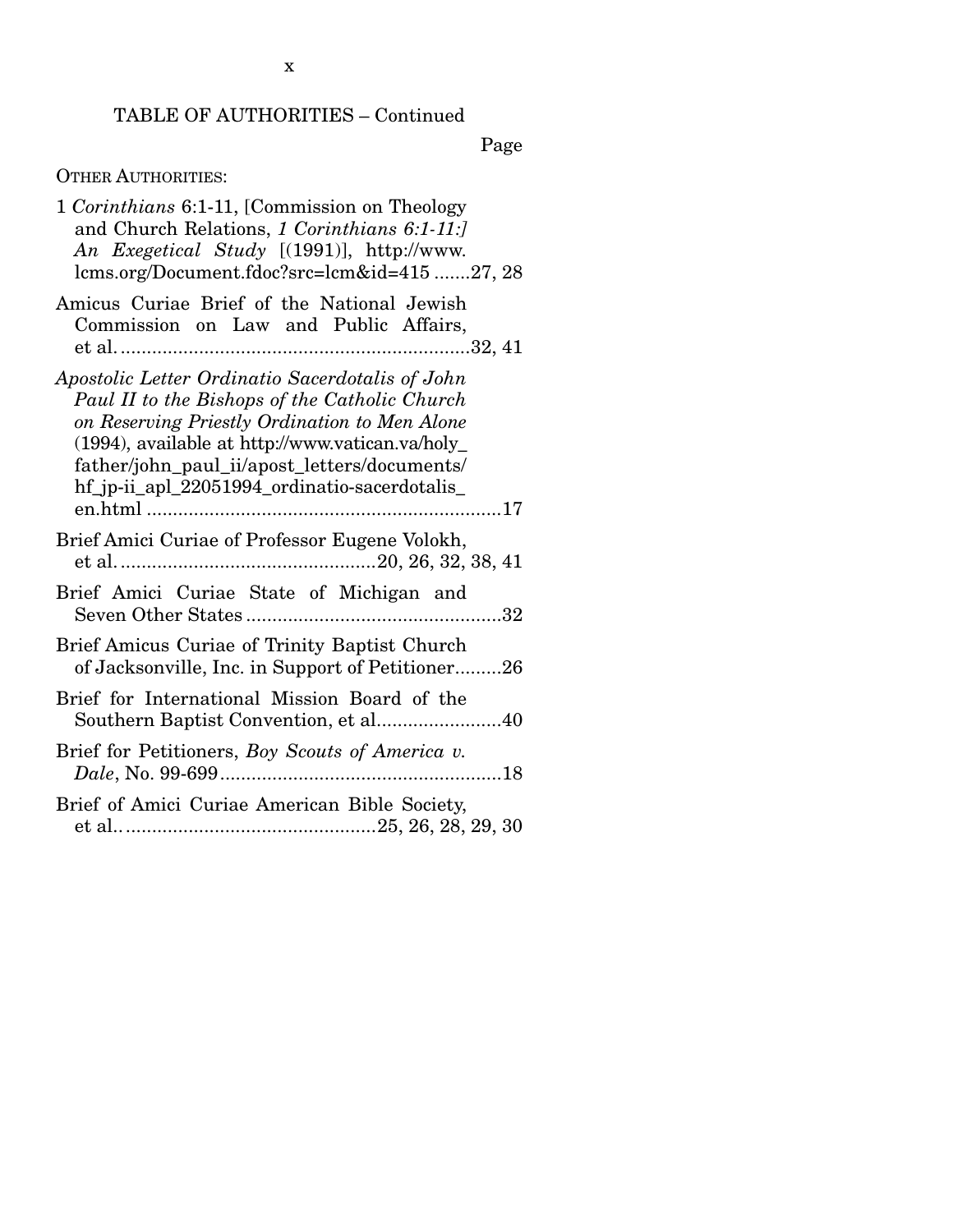TABLE OF AUTHORITIES – Continued

Page

OTHER AUTHORITIES:

1 *Corinthians* 6:1-11, [Commission on Theology and Church Relations, *1 Corinthians 6:1-11:] An Exegetical Study* [(1991)], http://www.lcms.org/Document.fdoc?src=lcm&id=415 .......27, 28

Amicus Curiae Brief of the National Jewish Commission on Law and Public Affairs, et al. ..................................................................32, 41

*Apostolic Letter Ordinatio Sacerdotalis of John Paul II to the Bishops of the Catholic Church on Reserving Priestly Ordination to Men Alone* (1994), available at http://www.vatican.va/holy_father/john_paul_ii/apost_letters/documents/hf_jp-ii_apl_22051994_ordinatio-sacerdotalis_en.html ....................................................................17

Brief Amici Curiae of Professor Eugene Volokh, et al. ................................................20, 26, 32, 38, 41

Brief Amici Curiae State of Michigan and Seven Other States ................................................32

Brief Amicus Curiae of Trinity Baptist Church of Jacksonville, Inc. in Support of Petitioner.........26

Brief for International Mission Board of the Southern Baptist Convention, et al........................40

Brief for Petitioners, *Boy Scouts of America v. Dale*, No. 99-699......................................................18

Brief of Amici Curiae American Bible Society, et al.. ...............................................25, 26, 28, 29, 30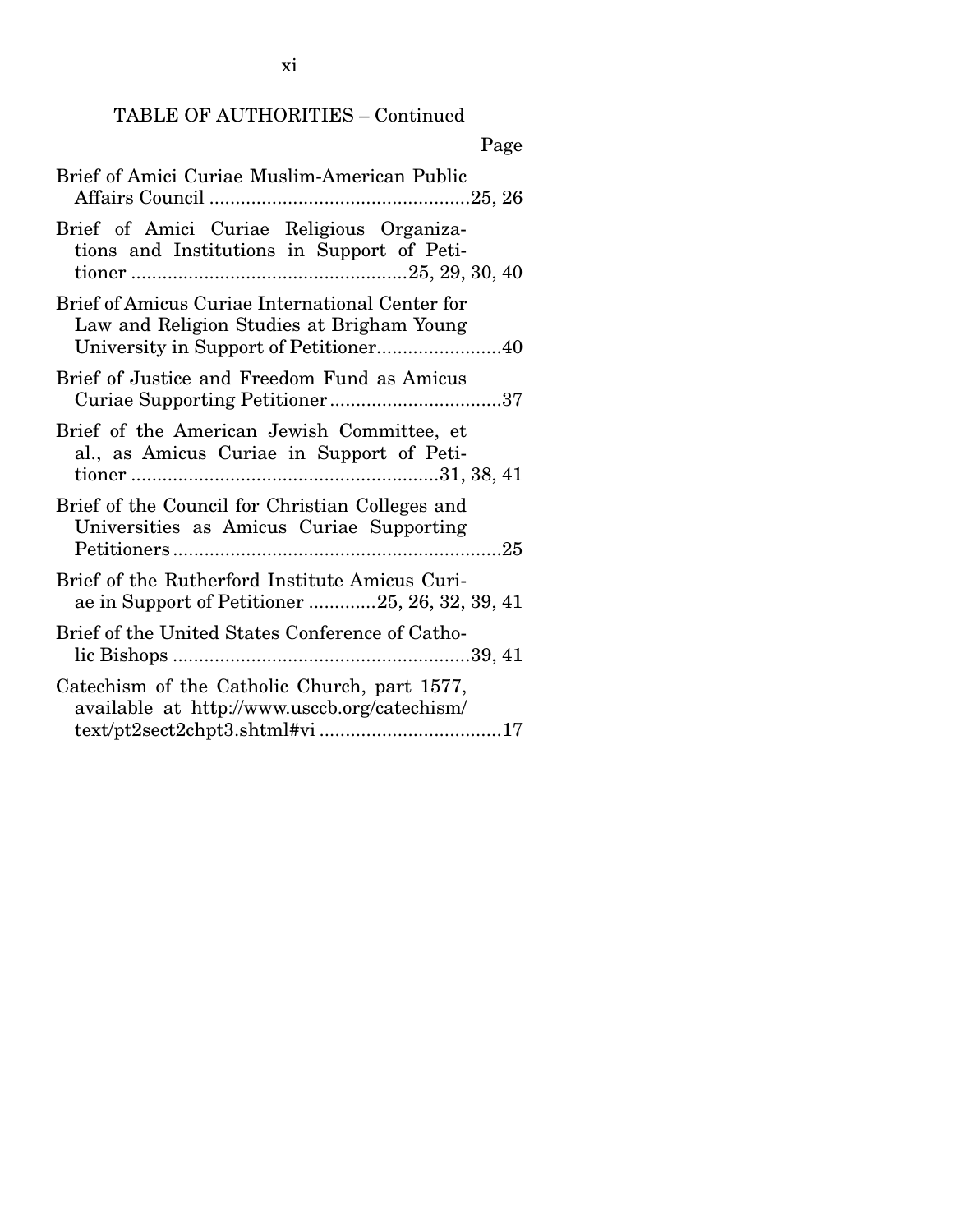TABLE OF AUTHORITIES – Continued

Page

Brief of Amici Curiae Muslim-American Public Affairs Council ....................................................25, 26

Brief of Amici Curiae Religious Organizations and Institutions in Support of Petitioner .....................................................25, 29, 30, 40

Brief of Amicus Curiae International Center for Law and Religion Studies at Brigham Young University in Support of Petitioner........................40

Brief of Justice and Freedom Fund as Amicus Curiae Supporting Petitioner .................................37

Brief of the American Jewish Committee, et al., as Amicus Curiae in Support of Petitioner ...........................................................31, 38, 41

Brief of the Council for Christian Colleges and Universities as Amicus Curiae Supporting Petitioners ...............................................................25

Brief of the Rutherford Institute Amicus Curiae in Support of Petitioner .............25, 26, 32, 39, 41

Brief of the United States Conference of Catholic Bishops .........................................................39, 41

Catechism of the Catholic Church, part 1577, available at http://www.usccb.org/catechism/text/pt2sect2chpt3.shtml#vi ...................................17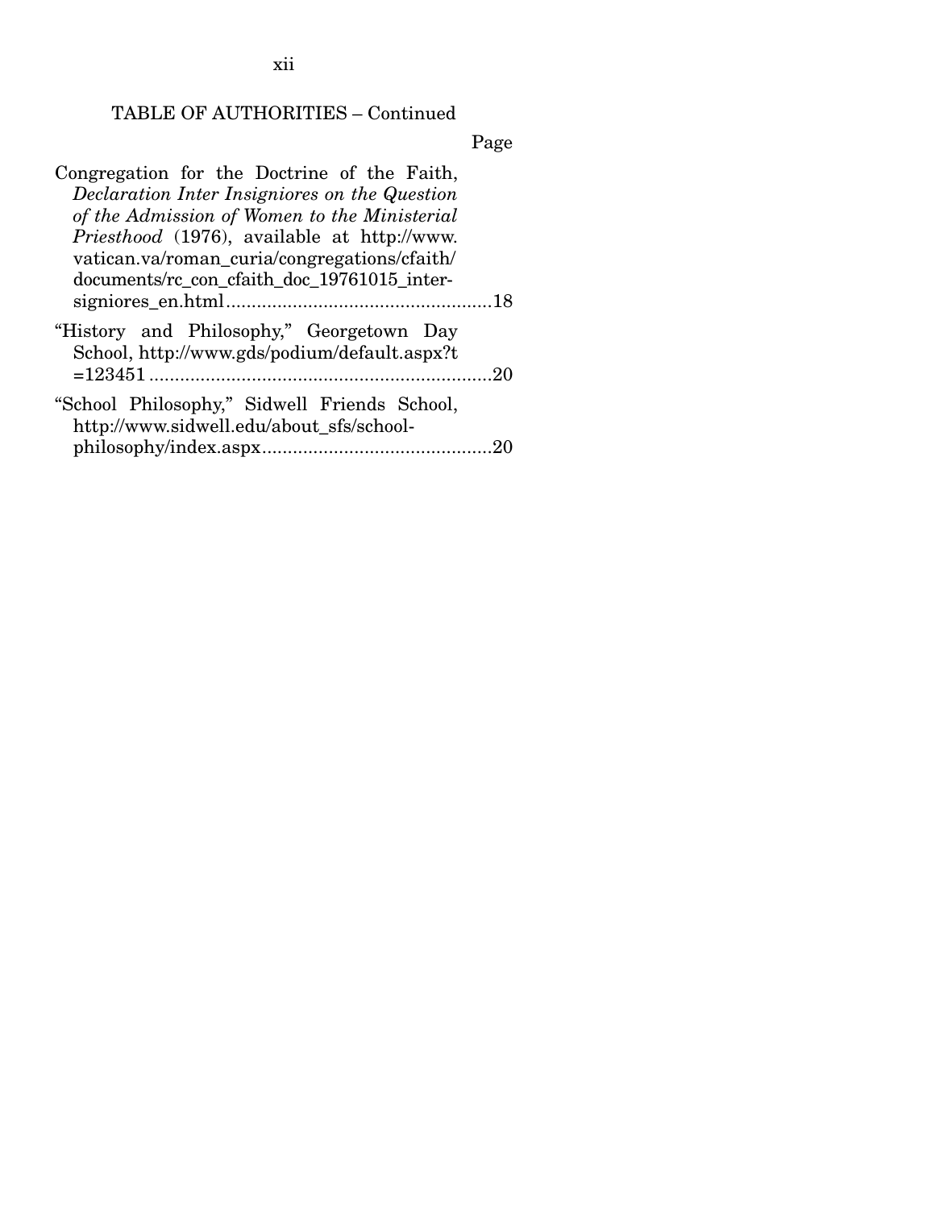TABLE OF AUTHORITIES – Continued

Page

Congregation for the Doctrine of the Faith, *Declaration Inter Insigniores on the Question of the Admission of Women to the Ministerial Priesthood* (1976), available at http://www.vatican.va/roman_curia/congregations/cfaith/documents/rc_con_cfaith_doc_19761015_inter-signiores_en.html....................................................18

"History and Philosophy," Georgetown Day School, http://www.gds/podium/default.aspx?t=123451 ...................................................................20

"School Philosophy," Sidwell Friends School, http://www.sidwell.edu/about_sfs/school-philosophy/index.aspx.............................................20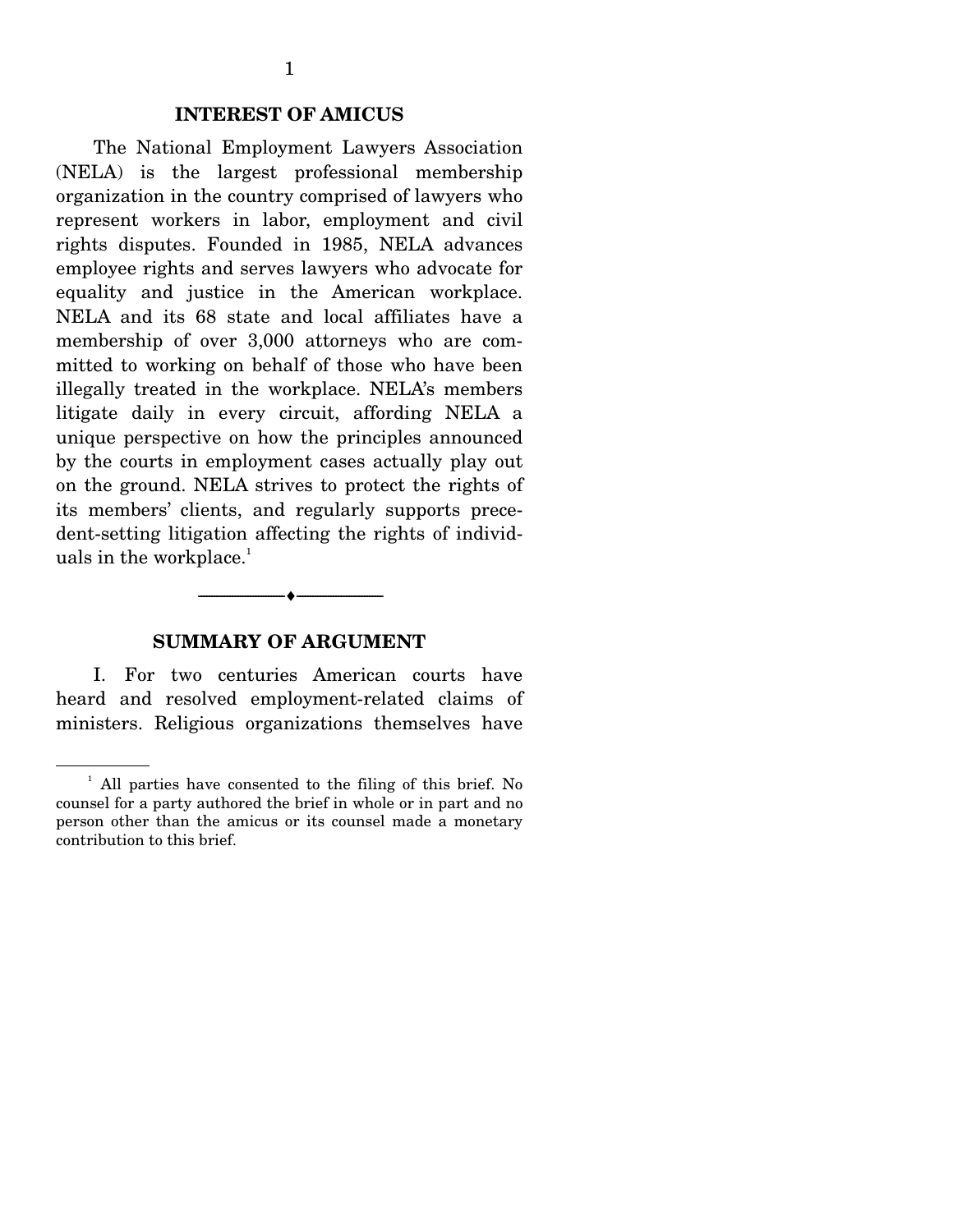## INTEREST OF AMICUS

The National Employment Lawyers Association (NELA) is the largest professional membership organization in the country comprised of lawyers who represent workers in labor, employment and civil rights disputes. Founded in 1985, NELA advances employee rights and serves lawyers who advocate for equality and justice in the American workplace. NELA and its 68 state and local affiliates have a membership of over 3,000 attorneys who are committed to working on behalf of those who have been illegally treated in the workplace. NELA's members litigate daily in every circuit, affording NELA a unique perspective on how the principles announced by the courts in employment cases actually play out on the ground. NELA strives to protect the rights of its members' clients, and regularly supports precedent-setting litigation affecting the rights of individuals in the workplace.[1]

---

## SUMMARY OF ARGUMENT

I. For two centuries American courts have heard and resolved employment-related claims of ministers. Religious organizations themselves have

---

[1] All parties have consented to the filing of this brief. No counsel for a party authored the brief in whole or in part and no person other than the amicus or its counsel made a monetary contribution to this brief.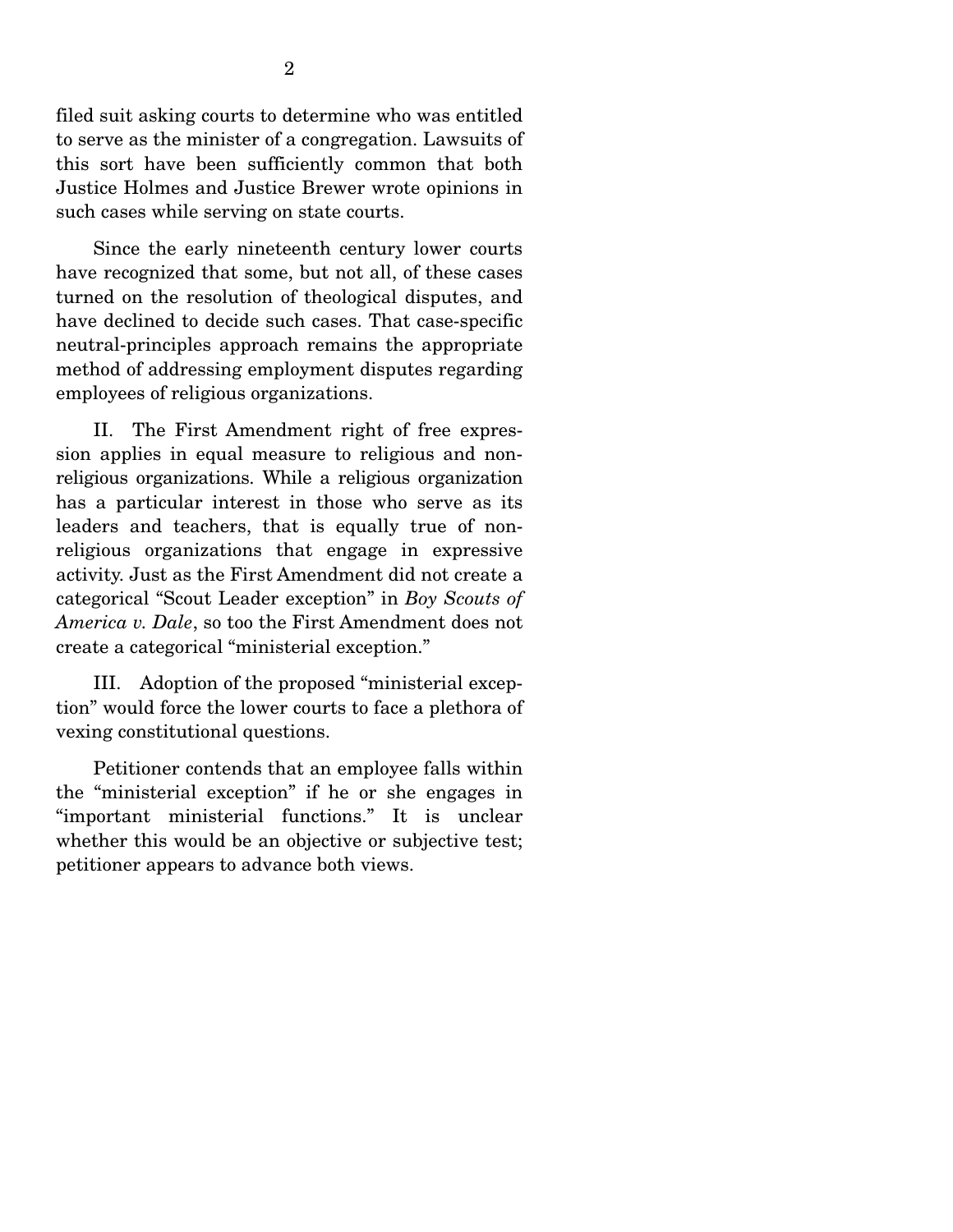filed suit asking courts to determine who was entitled to serve as the minister of a congregation. Lawsuits of this sort have been sufficiently common that both Justice Holmes and Justice Brewer wrote opinions in such cases while serving on state courts.

Since the early nineteenth century lower courts have recognized that some, but not all, of these cases turned on the resolution of theological disputes, and have declined to decide such cases. That case-specific neutral-principles approach remains the appropriate method of addressing employment disputes regarding employees of religious organizations.

II. The First Amendment right of free expression applies in equal measure to religious and non-religious organizations. While a religious organization has a particular interest in those who serve as its leaders and teachers, that is equally true of non-religious organizations that engage in expressive activity. Just as the First Amendment did not create a categorical "Scout Leader exception" in *Boy Scouts of America v. Dale*, so too the First Amendment does not create a categorical "ministerial exception."

III. Adoption of the proposed "ministerial exception" would force the lower courts to face a plethora of vexing constitutional questions.

Petitioner contends that an employee falls within the "ministerial exception" if he or she engages in "important ministerial functions." It is unclear whether this would be an objective or subjective test; petitioner appears to advance both views.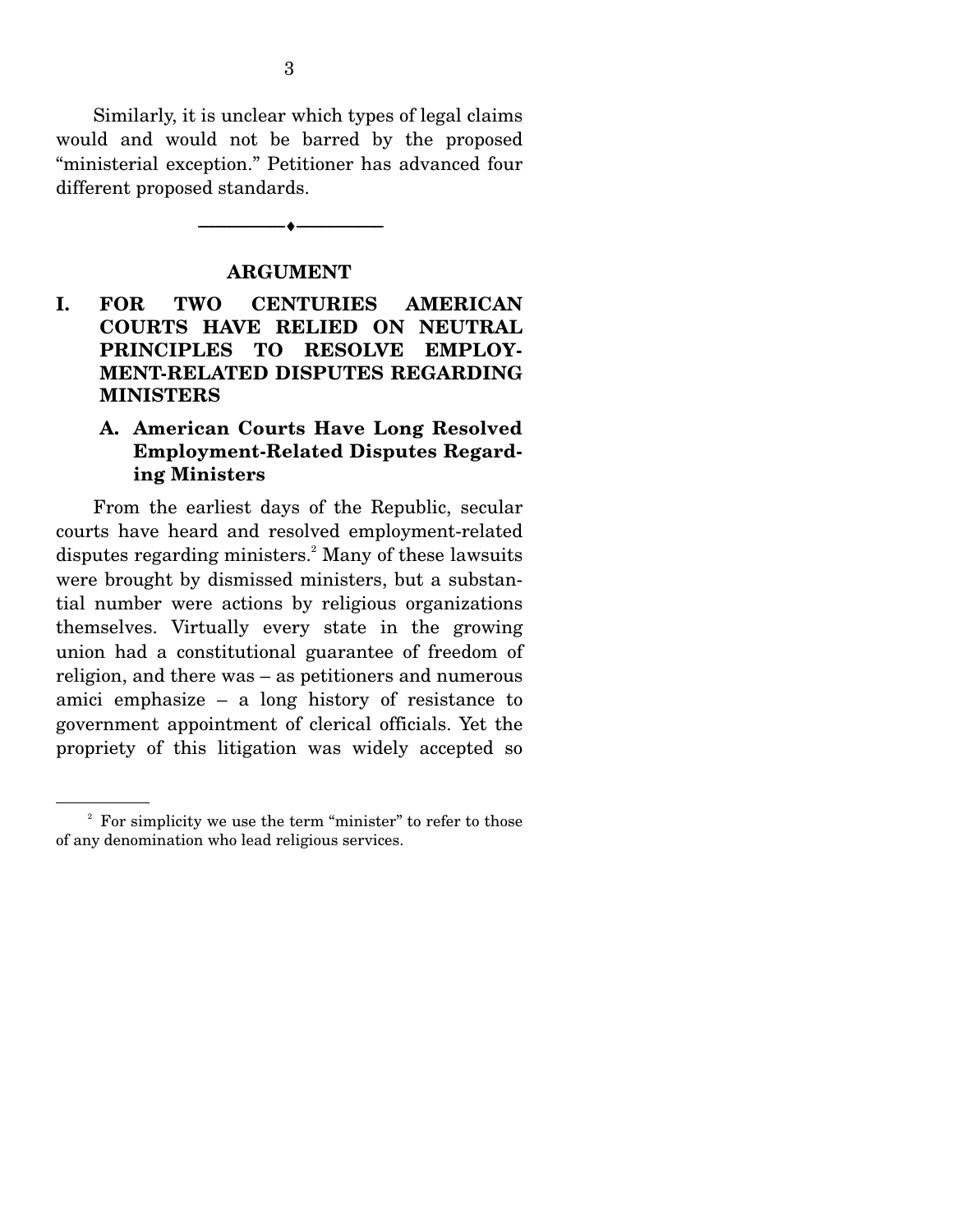Similarly, it is unclear which types of legal claims would and would not be barred by the proposed "ministerial exception." Petitioner has advanced four different proposed standards.

---

## ARGUMENT

### I. FOR TWO CENTURIES AMERICAN COURTS HAVE RELIED ON NEUTRAL PRINCIPLES TO RESOLVE EMPLOYMENT-RELATED DISPUTES REGARDING MINISTERS

#### A. American Courts Have Long Resolved Employment-Related Disputes Regarding Ministers

From the earliest days of the Republic, secular courts have heard and resolved employment-related disputes regarding ministers.[2] Many of these lawsuits were brought by dismissed ministers, but a substantial number were actions by religious organizations themselves. Virtually every state in the growing union had a constitutional guarantee of freedom of religion, and there was – as petitioners and numerous amici emphasize – a long history of resistance to government appointment of clerical officials. Yet the propriety of this litigation was widely accepted so

---

[2] For simplicity we use the term "minister" to refer to those of any denomination who lead religious services.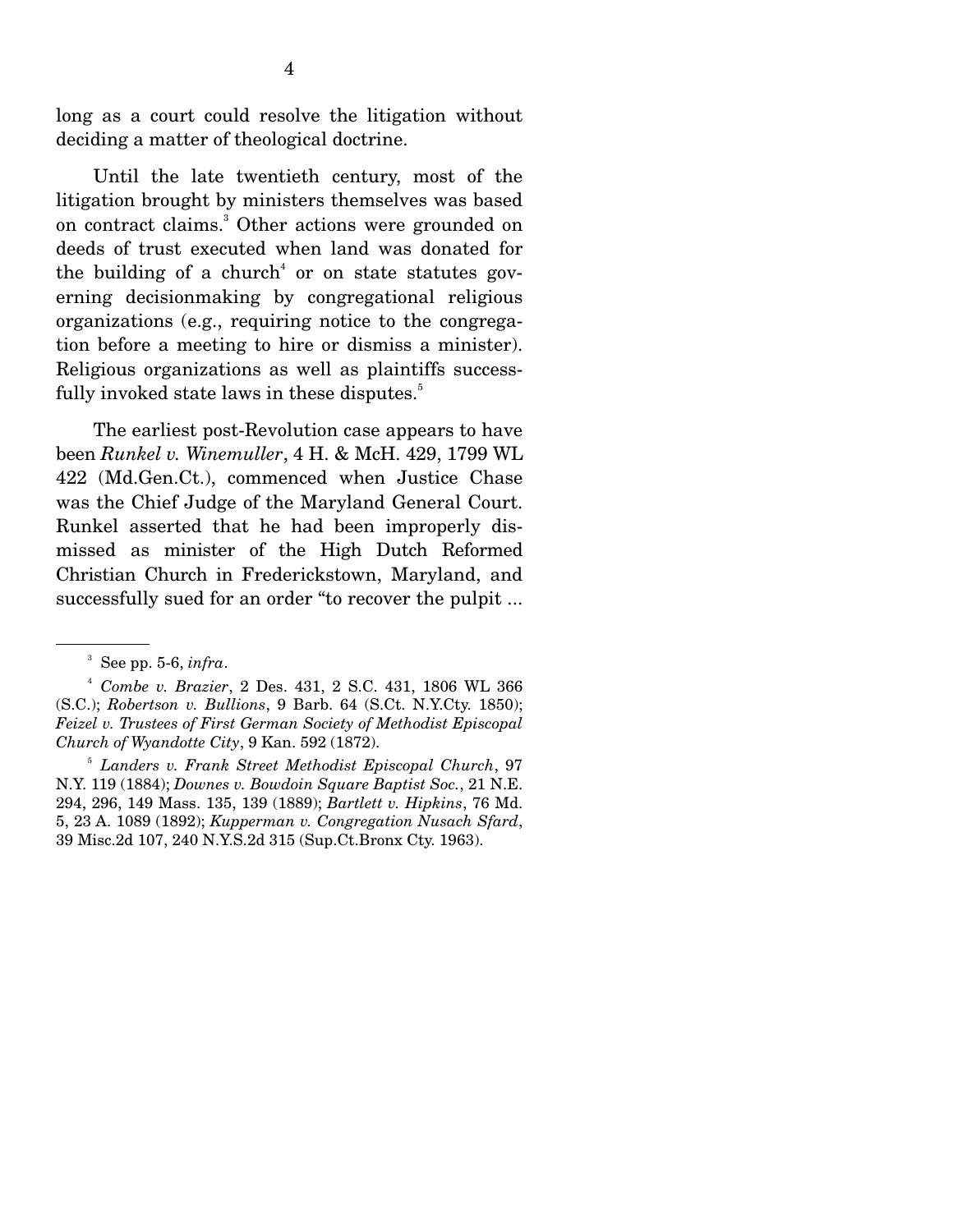long as a court could resolve the litigation without deciding a matter of theological doctrine.

Until the late twentieth century, most of the litigation brought by ministers themselves was based on contract claims.[3] Other actions were grounded on deeds of trust executed when land was donated for the building of a church[4] or on state statutes governing decisionmaking by congregational religious organizations (e.g., requiring notice to the congregation before a meeting to hire or dismiss a minister). Religious organizations as well as plaintiffs successfully invoked state laws in these disputes.[5]

The earliest post-Revolution case appears to have been *Runkel v. Winemuller*, 4 H. & McH. 429, 1799 WL 422 (Md.Gen.Ct.), commenced when Justice Chase was the Chief Judge of the Maryland General Court. Runkel asserted that he had been improperly dismissed as minister of the High Dutch Reformed Christian Church in Frederickstown, Maryland, and successfully sued for an order "to recover the pulpit ...

---

[3] See pp. 5-6, *infra*.

[4] *Combe v. Brazier*, 2 Des. 431, 2 S.C. 431, 1806 WL 366 (S.C.); *Robertson v. Bullions*, 9 Barb. 64 (S.Ct. N.Y.Cty. 1850); *Feizel v. Trustees of First German Society of Methodist Episcopal Church of Wyandotte City*, 9 Kan. 592 (1872).

[5] *Landers v. Frank Street Methodist Episcopal Church*, 97 N.Y. 119 (1884); *Downes v. Bowdoin Square Baptist Soc.*, 21 N.E. 294, 296, 149 Mass. 135, 139 (1889); *Bartlett v. Hipkins*, 76 Md. 5, 23 A. 1089 (1892); *Kupperman v. Congregation Nusach Sfard*, 39 Misc.2d 107, 240 N.Y.S.2d 315 (Sup.Ct.Bronx Cty. 1963).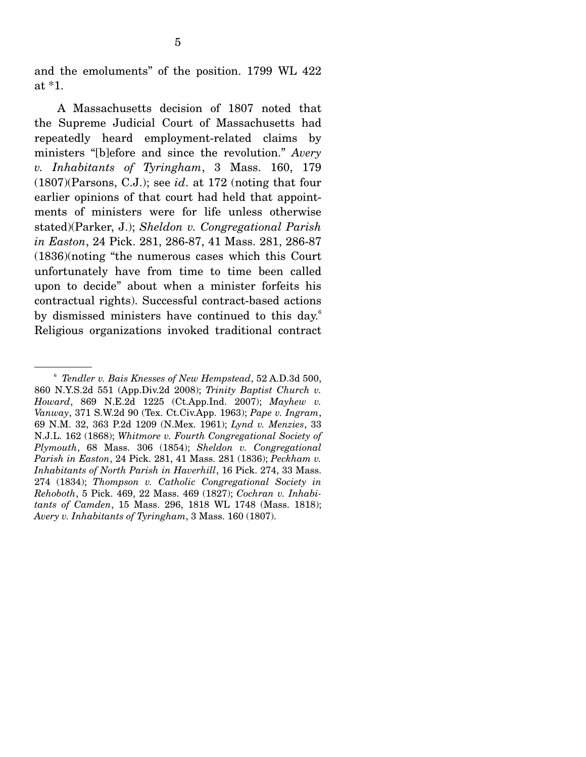and the emoluments" of the position. 1799 WL 422 at *1.

A Massachusetts decision of 1807 noted that the Supreme Judicial Court of Massachusetts had repeatedly heard employment-related claims by ministers "[b]efore and since the revolution." *Avery v. Inhabitants of Tyringham*, 3 Mass. 160, 179 (1807)(Parsons, C.J.); see *id*. at 172 (noting that four earlier opinions of that court had held that appointments of ministers were for life unless otherwise stated)(Parker, J.); *Sheldon v. Congregational Parish in Easton*, 24 Pick. 281, 286-87, 41 Mass. 281, 286-87 (1836)(noting "the numerous cases which this Court unfortunately have from time to time been called upon to decide" about when a minister forfeits his contractual rights). Successful contract-based actions by dismissed ministers have continued to this day.[6] Religious organizations invoked traditional contract

---

[6] *Tendler v. Bais Knesses of New Hempstead*, 52 A.D.3d 500, 860 N.Y.S.2d 551 (App.Div.2d 2008); *Trinity Baptist Church v. Howard*, 869 N.E.2d 1225 (Ct.App.Ind. 2007); *Mayhew v. Vanway*, 371 S.W.2d 90 (Tex. Ct.Civ.App. 1963); *Pape v. Ingram*, 69 N.M. 32, 363 P.2d 1209 (N.Mex. 1961); *Lynd v. Menzies*, 33 N.J.L. 162 (1868); *Whitmore v. Fourth Congregational Society of Plymouth*, 68 Mass. 306 (1854); *Sheldon v. Congregational Parish in Easton*, 24 Pick. 281, 41 Mass. 281 (1836); *Peckham v. Inhabitants of North Parish in Haverhill*, 16 Pick. 274, 33 Mass. 274 (1834); *Thompson v. Catholic Congregational Society in Rehoboth*, 5 Pick. 469, 22 Mass. 469 (1827); *Cochran v. Inhabitants of Camden*, 15 Mass. 296, 1818 WL 1748 (Mass. 1818); *Avery v. Inhabitants of Tyringham*, 3 Mass. 160 (1807).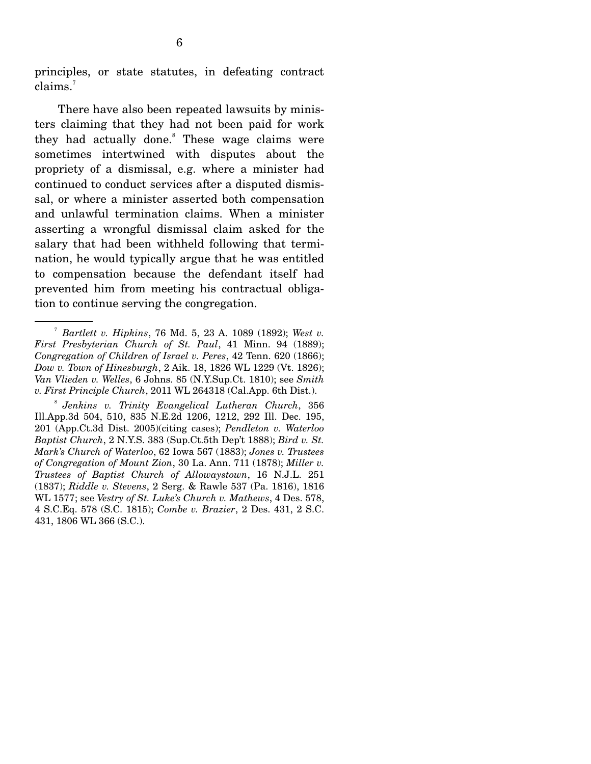principles, or state statutes, in defeating contract claims.[7]

There have also been repeated lawsuits by ministers claiming that they had not been paid for work they had actually done.[8] These wage claims were sometimes intertwined with disputes about the propriety of a dismissal, e.g. where a minister had continued to conduct services after a disputed dismissal, or where a minister asserted both compensation and unlawful termination claims. When a minister asserting a wrongful dismissal claim asked for the salary that had been withheld following that termination, he would typically argue that he was entitled to compensation because the defendant itself had prevented him from meeting his contractual obligation to continue serving the congregation.

---

[7] *Bartlett v. Hipkins*, 76 Md. 5, 23 A. 1089 (1892); *West v. First Presbyterian Church of St. Paul*, 41 Minn. 94 (1889); *Congregation of Children of Israel v. Peres*, 42 Tenn. 620 (1866); *Dow v. Town of Hinesburgh*, 2 Aik. 18, 1826 WL 1229 (Vt. 1826); *Van Vlieden v. Welles*, 6 Johns. 85 (N.Y.Sup.Ct. 1810); see *Smith v. First Principle Church*, 2011 WL 264318 (Cal.App. 6th Dist.).

[8] *Jenkins v. Trinity Evangelical Lutheran Church*, 356 Ill.App.3d 504, 510, 835 N.E.2d 1206, 1212, 292 Ill. Dec. 195, 201 (App.Ct.3d Dist. 2005)(citing cases); *Pendleton v. Waterloo Baptist Church*, 2 N.Y.S. 383 (Sup.Ct.5th Dep't 1888); *Bird v. St. Mark's Church of Waterloo*, 62 Iowa 567 (1883); *Jones v. Trustees of Congregation of Mount Zion*, 30 La. Ann. 711 (1878); *Miller v. Trustees of Baptist Church of Allowaystown*, 16 N.J.L. 251 (1837); *Riddle v. Stevens*, 2 Serg. & Rawle 537 (Pa. 1816), 1816 WL 1577; see *Vestry of St. Luke's Church v. Mathews*, 4 Des. 578, 4 S.C.Eq. 578 (S.C. 1815); *Combe v. Brazier*, 2 Des. 431, 2 S.C. 431, 1806 WL 366 (S.C.).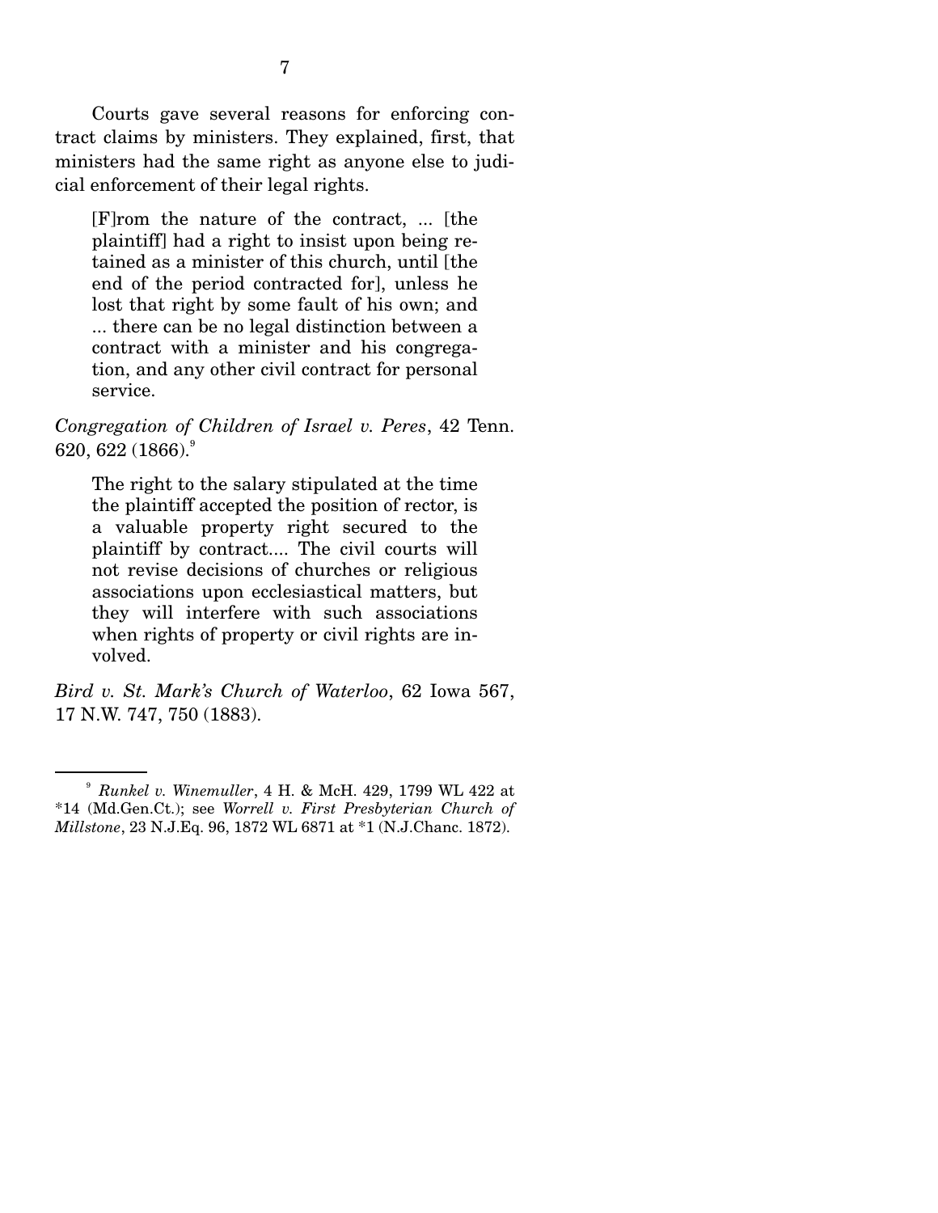Courts gave several reasons for enforcing contract claims by ministers. They explained, first, that ministers had the same right as anyone else to judicial enforcement of their legal rights.

> [F]rom the nature of the contract, ... [the plaintiff] had a right to insist upon being retained as a minister of this church, until [the end of the period contracted for], unless he lost that right by some fault of his own; and ... there can be no legal distinction between a contract with a minister and his congregation, and any other civil contract for personal service.

*Congregation of Children of Israel v. Peres*, 42 Tenn. 620, 622 (1866).[9]

> The right to the salary stipulated at the time the plaintiff accepted the position of rector, is a valuable property right secured to the plaintiff by contract.... The civil courts will not revise decisions of churches or religious associations upon ecclesiastical matters, but they will interfere with such associations when rights of property or civil rights are involved.

*Bird v. St. Mark's Church of Waterloo*, 62 Iowa 567, 17 N.W. 747, 750 (1883).

---

[9] *Runkel v. Winemuller*, 4 H. & McH. 429, 1799 WL 422 at *14 (Md.Gen.Ct.); see *Worrell v. First Presbyterian Church of Millstone*, 23 N.J.Eq. 96, 1872 WL 6871 at *1 (N.J.Chanc. 1872).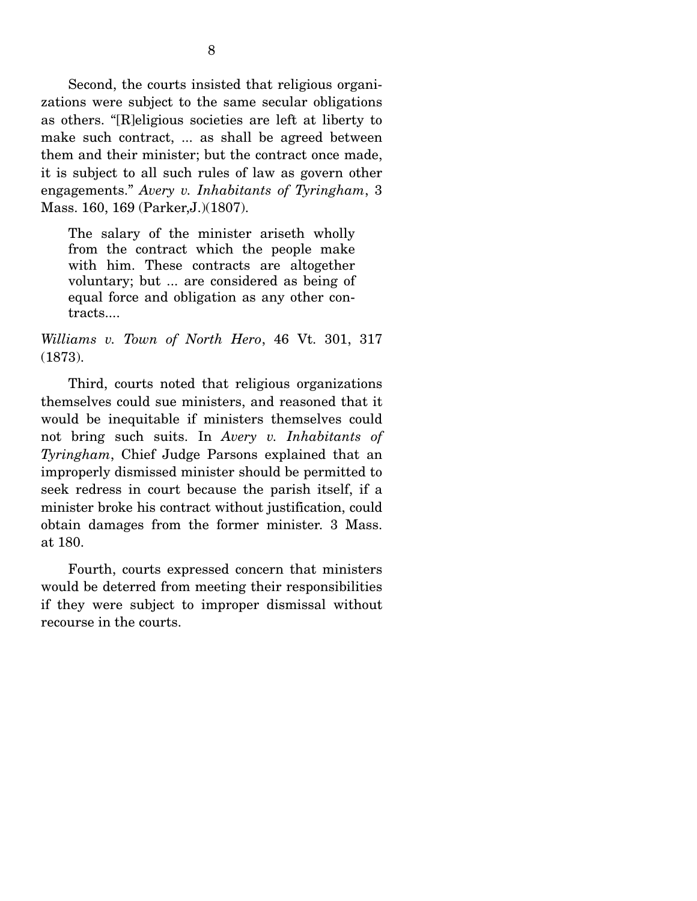Second, the courts insisted that religious organizations were subject to the same secular obligations as others. "[R]eligious societies are left at liberty to make such contract, ... as shall be agreed between them and their minister; but the contract once made, it is subject to all such rules of law as govern other engagements." *Avery v. Inhabitants of Tyringham*, 3 Mass. 160, 169 (Parker,J.)(1807).

> The salary of the minister ariseth wholly from the contract which the people make with him. These contracts are altogether voluntary; but ... are considered as being of equal force and obligation as any other contracts....

*Williams v. Town of North Hero*, 46 Vt. 301, 317 (1873).

Third, courts noted that religious organizations themselves could sue ministers, and reasoned that it would be inequitable if ministers themselves could not bring such suits. In *Avery v. Inhabitants of Tyringham*, Chief Judge Parsons explained that an improperly dismissed minister should be permitted to seek redress in court because the parish itself, if a minister broke his contract without justification, could obtain damages from the former minister. 3 Mass. at 180.

Fourth, courts expressed concern that ministers would be deterred from meeting their responsibilities if they were subject to improper dismissal without recourse in the courts.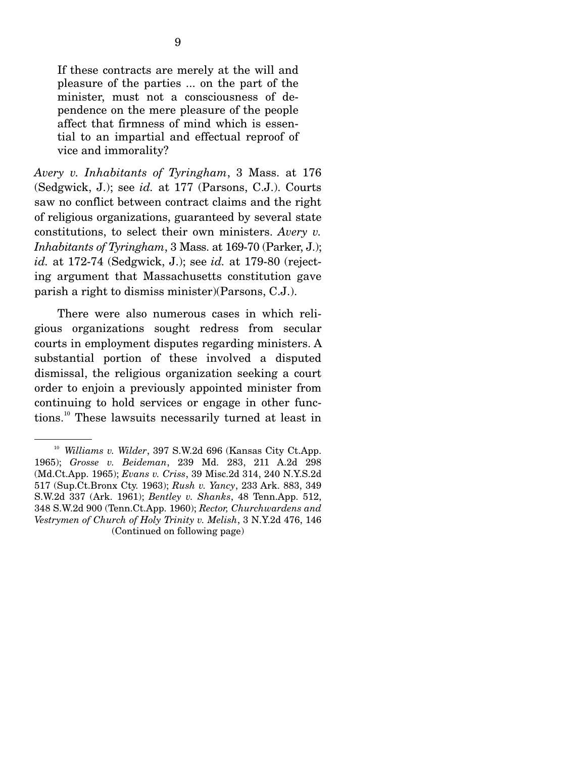> If these contracts are merely at the will and pleasure of the parties ... on the part of the minister, must not a consciousness of dependence on the mere pleasure of the people affect that firmness of mind which is essential to an impartial and effectual reproof of vice and immorality?

*Avery v. Inhabitants of Tyringham*, 3 Mass. at 176 (Sedgwick, J.); see *id.* at 177 (Parsons, C.J.). Courts saw no conflict between contract claims and the right of religious organizations, guaranteed by several state constitutions, to select their own ministers. *Avery v. Inhabitants of Tyringham*, 3 Mass. at 169-70 (Parker, J.); *id.* at 172-74 (Sedgwick, J.); see *id.* at 179-80 (rejecting argument that Massachusetts constitution gave parish a right to dismiss minister)(Parsons, C.J.).

There were also numerous cases in which religious organizations sought redress from secular courts in employment disputes regarding ministers. A substantial portion of these involved a disputed dismissal, the religious organization seeking a court order to enjoin a previously appointed minister from continuing to hold services or engage in other functions.[10] These lawsuits necessarily turned at least in

---

[10] *Williams v. Wilder*, 397 S.W.2d 696 (Kansas City Ct.App. 1965); *Grosse v. Beideman*, 239 Md. 283, 211 A.2d 298 (Md.Ct.App. 1965); *Evans v. Criss*, 39 Misc.2d 314, 240 N.Y.S.2d 517 (Sup.Ct.Bronx Cty. 1963); *Rush v. Yancy*, 233 Ark. 883, 349 S.W.2d 337 (Ark. 1961); *Bentley v. Shanks*, 48 Tenn.App. 512, 348 S.W.2d 900 (Tenn.Ct.App. 1960); *Rector, Churchwardens and Vestrymen of Church of Holy Trinity v. Melish*, 3 N.Y.2d 476, 146

(Continued on following page)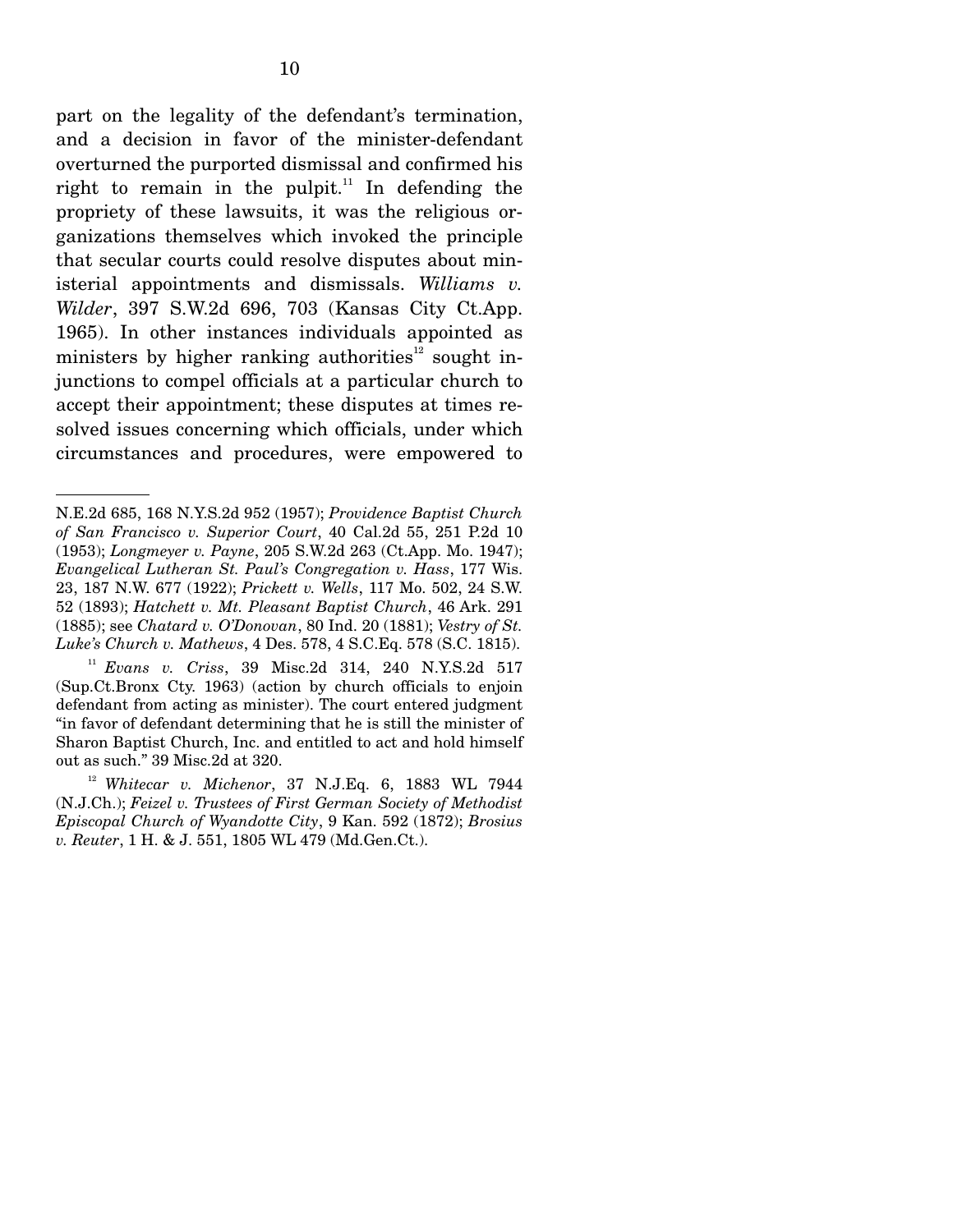part on the legality of the defendant's termination, and a decision in favor of the minister-defendant overturned the purported dismissal and confirmed his right to remain in the pulpit.[11] In defending the propriety of these lawsuits, it was the religious organizations themselves which invoked the principle that secular courts could resolve disputes about ministerial appointments and dismissals. *Williams v. Wilder*, 397 S.W.2d 696, 703 (Kansas City Ct.App. 1965). In other instances individuals appointed as ministers by higher ranking authorities[12] sought injunctions to compel officials at a particular church to accept their appointment; these disputes at times resolved issues concerning which officials, under which circumstances and procedures, were empowered to

---

N.E.2d 685, 168 N.Y.S.2d 952 (1957); *Providence Baptist Church of San Francisco v. Superior Court*, 40 Cal.2d 55, 251 P.2d 10 (1953); *Longmeyer v. Payne*, 205 S.W.2d 263 (Ct.App. Mo. 1947); *Evangelical Lutheran St. Paul's Congregation v. Hass*, 177 Wis. 23, 187 N.W. 677 (1922); *Prickett v. Wells*, 117 Mo. 502, 24 S.W. 52 (1893); *Hatchett v. Mt. Pleasant Baptist Church*, 46 Ark. 291 (1885); see *Chatard v. O'Donovan*, 80 Ind. 20 (1881); *Vestry of St. Luke's Church v. Mathews*, 4 Des. 578, 4 S.C.Eq. 578 (S.C. 1815).

[11] *Evans v. Criss*, 39 Misc.2d 314, 240 N.Y.S.2d 517 (Sup.Ct.Bronx Cty. 1963) (action by church officials to enjoin defendant from acting as minister). The court entered judgment "in favor of defendant determining that he is still the minister of Sharon Baptist Church, Inc. and entitled to act and hold himself out as such." 39 Misc.2d at 320.

[12] *Whitecar v. Michenor*, 37 N.J.Eq. 6, 1883 WL 7944 (N.J.Ch.); *Feizel v. Trustees of First German Society of Methodist Episcopal Church of Wyandotte City*, 9 Kan. 592 (1872); *Brosius v. Reuter*, 1 H. & J. 551, 1805 WL 479 (Md.Gen.Ct.).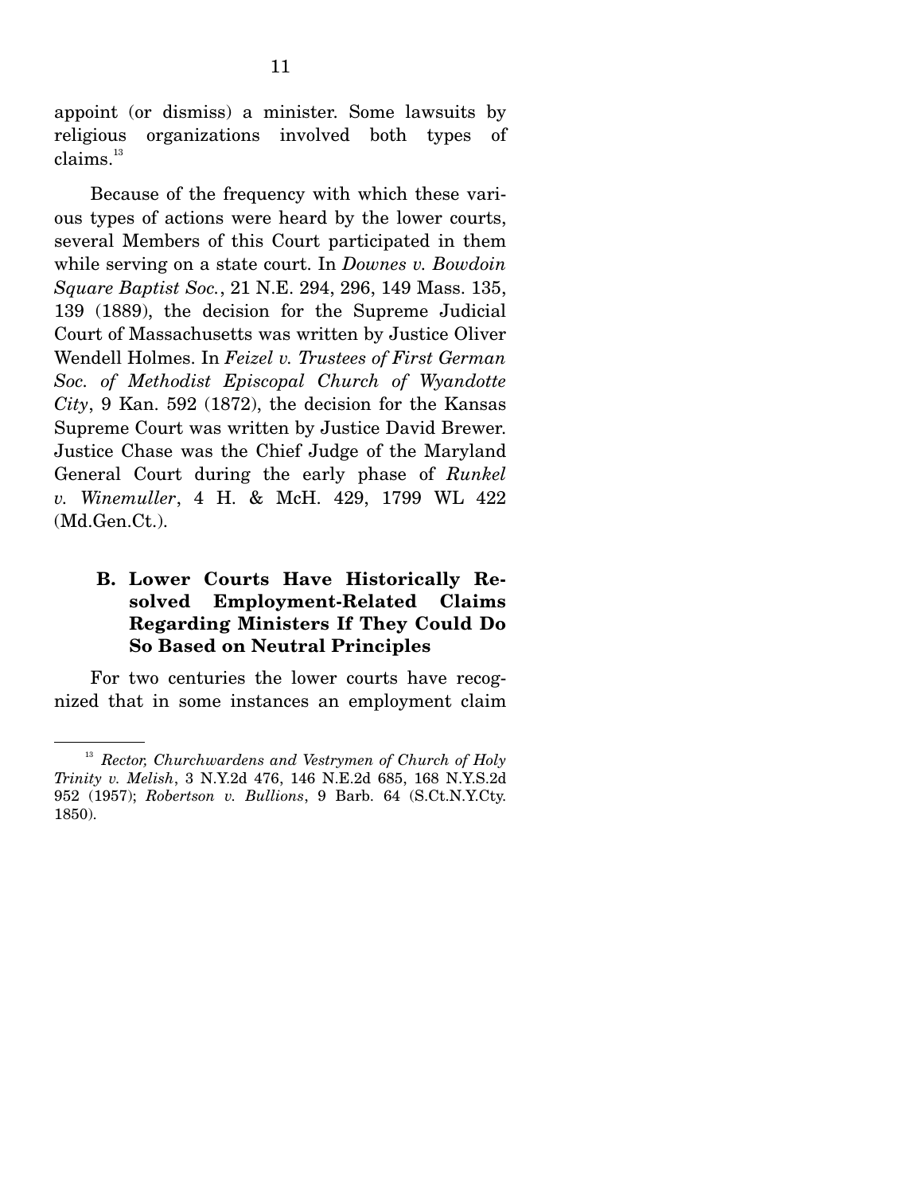appoint (or dismiss) a minister. Some lawsuits by religious organizations involved both types of claims.[13]

Because of the frequency with which these various types of actions were heard by the lower courts, several Members of this Court participated in them while serving on a state court. In *Downes v. Bowdoin Square Baptist Soc.*, 21 N.E. 294, 296, 149 Mass. 135, 139 (1889), the decision for the Supreme Judicial Court of Massachusetts was written by Justice Oliver Wendell Holmes. In *Feizel v. Trustees of First German Soc. of Methodist Episcopal Church of Wyandotte City*, 9 Kan. 592 (1872), the decision for the Kansas Supreme Court was written by Justice David Brewer. Justice Chase was the Chief Judge of the Maryland General Court during the early phase of *Runkel v. Winemuller*, 4 H. & McH. 429, 1799 WL 422 (Md.Gen.Ct.).

### B. Lower Courts Have Historically Resolved Employment-Related Claims Regarding Ministers If They Could Do So Based on Neutral Principles

For two centuries the lower courts have recognized that in some instances an employment claim

---

[13] *Rector, Churchwardens and Vestrymen of Church of Holy Trinity v. Melish*, 3 N.Y.2d 476, 146 N.E.2d 685, 168 N.Y.S.2d 952 (1957); *Robertson v. Bullions*, 9 Barb. 64 (S.Ct.N.Y.Cty. 1850).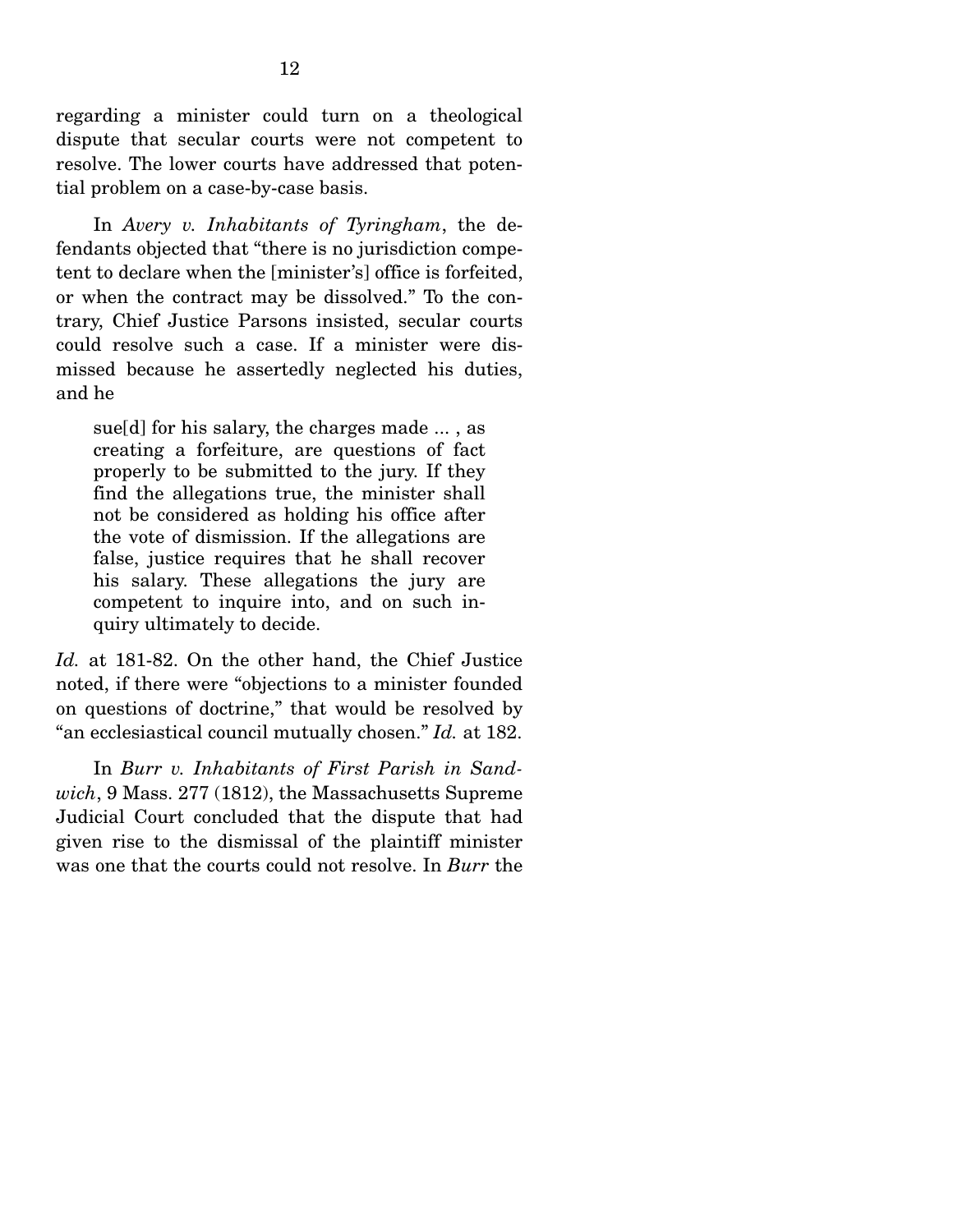regarding a minister could turn on a theological dispute that secular courts were not competent to resolve. The lower courts have addressed that potential problem on a case-by-case basis.

In *Avery v. Inhabitants of Tyringham*, the defendants objected that "there is no jurisdiction competent to declare when the [minister's] office is forfeited, or when the contract may be dissolved." To the contrary, Chief Justice Parsons insisted, secular courts could resolve such a case. If a minister were dismissed because he assertedly neglected his duties, and he

> sue[d] for his salary, the charges made ... , as creating a forfeiture, are questions of fact properly to be submitted to the jury. If they find the allegations true, the minister shall not be considered as holding his office after the vote of dismission. If the allegations are false, justice requires that he shall recover his salary. These allegations the jury are competent to inquire into, and on such inquiry ultimately to decide.

*Id.* at 181-82. On the other hand, the Chief Justice noted, if there were "objections to a minister founded on questions of doctrine," that would be resolved by "an ecclesiastical council mutually chosen." *Id.* at 182.

In *Burr v. Inhabitants of First Parish in Sandwich*, 9 Mass. 277 (1812), the Massachusetts Supreme Judicial Court concluded that the dispute that had given rise to the dismissal of the plaintiff minister was one that the courts could not resolve. In *Burr* the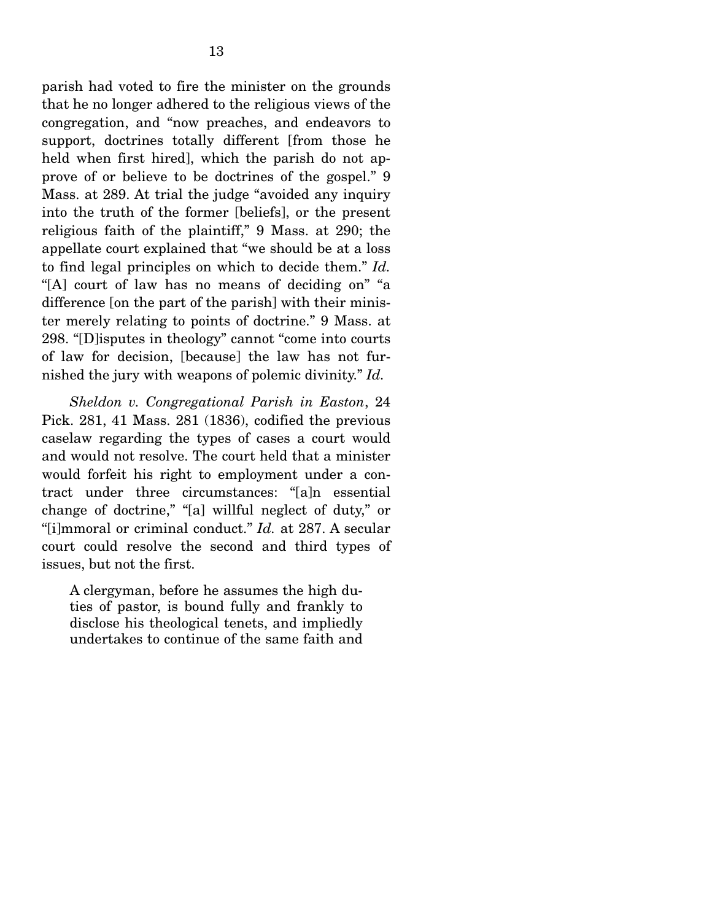parish had voted to fire the minister on the grounds that he no longer adhered to the religious views of the congregation, and "now preaches, and endeavors to support, doctrines totally different [from those he held when first hired], which the parish do not approve of or believe to be doctrines of the gospel." 9 Mass. at 289. At trial the judge "avoided any inquiry into the truth of the former [beliefs], or the present religious faith of the plaintiff," 9 Mass. at 290; the appellate court explained that "we should be at a loss to find legal principles on which to decide them." *Id.* "[A] court of law has no means of deciding on" "a difference [on the part of the parish] with their minister merely relating to points of doctrine." 9 Mass. at 298. "[D]isputes in theology" cannot "come into courts of law for decision, [because] the law has not furnished the jury with weapons of polemic divinity." *Id.*

*Sheldon v. Congregational Parish in Easton*, 24 Pick. 281, 41 Mass. 281 (1836), codified the previous caselaw regarding the types of cases a court would and would not resolve. The court held that a minister would forfeit his right to employment under a contract under three circumstances: "[a]n essential change of doctrine," "[a] willful neglect of duty," or "[i]mmoral or criminal conduct." *Id.* at 287. A secular court could resolve the second and third types of issues, but not the first.

> A clergyman, before he assumes the high duties of pastor, is bound fully and frankly to disclose his theological tenets, and impliedly undertakes to continue of the same faith and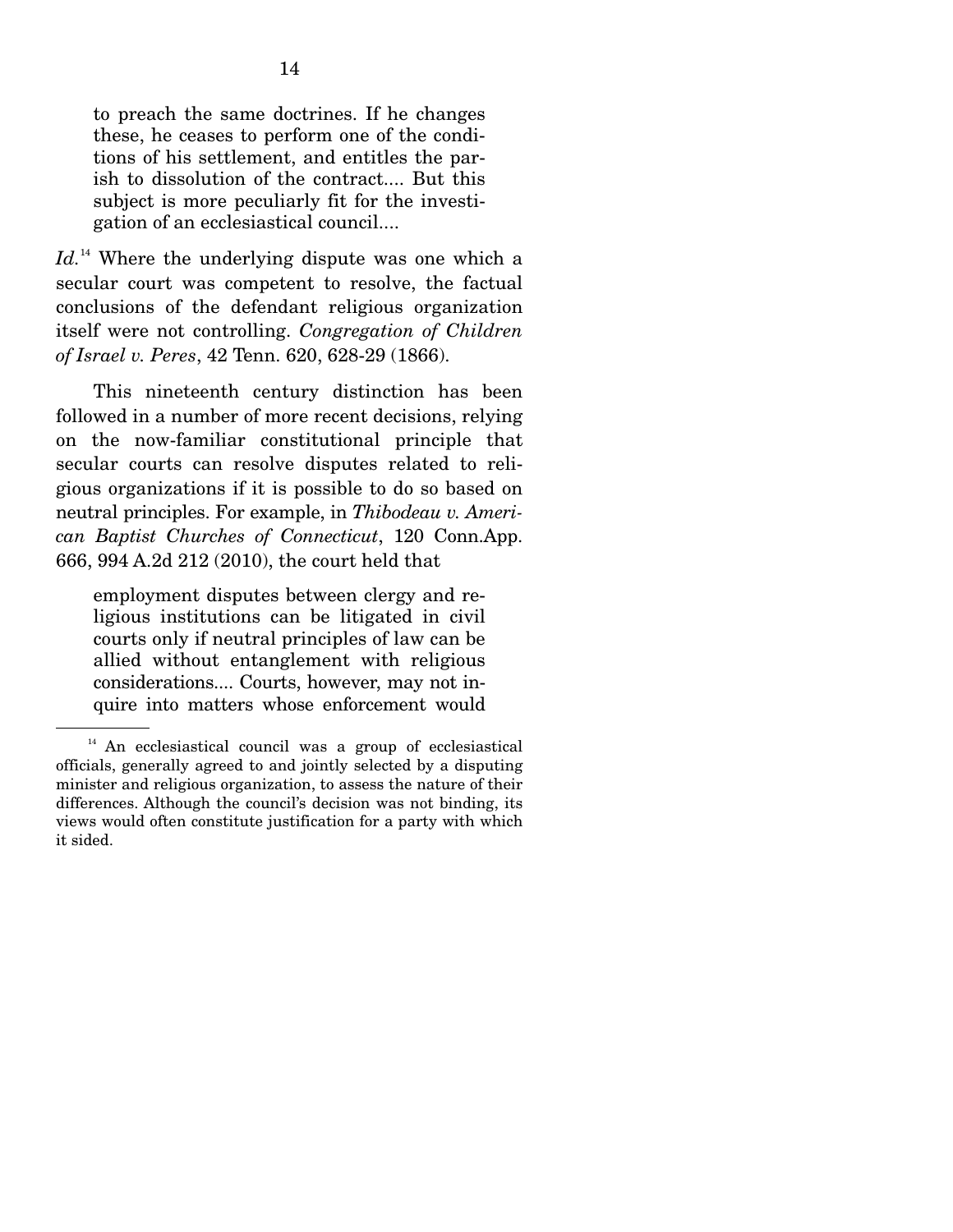> to preach the same doctrines. If he changes these, he ceases to perform one of the conditions of his settlement, and entitles the parish to dissolution of the contract.... But this subject is more peculiarly fit for the investigation of an ecclesiastical council....

*Id.*[14] Where the underlying dispute was one which a secular court was competent to resolve, the factual conclusions of the defendant religious organization itself were not controlling. *Congregation of Children of Israel v. Peres*, 42 Tenn. 620, 628-29 (1866).

This nineteenth century distinction has been followed in a number of more recent decisions, relying on the now-familiar constitutional principle that secular courts can resolve disputes related to religious organizations if it is possible to do so based on neutral principles. For example, in *Thibodeau v. American Baptist Churches of Connecticut*, 120 Conn.App. 666, 994 A.2d 212 (2010), the court held that

> employment disputes between clergy and religious institutions can be litigated in civil courts only if neutral principles of law can be allied without entanglement with religious considerations.... Courts, however, may not inquire into matters whose enforcement would

[14] An ecclesiastical council was a group of ecclesiastical officials, generally agreed to and jointly selected by a disputing minister and religious organization, to assess the nature of their differences. Although the council's decision was not binding, its views would often constitute justification for a party with which it sided.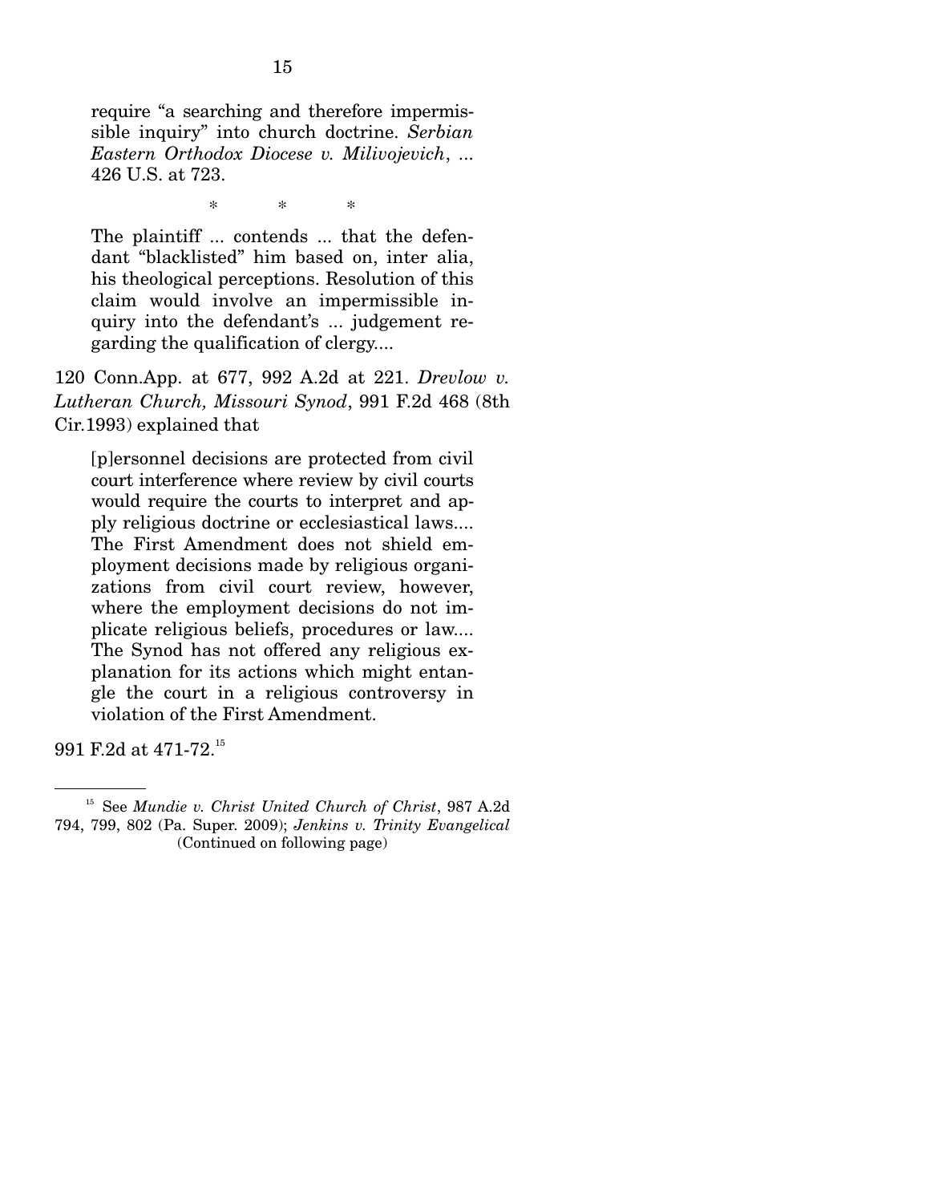> require "a searching and therefore impermissible inquiry" into church doctrine. *Serbian Eastern Orthodox Diocese v. Milivojevich*, ... 426 U.S. at 723.
>
> \* \* \*
>
> The plaintiff ... contends ... that the defendant "blacklisted" him based on, inter alia, his theological perceptions. Resolution of this claim would involve an impermissible inquiry into the defendant's ... judgement regarding the qualification of clergy....

120 Conn.App. at 677, 992 A.2d at 221. *Drevlow v. Lutheran Church, Missouri Synod*, 991 F.2d 468 (8th Cir.1993) explained that

> [p]ersonnel decisions are protected from civil court interference where review by civil courts would require the courts to interpret and apply religious doctrine or ecclesiastical laws.... The First Amendment does not shield employment decisions made by religious organizations from civil court review, however, where the employment decisions do not implicate religious beliefs, procedures or law.... The Synod has not offered any religious explanation for its actions which might entangle the court in a religious controversy in violation of the First Amendment.

991 F.2d at 471-72.[15]

---

[15] See *Mundie v. Christ United Church of Christ*, 987 A.2d 794, 799, 802 (Pa. Super. 2009); *Jenkins v. Trinity Evangelical* (Continued on following page)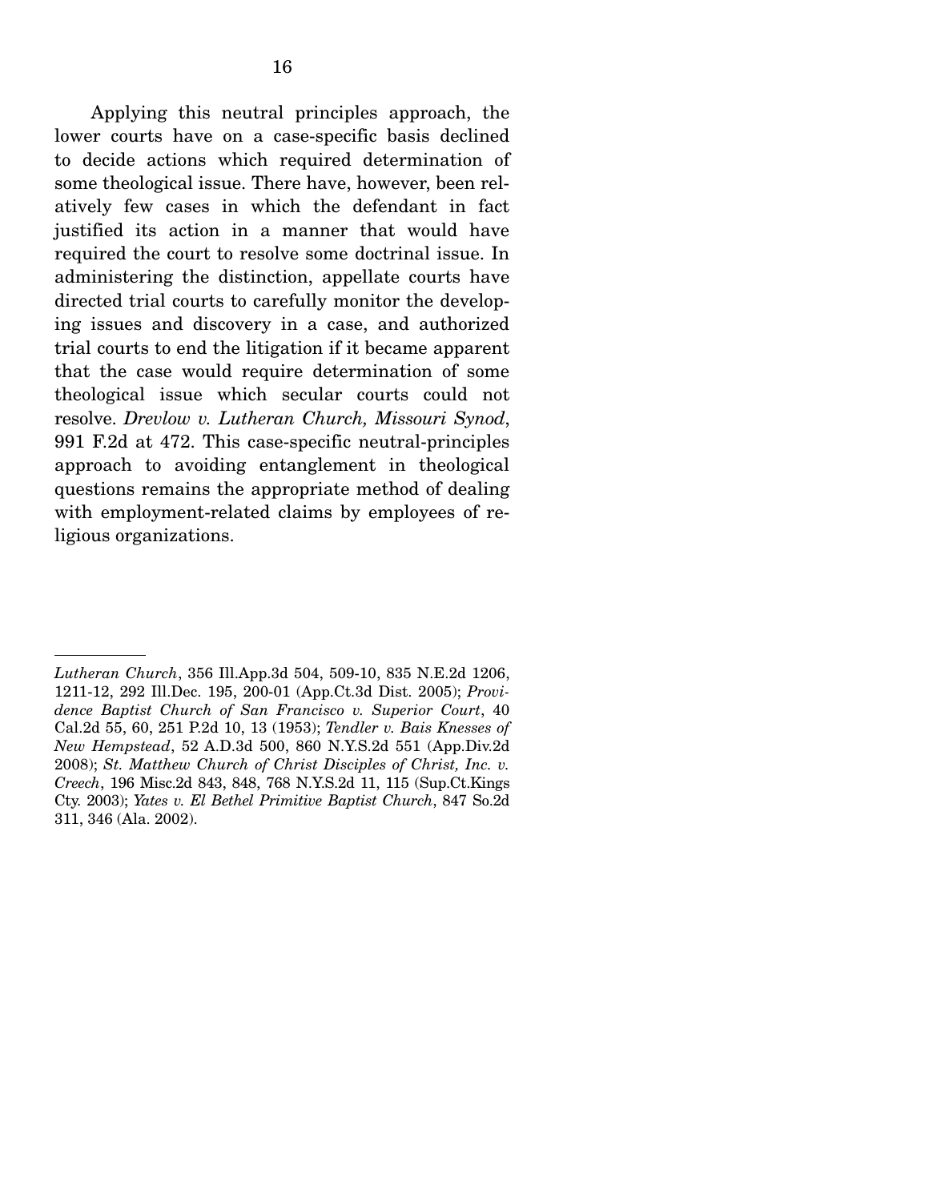Applying this neutral principles approach, the lower courts have on a case-specific basis declined to decide actions which required determination of some theological issue. There have, however, been relatively few cases in which the defendant in fact justified its action in a manner that would have required the court to resolve some doctrinal issue. In administering the distinction, appellate courts have directed trial courts to carefully monitor the developing issues and discovery in a case, and authorized trial courts to end the litigation if it became apparent that the case would require determination of some theological issue which secular courts could not resolve. *Drevlow v. Lutheran Church, Missouri Synod*, 991 F.2d at 472. This case-specific neutral-principles approach to avoiding entanglement in theological questions remains the appropriate method of dealing with employment-related claims by employees of religious organizations.

---

*Lutheran Church*, 356 Ill.App.3d 504, 509-10, 835 N.E.2d 1206, 1211-12, 292 Ill.Dec. 195, 200-01 (App.Ct.3d Dist. 2005); *Providence Baptist Church of San Francisco v. Superior Court*, 40 Cal.2d 55, 60, 251 P.2d 10, 13 (1953); *Tendler v. Bais Knesses of New Hempstead*, 52 A.D.3d 500, 860 N.Y.S.2d 551 (App.Div.2d 2008); *St. Matthew Church of Christ Disciples of Christ, Inc. v. Creech*, 196 Misc.2d 843, 848, 768 N.Y.S.2d 11, 115 (Sup.Ct.Kings Cty. 2003); *Yates v. El Bethel Primitive Baptist Church*, 847 So.2d 311, 346 (Ala. 2002).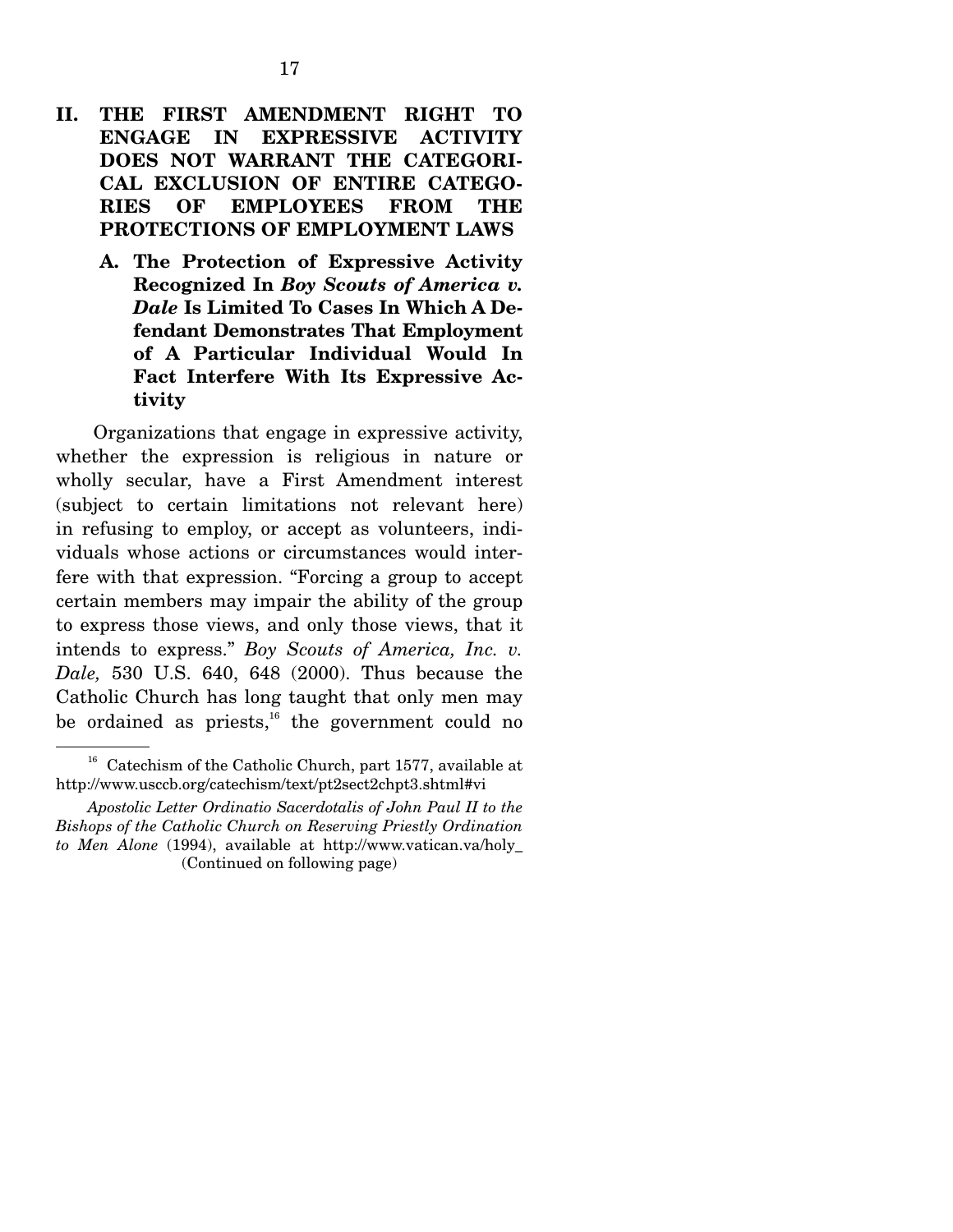## II. THE FIRST AMENDMENT RIGHT TO ENGAGE IN EXPRESSIVE ACTIVITY DOES NOT WARRANT THE CATEGORICAL EXCLUSION OF ENTIRE CATEGORIES OF EMPLOYEES FROM THE PROTECTIONS OF EMPLOYMENT LAWS

### A. The Protection of Expressive Activity Recognized In *Boy Scouts of America v. Dale* Is Limited To Cases In Which A Defendant Demonstrates That Employment of A Particular Individual Would In Fact Interfere With Its Expressive Activity

Organizations that engage in expressive activity, whether the expression is religious in nature or wholly secular, have a First Amendment interest (subject to certain limitations not relevant here) in refusing to employ, or accept as volunteers, individuals whose actions or circumstances would interfere with that expression. "Forcing a group to accept certain members may impair the ability of the group to express those views, and only those views, that it intends to express." *Boy Scouts of America, Inc. v. Dale,* 530 U.S. 640, 648 (2000). Thus because the Catholic Church has long taught that only men may be ordained as priests,[16] the government could no

[16] Catechism of the Catholic Church, part 1577, available at http://www.usccb.org/catechism/text/pt2sect2chpt3.shtml#vi

*Apostolic Letter Ordinatio Sacerdotalis of John Paul II to the Bishops of the Catholic Church on Reserving Priestly Ordination to Men Alone* (1994), available at http://www.vatican.va/holy_
(Continued on following page)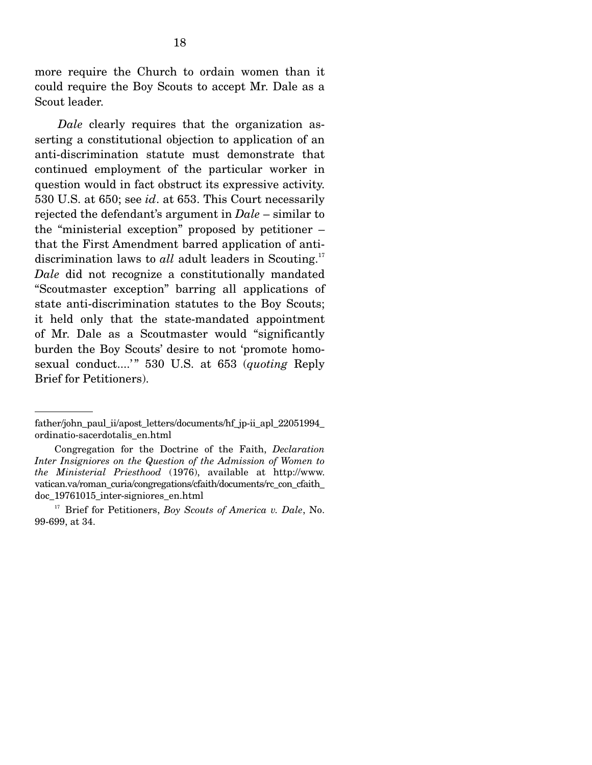more require the Church to ordain women than it could require the Boy Scouts to accept Mr. Dale as a Scout leader.

*Dale* clearly requires that the organization asserting a constitutional objection to application of an anti-discrimination statute must demonstrate that continued employment of the particular worker in question would in fact obstruct its expressive activity. 530 U.S. at 650; see *id*. at 653. This Court necessarily rejected the defendant's argument in *Dale* – similar to the "ministerial exception" proposed by petitioner – that the First Amendment barred application of anti-discrimination laws to *all* adult leaders in Scouting.[17] *Dale* did not recognize a constitutionally mandated "Scoutmaster exception" barring all applications of state anti-discrimination statutes to the Boy Scouts; it held only that the state-mandated appointment of Mr. Dale as a Scoutmaster would "significantly burden the Boy Scouts' desire to not 'promote homosexual conduct....'" 530 U.S. at 653 (*quoting* Reply Brief for Petitioners).

---

father/john_paul_ii/apost_letters/documents/hf_jp-ii_apl_22051994_ordinatio-sacerdotalis_en.html

Congregation for the Doctrine of the Faith, *Declaration Inter Insigniores on the Question of the Admission of Women to the Ministerial Priesthood* (1976), available at http://www.vatican.va/roman_curia/congregations/cfaith/documents/rc_con_cfaith_doc_19761015_inter-signiores_en.html

[17] Brief for Petitioners, *Boy Scouts of America v. Dale*, No. 99-699, at 34.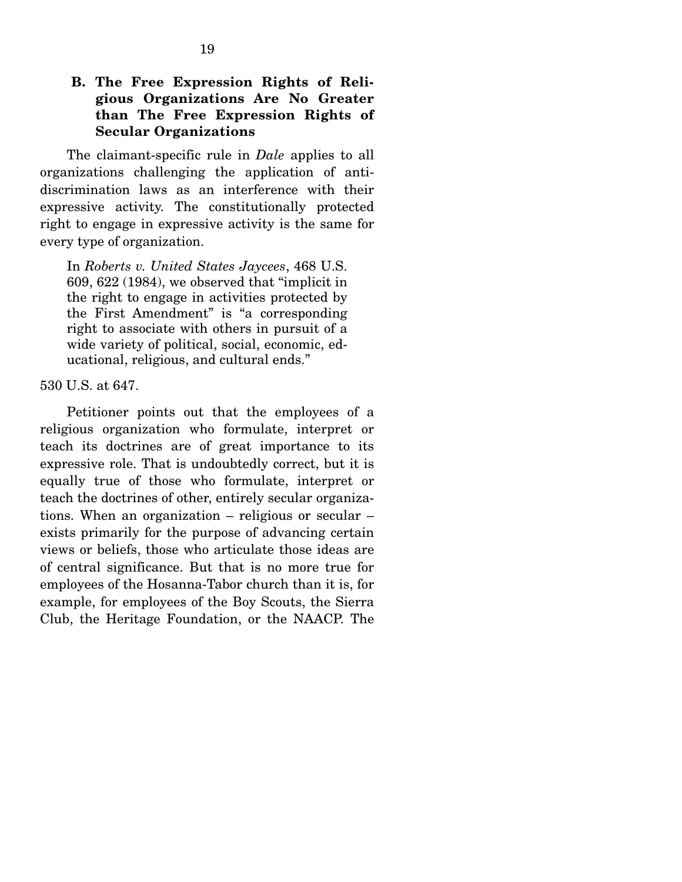### B. The Free Expression Rights of Religious Organizations Are No Greater than The Free Expression Rights of Secular Organizations

The claimant-specific rule in *Dale* applies to all organizations challenging the application of anti-discrimination laws as an interference with their expressive activity. The constitutionally protected right to engage in expressive activity is the same for every type of organization.

> In *Roberts v. United States Jaycees*, 468 U.S. 609, 622 (1984), we observed that "implicit in the right to engage in activities protected by the First Amendment" is "a corresponding right to associate with others in pursuit of a wide variety of political, social, economic, educational, religious, and cultural ends."

530 U.S. at 647.

Petitioner points out that the employees of a religious organization who formulate, interpret or teach its doctrines are of great importance to its expressive role. That is undoubtedly correct, but it is equally true of those who formulate, interpret or teach the doctrines of other, entirely secular organizations. When an organization – religious or secular – exists primarily for the purpose of advancing certain views or beliefs, those who articulate those ideas are of central significance. But that is no more true for employees of the Hosanna-Tabor church than it is, for example, for employees of the Boy Scouts, the Sierra Club, the Heritage Foundation, or the NAACP. The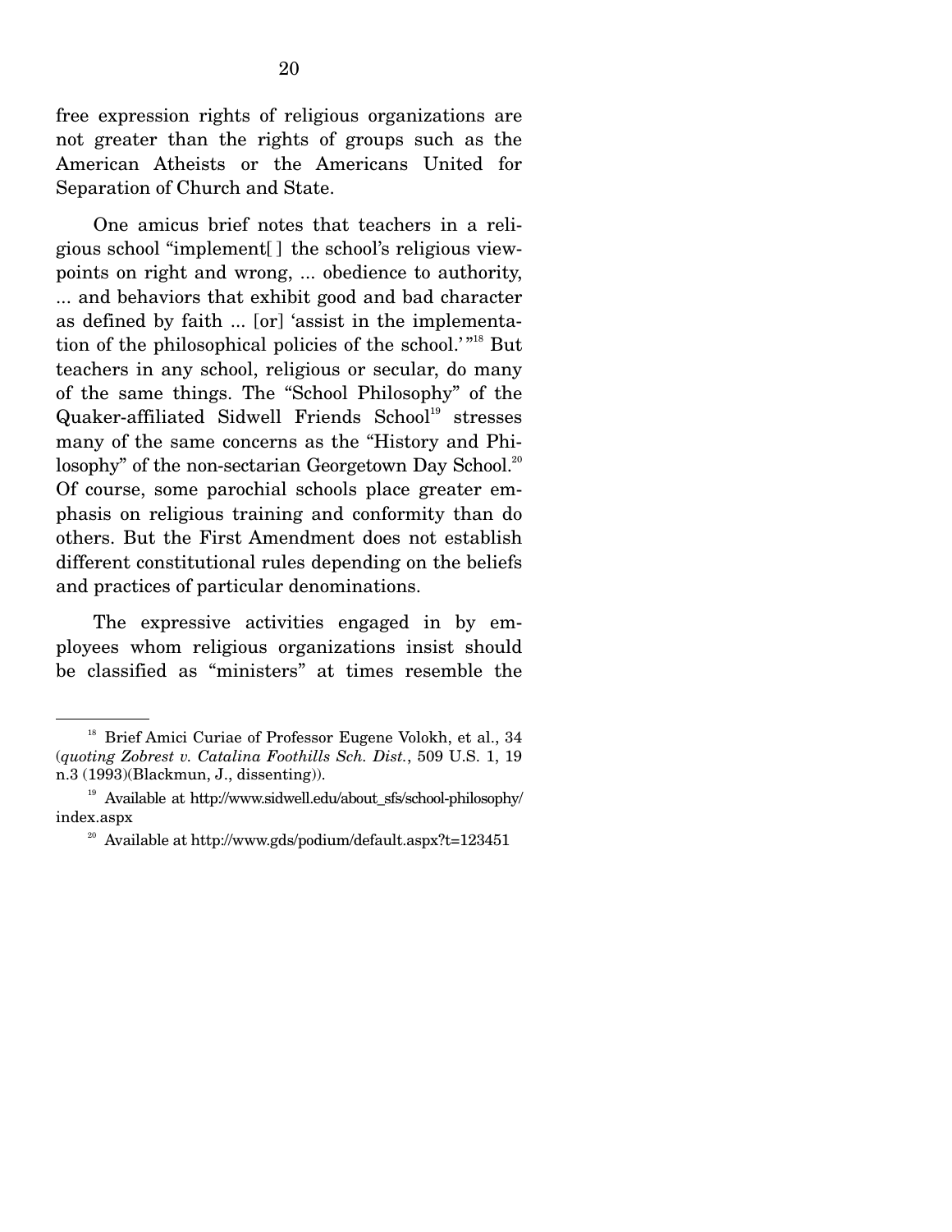free expression rights of religious organizations are not greater than the rights of groups such as the American Atheists or the Americans United for Separation of Church and State.

One amicus brief notes that teachers in a religious school "implement[ ] the school's religious viewpoints on right and wrong, ... obedience to authority, ... and behaviors that exhibit good and bad character as defined by faith ... [or] 'assist in the implementation of the philosophical policies of the school.'"[18] But teachers in any school, religious or secular, do many of the same things. The "School Philosophy" of the Quaker-affiliated Sidwell Friends School[19] stresses many of the same concerns as the "History and Philosophy" of the non-sectarian Georgetown Day School.[20] Of course, some parochial schools place greater emphasis on religious training and conformity than do others. But the First Amendment does not establish different constitutional rules depending on the beliefs and practices of particular denominations.

The expressive activities engaged in by employees whom religious organizations insist should be classified as "ministers" at times resemble the

---

[18] Brief Amici Curiae of Professor Eugene Volokh, et al., 34 (*quoting Zobrest v. Catalina Foothills Sch. Dist.*, 509 U.S. 1, 19 n.3 (1993)(Blackmun, J., dissenting)).

[19] Available at http://www.sidwell.edu/about_sfs/school-philosophy/index.aspx

[20] Available at http://www.gds/podium/default.aspx?t=123451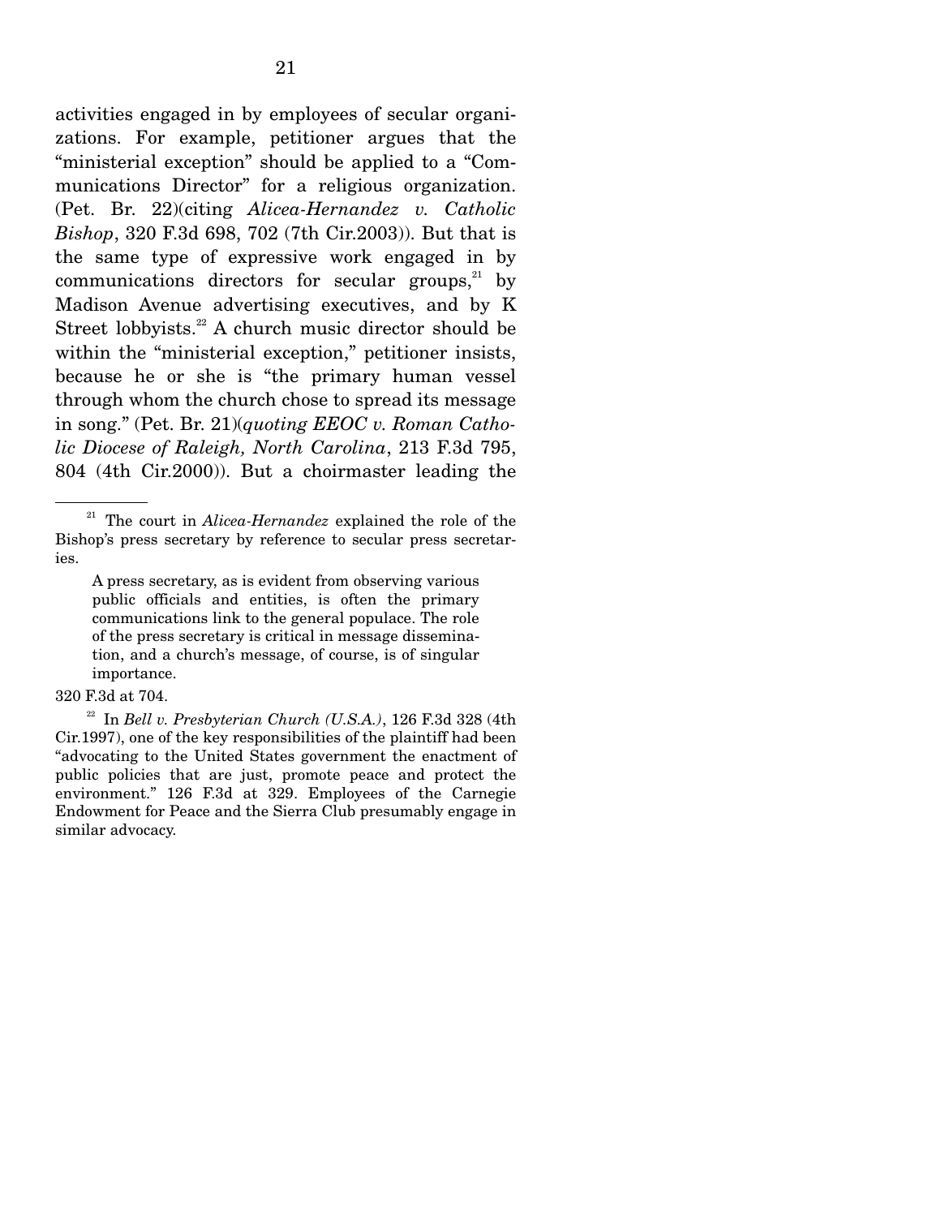activities engaged in by employees of secular organizations. For example, petitioner argues that the "ministerial exception" should be applied to a "Communications Director" for a religious organization. (Pet. Br. 22)(citing *Alicea-Hernandez v. Catholic Bishop*, 320 F.3d 698, 702 (7th Cir.2003)). But that is the same type of expressive work engaged in by communications directors for secular groups,[21] by Madison Avenue advertising executives, and by K Street lobbyists.[22] A church music director should be within the "ministerial exception," petitioner insists, because he or she is "the primary human vessel through whom the church chose to spread its message in song." (Pet. Br. 21)(*quoting EEOC v. Roman Catholic Diocese of Raleigh, North Carolina*, 213 F.3d 795, 804 (4th Cir.2000)). But a choirmaster leading the

---

[21] The court in *Alicea-Hernandez* explained the role of the Bishop's press secretary by reference to secular press secretaries.

> A press secretary, as is evident from observing various public officials and entities, is often the primary communications link to the general populace. The role of the press secretary is critical in message dissemination, and a church's message, of course, is of singular importance.

320 F.3d at 704.

[22] In *Bell v. Presbyterian Church (U.S.A.)*, 126 F.3d 328 (4th Cir.1997), one of the key responsibilities of the plaintiff had been "advocating to the United States government the enactment of public policies that are just, promote peace and protect the environment." 126 F.3d at 329. Employees of the Carnegie Endowment for Peace and the Sierra Club presumably engage in similar advocacy.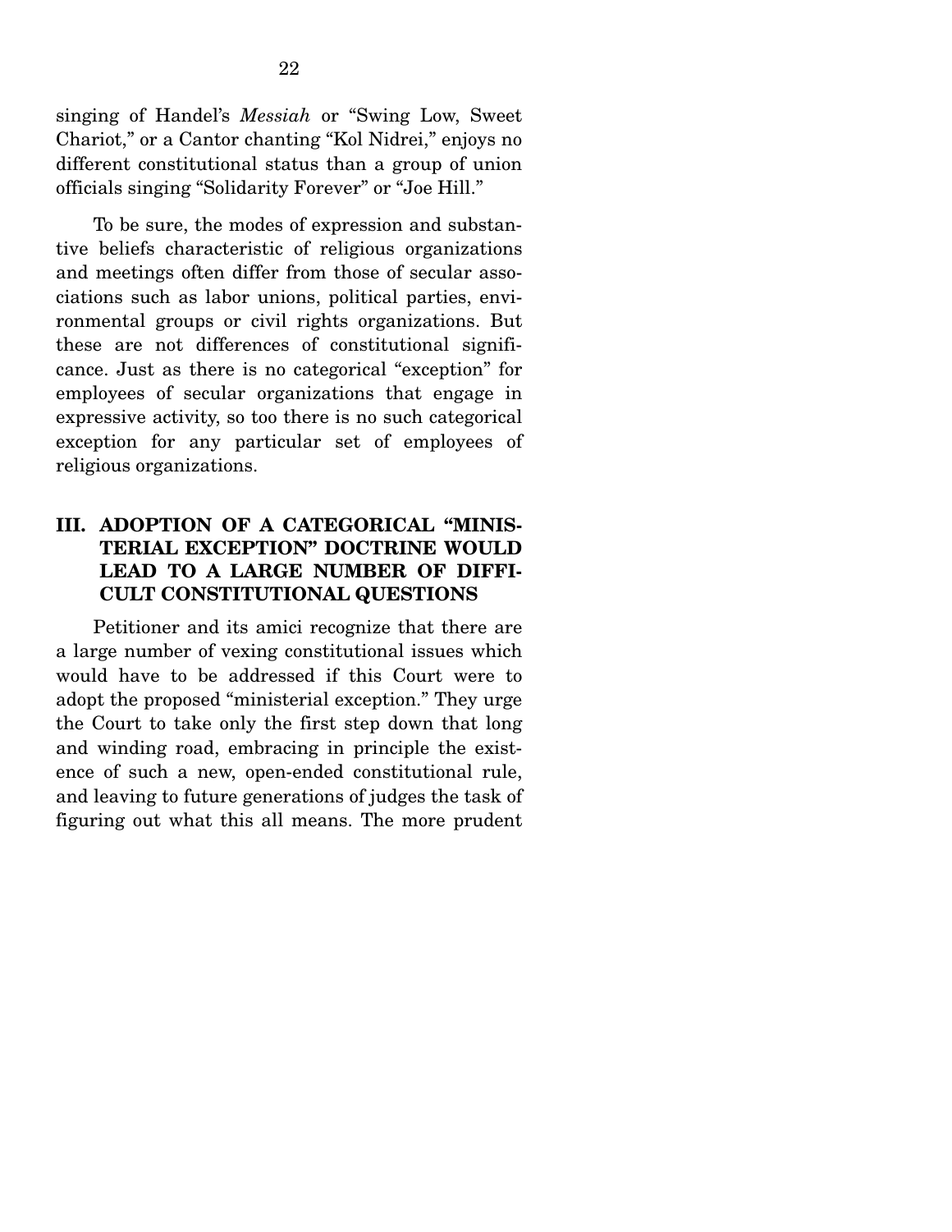singing of Handel's *Messiah* or "Swing Low, Sweet Chariot," or a Cantor chanting "Kol Nidrei," enjoys no different constitutional status than a group of union officials singing "Solidarity Forever" or "Joe Hill."

To be sure, the modes of expression and substantive beliefs characteristic of religious organizations and meetings often differ from those of secular associations such as labor unions, political parties, environmental groups or civil rights organizations. But these are not differences of constitutional significance. Just as there is no categorical "exception" for employees of secular organizations that engage in expressive activity, so too there is no such categorical exception for any particular set of employees of religious organizations.

## III. ADOPTION OF A CATEGORICAL "MINISTERIAL EXCEPTION" DOCTRINE WOULD LEAD TO A LARGE NUMBER OF DIFFICULT CONSTITUTIONAL QUESTIONS

Petitioner and its amici recognize that there are a large number of vexing constitutional issues which would have to be addressed if this Court were to adopt the proposed "ministerial exception." They urge the Court to take only the first step down that long and winding road, embracing in principle the existence of such a new, open-ended constitutional rule, and leaving to future generations of judges the task of figuring out what this all means. The more prudent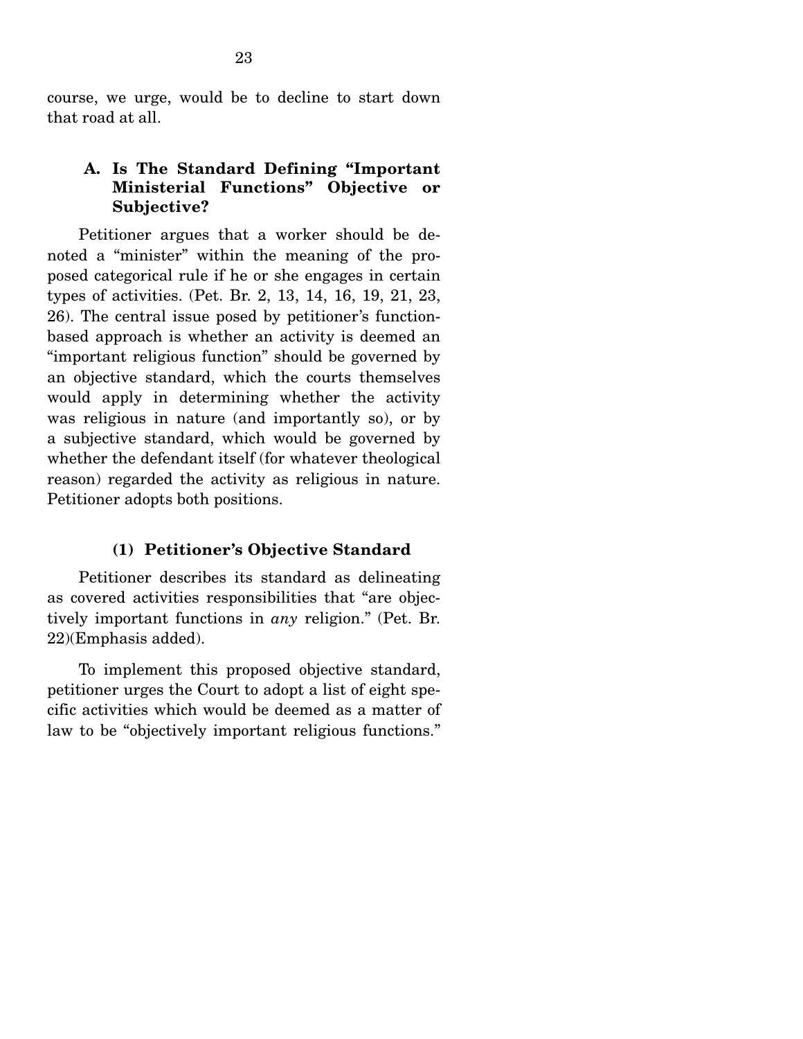course, we urge, would be to decline to start down that road at all.

### A. Is The Standard Defining "Important Ministerial Functions" Objective or Subjective?

Petitioner argues that a worker should be denoted a "minister" within the meaning of the proposed categorical rule if he or she engages in certain types of activities. (Pet. Br. 2, 13, 14, 16, 19, 21, 23, 26). The central issue posed by petitioner's function-based approach is whether an activity is deemed an "important religious function" should be governed by an objective standard, which the courts themselves would apply in determining whether the activity was religious in nature (and importantly so), or by a subjective standard, which would be governed by whether the defendant itself (for whatever theological reason) regarded the activity as religious in nature. Petitioner adopts both positions.

#### (1) Petitioner's Objective Standard

Petitioner describes its standard as delineating as covered activities responsibilities that "are objectively important functions in *any* religion." (Pet. Br. 22)(Emphasis added).

To implement this proposed objective standard, petitioner urges the Court to adopt a list of eight specific activities which would be deemed as a matter of law to be "objectively important religious functions."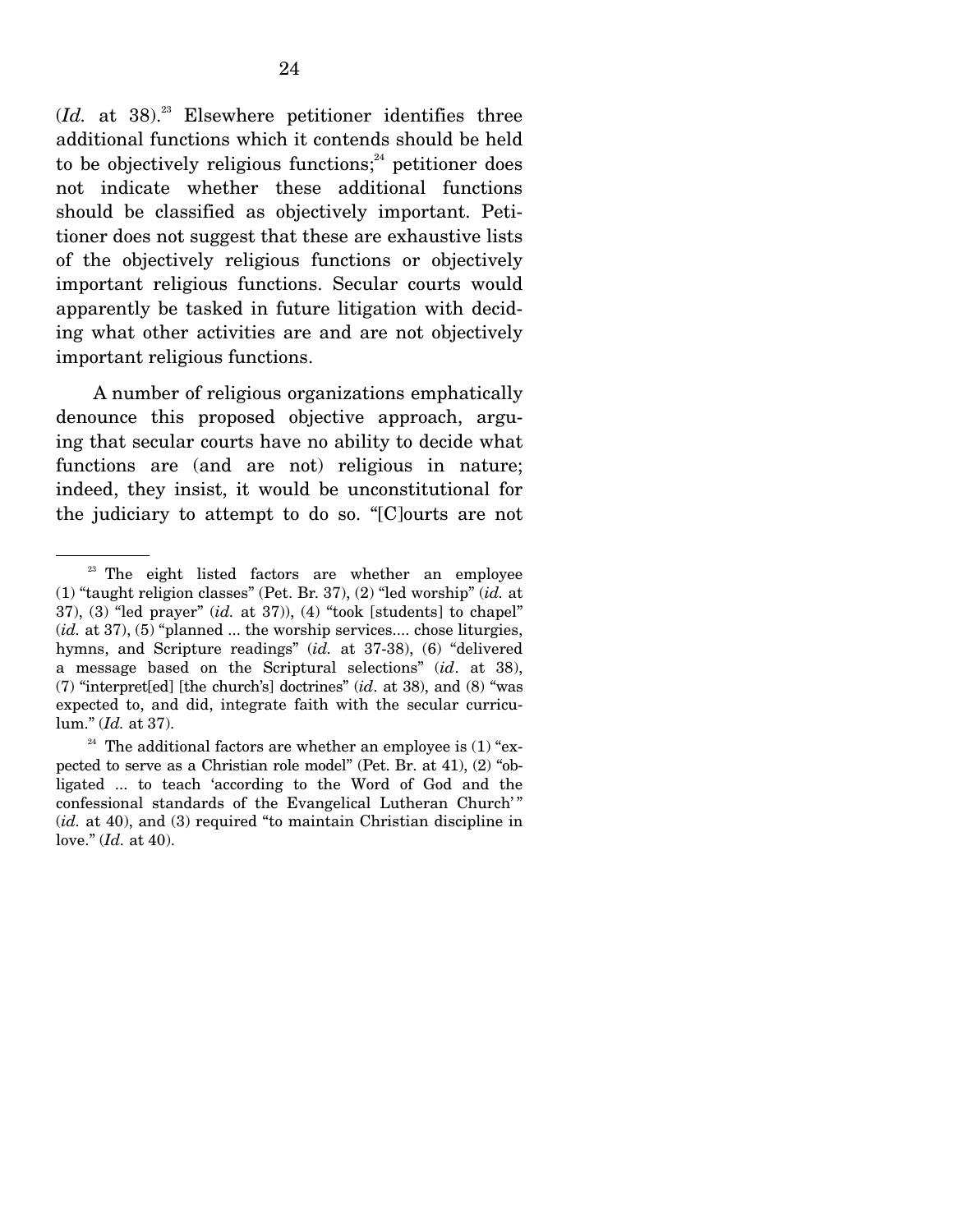(*Id.* at 38).[23] Elsewhere petitioner identifies three additional functions which it contends should be held to be objectively religious functions;[24] petitioner does not indicate whether these additional functions should be classified as objectively important. Petitioner does not suggest that these are exhaustive lists of the objectively religious functions or objectively important religious functions. Secular courts would apparently be tasked in future litigation with deciding what other activities are and are not objectively important religious functions.

A number of religious organizations emphatically denounce this proposed objective approach, arguing that secular courts have no ability to decide what functions are (and are not) religious in nature; indeed, they insist, it would be unconstitutional for the judiciary to attempt to do so. "[C]ourts are not

---

[23] The eight listed factors are whether an employee (1) "taught religion classes" (Pet. Br. 37), (2) "led worship" (*id.* at 37), (3) "led prayer" (*id.* at 37)), (4) "took [students] to chapel" (*id.* at 37), (5) "planned ... the worship services.... chose liturgies, hymns, and Scripture readings" (*id.* at 37-38), (6) "delivered a message based on the Scriptural selections" (*id*. at 38), (7) "interpret[ed] [the church's] doctrines" (*id*. at 38), and (8) "was expected to, and did, integrate faith with the secular curriculum." (*Id.* at 37).

[24] The additional factors are whether an employee is (1) "expected to serve as a Christian role model" (Pet. Br. at 41), (2) "obligated ... to teach 'according to the Word of God and the confessional standards of the Evangelical Lutheran Church'" (*id.* at 40), and (3) required "to maintain Christian discipline in love." (*Id.* at 40).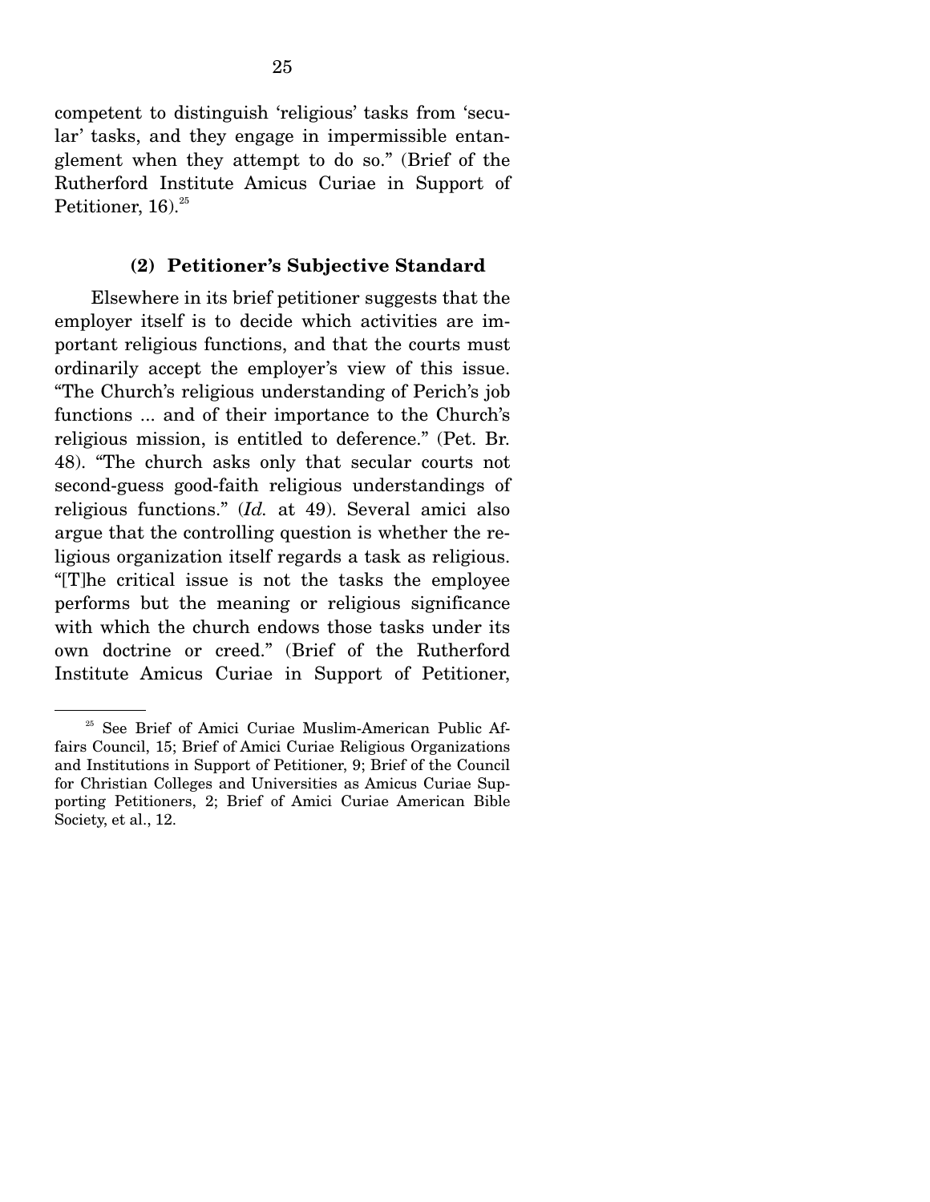competent to distinguish 'religious' tasks from 'secular' tasks, and they engage in impermissible entanglement when they attempt to do so." (Brief of the Rutherford Institute Amicus Curiae in Support of Petitioner, 16).[25]

### (2) Petitioner's Subjective Standard

Elsewhere in its brief petitioner suggests that the employer itself is to decide which activities are important religious functions, and that the courts must ordinarily accept the employer's view of this issue. "The Church's religious understanding of Perich's job functions ... and of their importance to the Church's religious mission, is entitled to deference." (Pet. Br. 48). "The church asks only that secular courts not second-guess good-faith religious understandings of religious functions." (*Id.* at 49). Several amici also argue that the controlling question is whether the religious organization itself regards a task as religious. "[T]he critical issue is not the tasks the employee performs but the meaning or religious significance with which the church endows those tasks under its own doctrine or creed." (Brief of the Rutherford Institute Amicus Curiae in Support of Petitioner,

---

[25] See Brief of Amici Curiae Muslim-American Public Affairs Council, 15; Brief of Amici Curiae Religious Organizations and Institutions in Support of Petitioner, 9; Brief of the Council for Christian Colleges and Universities as Amicus Curiae Supporting Petitioners, 2; Brief of Amici Curiae American Bible Society, et al., 12.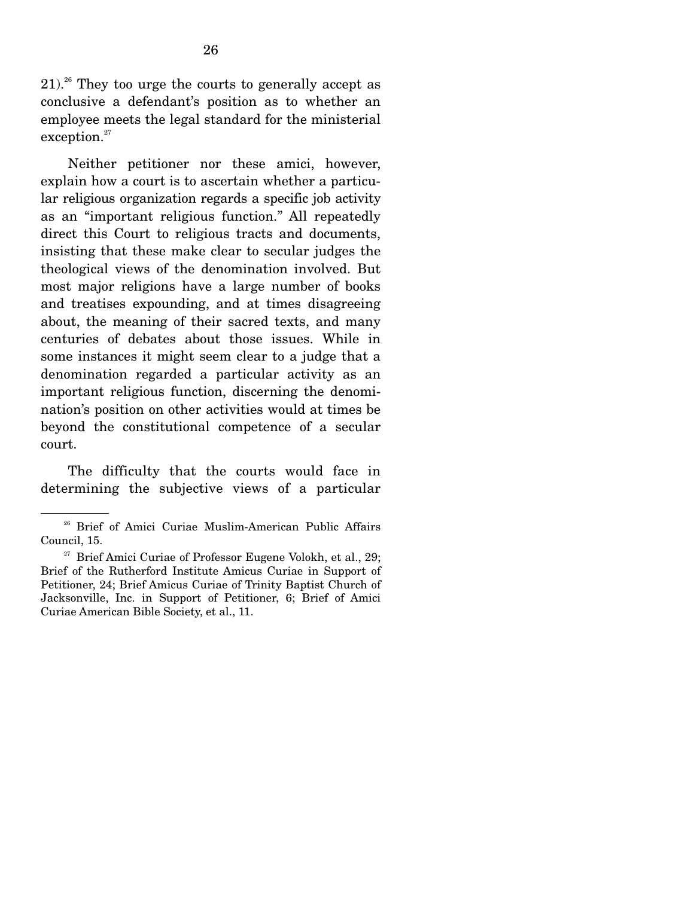21).[26] They too urge the courts to generally accept as conclusive a defendant's position as to whether an employee meets the legal standard for the ministerial exception.[27]

Neither petitioner nor these amici, however, explain how a court is to ascertain whether a particular religious organization regards a specific job activity as an "important religious function." All repeatedly direct this Court to religious tracts and documents, insisting that these make clear to secular judges the theological views of the denomination involved. But most major religions have a large number of books and treatises expounding, and at times disagreeing about, the meaning of their sacred texts, and many centuries of debates about those issues. While in some instances it might seem clear to a judge that a denomination regarded a particular activity as an important religious function, discerning the denomination's position on other activities would at times be beyond the constitutional competence of a secular court.

The difficulty that the courts would face in determining the subjective views of a particular

---

[26] Brief of Amici Curiae Muslim-American Public Affairs Council, 15.

[27] Brief Amici Curiae of Professor Eugene Volokh, et al., 29; Brief of the Rutherford Institute Amicus Curiae in Support of Petitioner, 24; Brief Amicus Curiae of Trinity Baptist Church of Jacksonville, Inc. in Support of Petitioner, 6; Brief of Amici Curiae American Bible Society, et al., 11.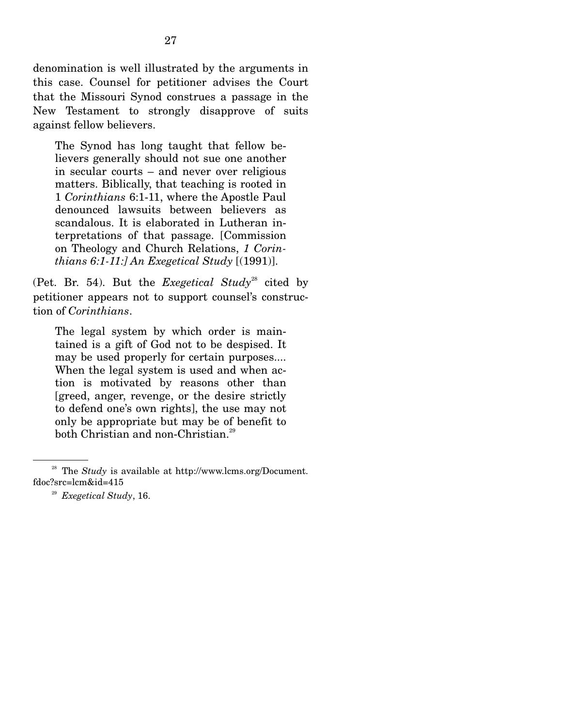denomination is well illustrated by the arguments in this case. Counsel for petitioner advises the Court that the Missouri Synod construes a passage in the New Testament to strongly disapprove of suits against fellow believers.

> The Synod has long taught that fellow believers generally should not sue one another in secular courts – and never over religious matters. Biblically, that teaching is rooted in 1 *Corinthians* 6:1-11, where the Apostle Paul denounced lawsuits between believers as scandalous. It is elaborated in Lutheran interpretations of that passage. [Commission on Theology and Church Relations, *1 Corinthians 6:1-11:] An Exegetical Study* [(1991)].

(Pet. Br. 54). But the *Exegetical Study*[28] cited by petitioner appears not to support counsel's construction of *Corinthians*.

> The legal system by which order is maintained is a gift of God not to be despised. It may be used properly for certain purposes.... When the legal system is used and when action is motivated by reasons other than [greed, anger, revenge, or the desire strictly to defend one's own rights], the use may not only be appropriate but may be of benefit to both Christian and non-Christian.[29]

---

[28] The *Study* is available at http://www.lcms.org/Document.fdoc?src=lcm&id=415

[29] *Exegetical Study*, 16.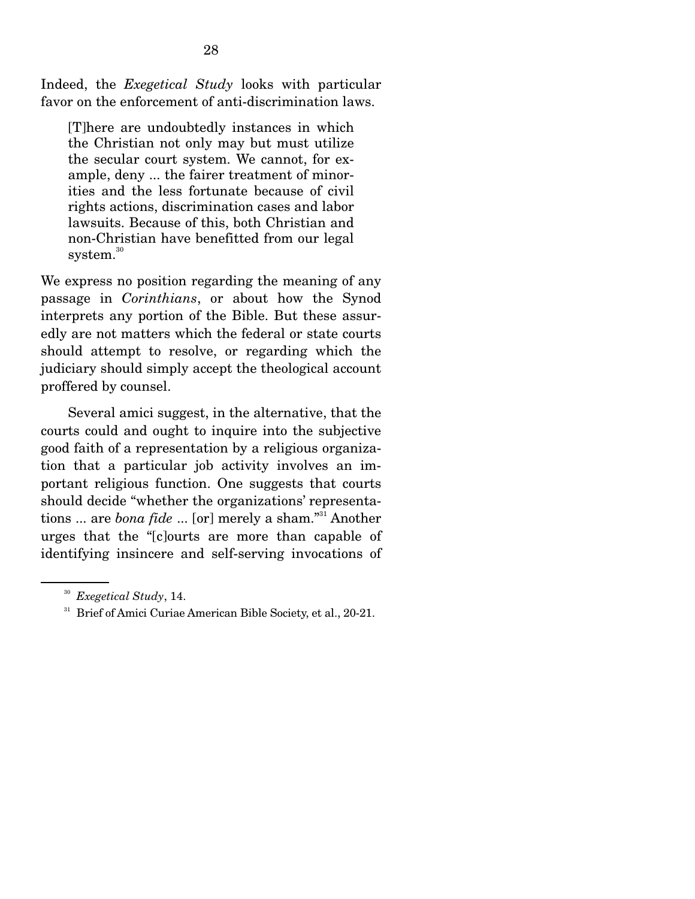Indeed, the *Exegetical Study* looks with particular favor on the enforcement of anti-discrimination laws.

> [T]here are undoubtedly instances in which the Christian not only may but must utilize the secular court system. We cannot, for example, deny ... the fairer treatment of minorities and the less fortunate because of civil rights actions, discrimination cases and labor lawsuits. Because of this, both Christian and non-Christian have benefitted from our legal system.[30]

We express no position regarding the meaning of any passage in *Corinthians*, or about how the Synod interprets any portion of the Bible. But these assuredly are not matters which the federal or state courts should attempt to resolve, or regarding which the judiciary should simply accept the theological account proffered by counsel.

Several amici suggest, in the alternative, that the courts could and ought to inquire into the subjective good faith of a representation by a religious organization that a particular job activity involves an important religious function. One suggests that courts should decide "whether the organizations' representations ... are *bona fide* ... [or] merely a sham."[31] Another urges that the "[c]ourts are more than capable of identifying insincere and self-serving invocations of

---

[30] *Exegetical Study*, 14.

[31] Brief of Amici Curiae American Bible Society, et al., 20-21.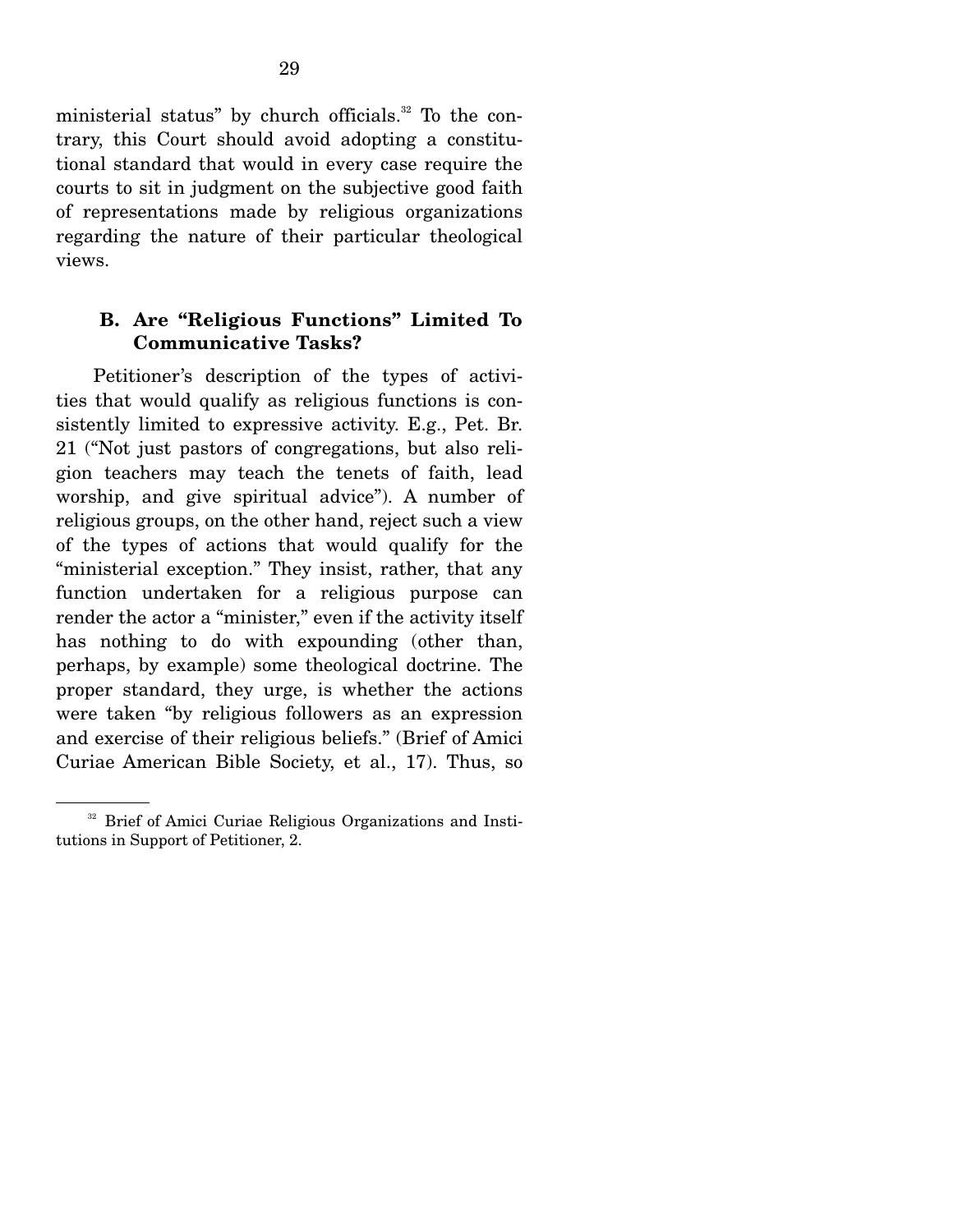ministerial status" by church officials.[32] To the contrary, this Court should avoid adopting a constitutional standard that would in every case require the courts to sit in judgment on the subjective good faith of representations made by religious organizations regarding the nature of their particular theological views.

### B. Are "Religious Functions" Limited To Communicative Tasks?

Petitioner's description of the types of activities that would qualify as religious functions is consistently limited to expressive activity. E.g., Pet. Br. 21 ("Not just pastors of congregations, but also religion teachers may teach the tenets of faith, lead worship, and give spiritual advice"). A number of religious groups, on the other hand, reject such a view of the types of actions that would qualify for the "ministerial exception." They insist, rather, that any function undertaken for a religious purpose can render the actor a "minister," even if the activity itself has nothing to do with expounding (other than, perhaps, by example) some theological doctrine. The proper standard, they urge, is whether the actions were taken "by religious followers as an expression and exercise of their religious beliefs." (Brief of Amici Curiae American Bible Society, et al., 17). Thus, so

---

[32] Brief of Amici Curiae Religious Organizations and Institutions in Support of Petitioner, 2.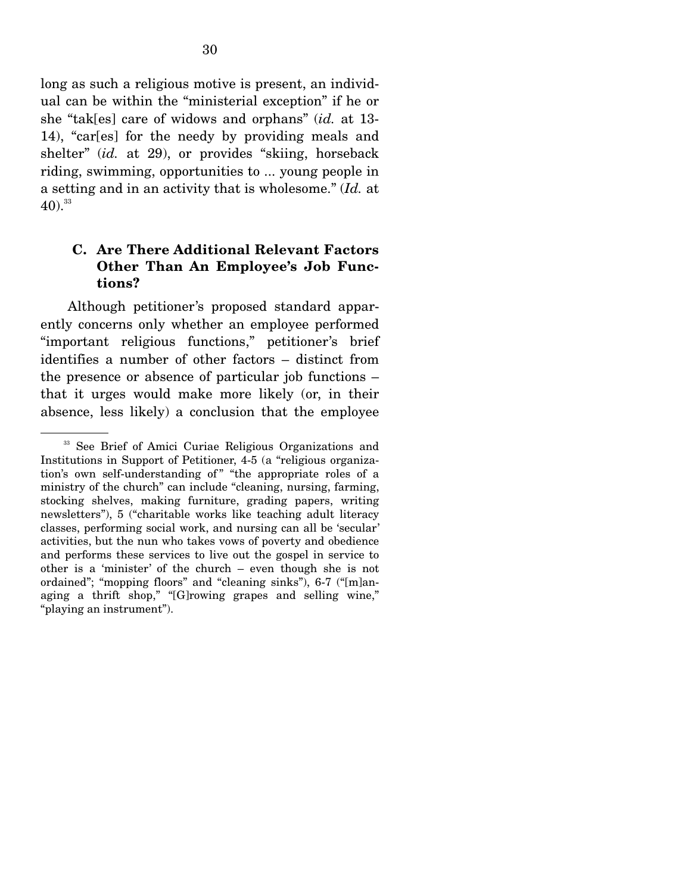long as such a religious motive is present, an individual can be within the "ministerial exception" if he or she "tak[es] care of widows and orphans" (*id.* at 13-14), "car[es] for the needy by providing meals and shelter" (*id.* at 29), or provides "skiing, horseback riding, swimming, opportunities to ... young people in a setting and in an activity that is wholesome." (*Id.* at 40).[33]

### C. Are There Additional Relevant Factors Other Than An Employee's Job Functions?

Although petitioner's proposed standard apparently concerns only whether an employee performed "important religious functions," petitioner's brief identifies a number of other factors – distinct from the presence or absence of particular job functions – that it urges would make more likely (or, in their absence, less likely) a conclusion that the employee

---

[33] See Brief of Amici Curiae Religious Organizations and Institutions in Support of Petitioner, 4-5 (a "religious organization's own self-understanding of" "the appropriate roles of a ministry of the church" can include "cleaning, nursing, farming, stocking shelves, making furniture, grading papers, writing newsletters"), 5 ("charitable works like teaching adult literacy classes, performing social work, and nursing can all be 'secular' activities, but the nun who takes vows of poverty and obedience and performs these services to live out the gospel in service to other is a 'minister' of the church – even though she is not ordained"; "mopping floors" and "cleaning sinks"), 6-7 ("[m]anaging a thrift shop," "[G]rowing grapes and selling wine," "playing an instrument").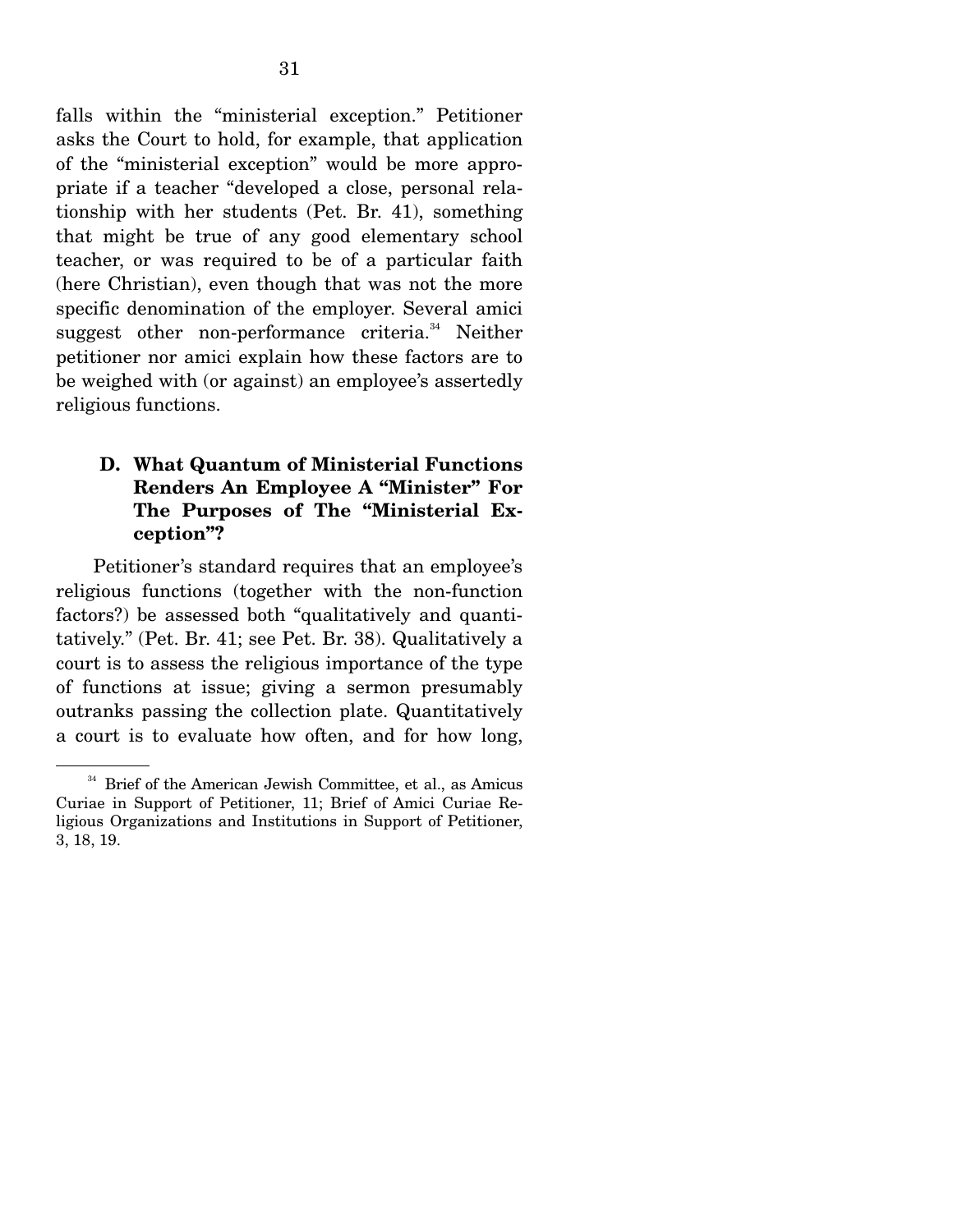falls within the "ministerial exception." Petitioner asks the Court to hold, for example, that application of the "ministerial exception" would be more appropriate if a teacher "developed a close, personal relationship with her students (Pet. Br. 41), something that might be true of any good elementary school teacher, or was required to be of a particular faith (here Christian), even though that was not the more specific denomination of the employer. Several amici suggest other non-performance criteria.[34] Neither petitioner nor amici explain how these factors are to be weighed with (or against) an employee's assertedly religious functions.

### D. What Quantum of Ministerial Functions Renders An Employee A "Minister" For The Purposes of The "Ministerial Exception"?

Petitioner's standard requires that an employee's religious functions (together with the non-function factors?) be assessed both "qualitatively and quantitatively." (Pet. Br. 41; see Pet. Br. 38). Qualitatively a court is to assess the religious importance of the type of functions at issue; giving a sermon presumably outranks passing the collection plate. Quantitatively a court is to evaluate how often, and for how long,

[34] Brief of the American Jewish Committee, et al., as Amicus Curiae in Support of Petitioner, 11; Brief of Amici Curiae Religious Organizations and Institutions in Support of Petitioner, 3, 18, 19.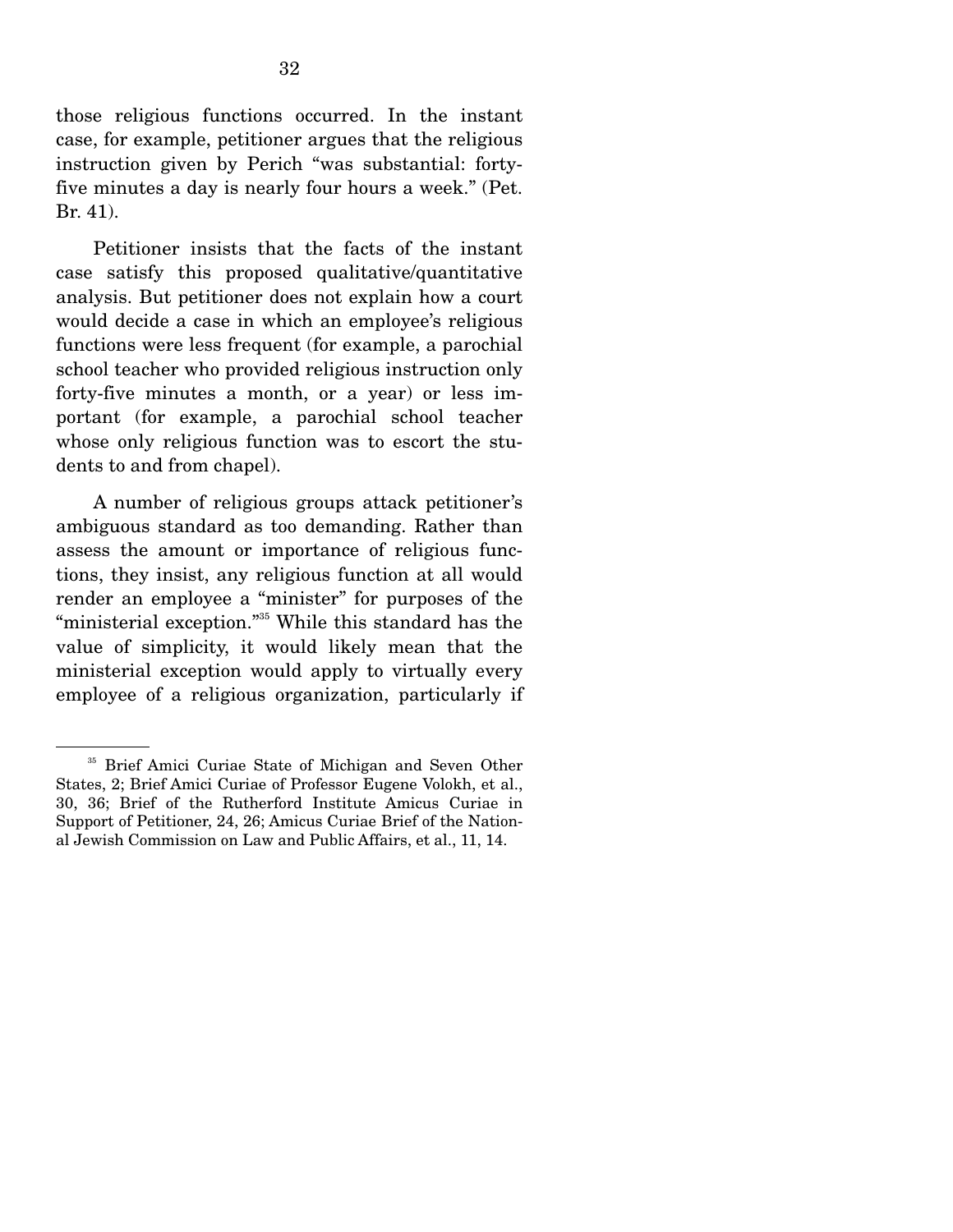those religious functions occurred. In the instant case, for example, petitioner argues that the religious instruction given by Perich "was substantial: forty-five minutes a day is nearly four hours a week." (Pet. Br. 41).

Petitioner insists that the facts of the instant case satisfy this proposed qualitative/quantitative analysis. But petitioner does not explain how a court would decide a case in which an employee's religious functions were less frequent (for example, a parochial school teacher who provided religious instruction only forty-five minutes a month, or a year) or less important (for example, a parochial school teacher whose only religious function was to escort the students to and from chapel).

A number of religious groups attack petitioner's ambiguous standard as too demanding. Rather than assess the amount or importance of religious functions, they insist, any religious function at all would render an employee a "minister" for purposes of the "ministerial exception."[35] While this standard has the value of simplicity, it would likely mean that the ministerial exception would apply to virtually every employee of a religious organization, particularly if

---

[35] Brief Amici Curiae State of Michigan and Seven Other States, 2; Brief Amici Curiae of Professor Eugene Volokh, et al., 30, 36; Brief of the Rutherford Institute Amicus Curiae in Support of Petitioner, 24, 26; Amicus Curiae Brief of the National Jewish Commission on Law and Public Affairs, et al., 11, 14.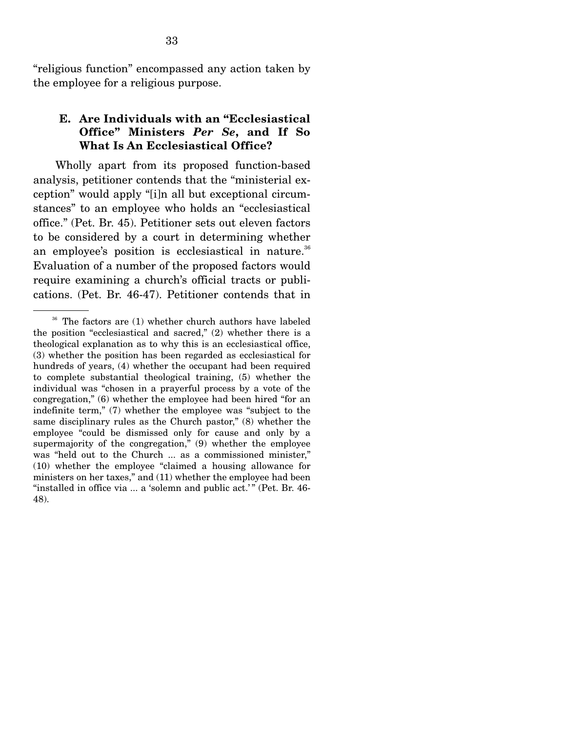"religious function" encompassed any action taken by the employee for a religious purpose.

### E. Are Individuals with an "Ecclesiastical Office" Ministers *Per Se*, and If So What Is An Ecclesiastical Office?

Wholly apart from its proposed function-based analysis, petitioner contends that the "ministerial exception" would apply "[i]n all but exceptional circumstances" to an employee who holds an "ecclesiastical office." (Pet. Br. 45). Petitioner sets out eleven factors to be considered by a court in determining whether an employee's position is ecclesiastical in nature.[36] Evaluation of a number of the proposed factors would require examining a church's official tracts or publications. (Pet. Br. 46-47). Petitioner contends that in

---

[36] The factors are (1) whether church authors have labeled the position "ecclesiastical and sacred," (2) whether there is a theological explanation as to why this is an ecclesiastical office, (3) whether the position has been regarded as ecclesiastical for hundreds of years, (4) whether the occupant had been required to complete substantial theological training, (5) whether the individual was "chosen in a prayerful process by a vote of the congregation," (6) whether the employee had been hired "for an indefinite term," (7) whether the employee was "subject to the same disciplinary rules as the Church pastor," (8) whether the employee "could be dismissed only for cause and only by a supermajority of the congregation," (9) whether the employee was "held out to the Church ... as a commissioned minister," (10) whether the employee "claimed a housing allowance for ministers on her taxes," and (11) whether the employee had been "installed in office via ... a 'solemn and public act.'" (Pet. Br. 46-48).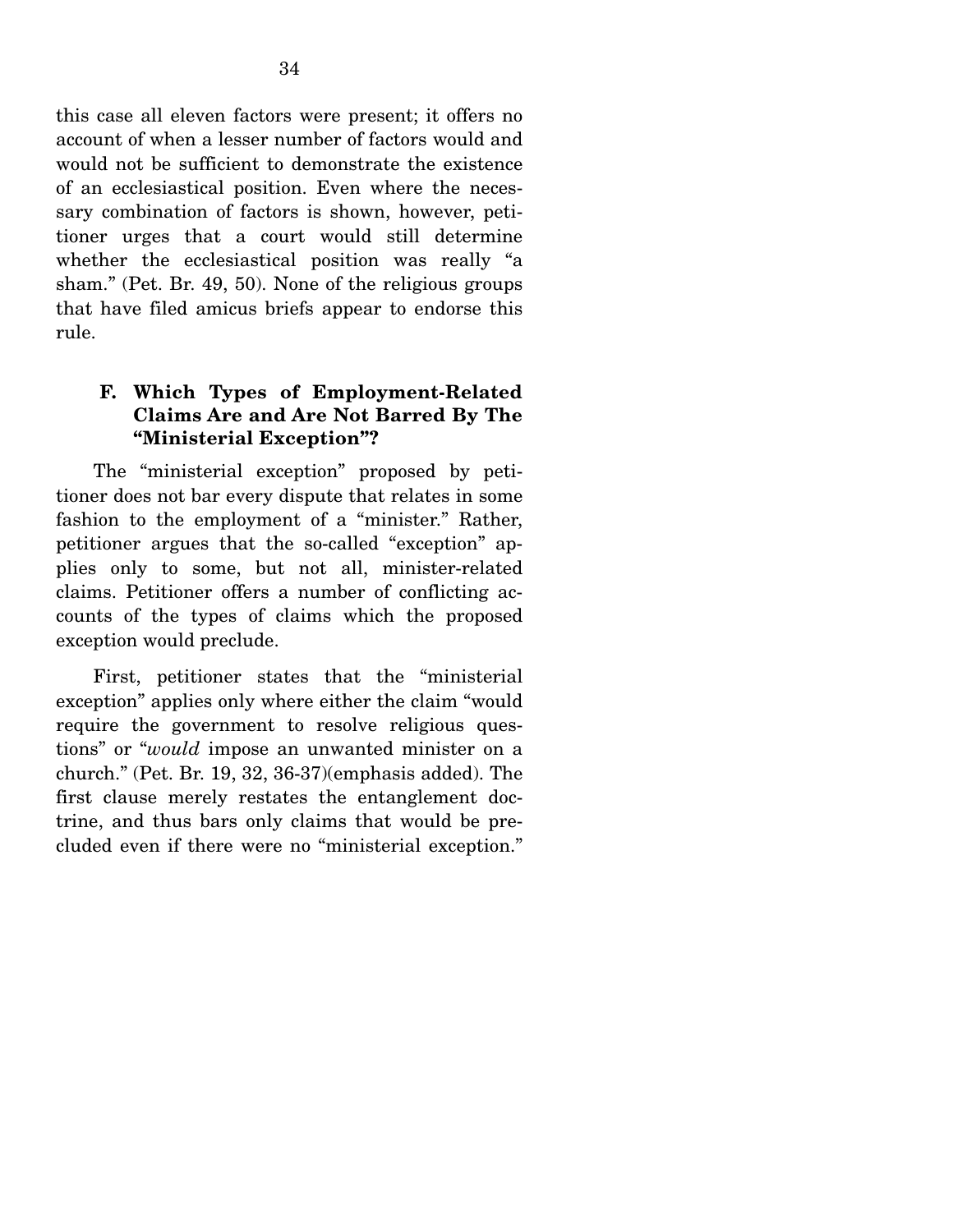this case all eleven factors were present; it offers no account of when a lesser number of factors would and would not be sufficient to demonstrate the existence of an ecclesiastical position. Even where the necessary combination of factors is shown, however, petitioner urges that a court would still determine whether the ecclesiastical position was really "a sham." (Pet. Br. 49, 50). None of the religious groups that have filed amicus briefs appear to endorse this rule.

### F. Which Types of Employment-Related Claims Are and Are Not Barred By The "Ministerial Exception"?

The "ministerial exception" proposed by petitioner does not bar every dispute that relates in some fashion to the employment of a "minister." Rather, petitioner argues that the so-called "exception" applies only to some, but not all, minister-related claims. Petitioner offers a number of conflicting accounts of the types of claims which the proposed exception would preclude.

First, petitioner states that the "ministerial exception" applies only where either the claim "would require the government to resolve religious questions" or "*would* impose an unwanted minister on a church." (Pet. Br. 19, 32, 36-37)(emphasis added). The first clause merely restates the entanglement doctrine, and thus bars only claims that would be precluded even if there were no "ministerial exception."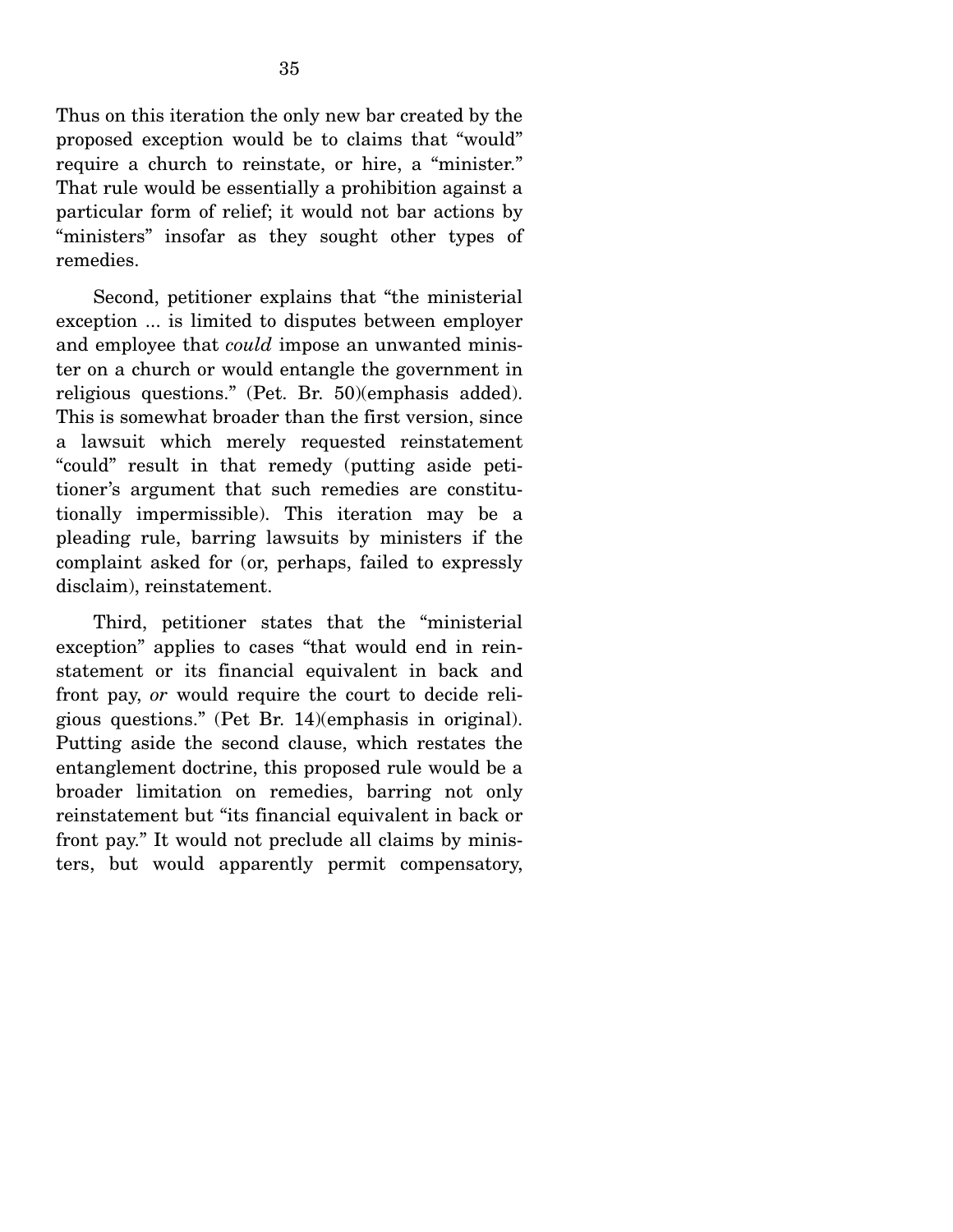Thus on this iteration the only new bar created by the proposed exception would be to claims that "would" require a church to reinstate, or hire, a "minister." That rule would be essentially a prohibition against a particular form of relief; it would not bar actions by "ministers" insofar as they sought other types of remedies.

Second, petitioner explains that "the ministerial exception ... is limited to disputes between employer and employee that *could* impose an unwanted minister on a church or would entangle the government in religious questions." (Pet. Br. 50)(emphasis added). This is somewhat broader than the first version, since a lawsuit which merely requested reinstatement "could" result in that remedy (putting aside petitioner's argument that such remedies are constitutionally impermissible). This iteration may be a pleading rule, barring lawsuits by ministers if the complaint asked for (or, perhaps, failed to expressly disclaim), reinstatement.

Third, petitioner states that the "ministerial exception" applies to cases "that would end in reinstatement or its financial equivalent in back and front pay, *or* would require the court to decide religious questions." (Pet Br. 14)(emphasis in original). Putting aside the second clause, which restates the entanglement doctrine, this proposed rule would be a broader limitation on remedies, barring not only reinstatement but "its financial equivalent in back or front pay." It would not preclude all claims by ministers, but would apparently permit compensatory,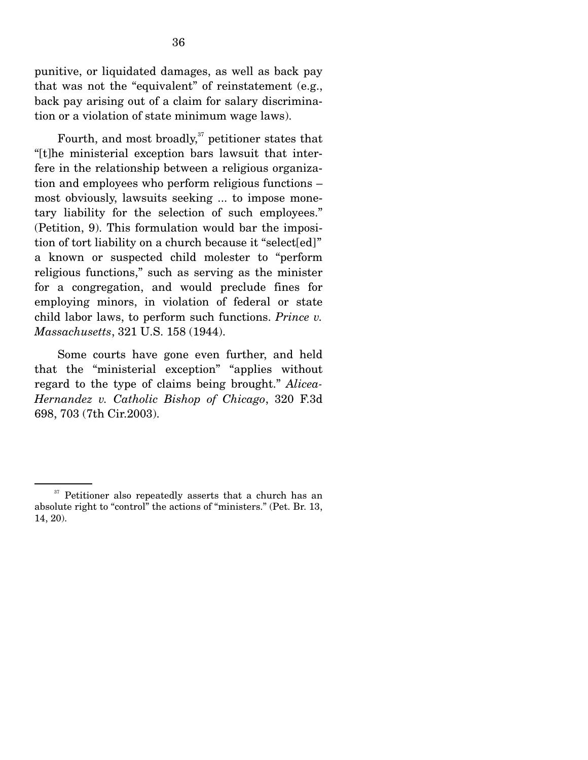punitive, or liquidated damages, as well as back pay that was not the "equivalent" of reinstatement (e.g., back pay arising out of a claim for salary discrimination or a violation of state minimum wage laws).

Fourth, and most broadly,[37] petitioner states that "[t]he ministerial exception bars lawsuit that interfere in the relationship between a religious organization and employees who perform religious functions – most obviously, lawsuits seeking ... to impose monetary liability for the selection of such employees." (Petition, 9). This formulation would bar the imposition of tort liability on a church because it "select[ed]" a known or suspected child molester to "perform religious functions," such as serving as the minister for a congregation, and would preclude fines for employing minors, in violation of federal or state child labor laws, to perform such functions. *Prince v. Massachusetts*, 321 U.S. 158 (1944).

Some courts have gone even further, and held that the "ministerial exception" "applies without regard to the type of claims being brought." *Alicea-Hernandez v. Catholic Bishop of Chicago*, 320 F.3d 698, 703 (7th Cir.2003).

---

[37] Petitioner also repeatedly asserts that a church has an absolute right to "control" the actions of "ministers." (Pet. Br. 13, 14, 20).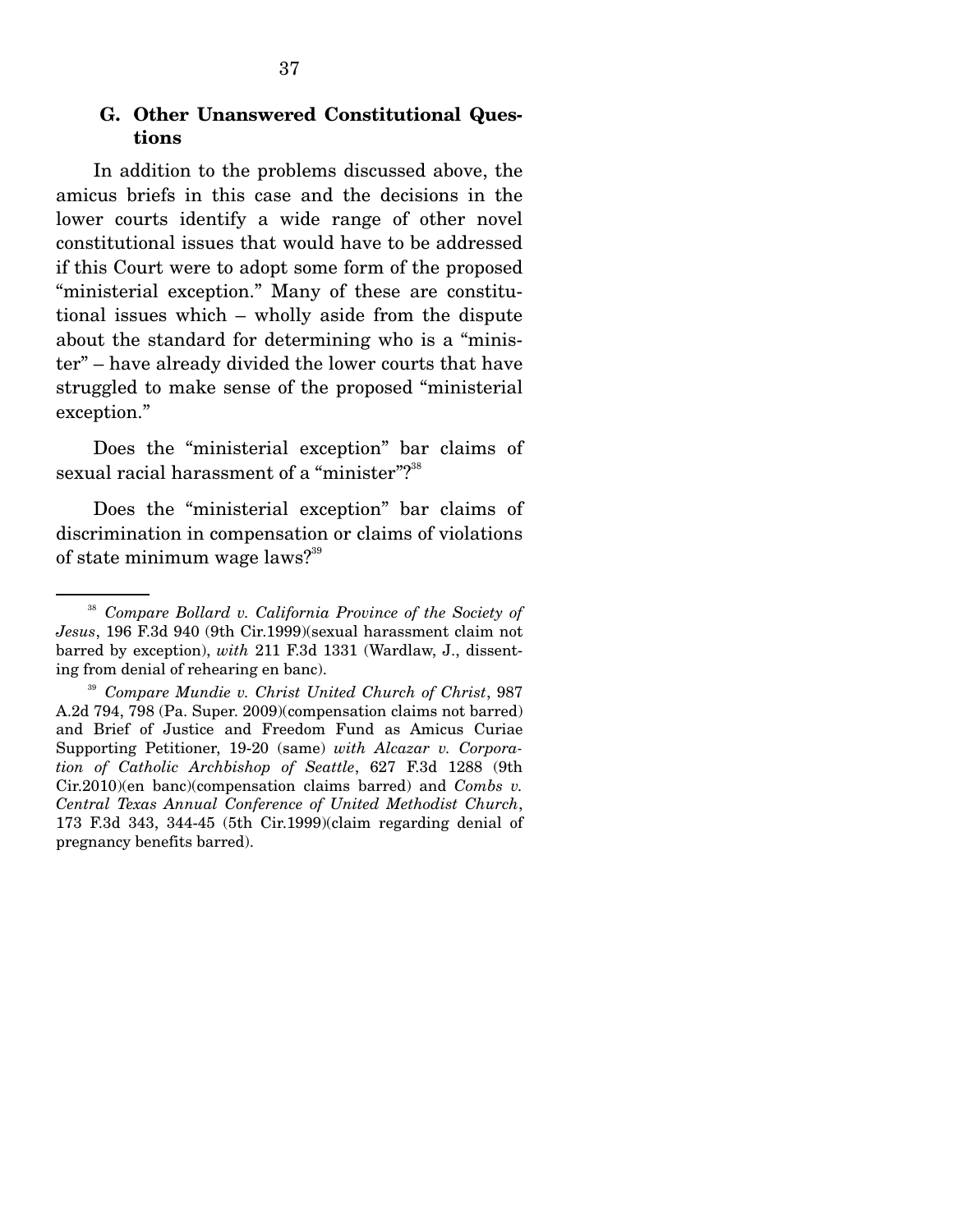### G. Other Unanswered Constitutional Questions

In addition to the problems discussed above, the amicus briefs in this case and the decisions in the lower courts identify a wide range of other novel constitutional issues that would have to be addressed if this Court were to adopt some form of the proposed "ministerial exception." Many of these are constitutional issues which – wholly aside from the dispute about the standard for determining who is a "minister" – have already divided the lower courts that have struggled to make sense of the proposed "ministerial exception."

Does the "ministerial exception" bar claims of sexual racial harassment of a "minister"?[38]

Does the "ministerial exception" bar claims of discrimination in compensation or claims of violations of state minimum wage laws?[39]

---

[38] *Compare Bollard v. California Province of the Society of Jesus*, 196 F.3d 940 (9th Cir.1999)(sexual harassment claim not barred by exception), *with* 211 F.3d 1331 (Wardlaw, J., dissenting from denial of rehearing en banc).

[39] *Compare Mundie v. Christ United Church of Christ*, 987 A.2d 794, 798 (Pa. Super. 2009)(compensation claims not barred) and Brief of Justice and Freedom Fund as Amicus Curiae Supporting Petitioner, 19-20 (same) *with Alcazar v. Corporation of Catholic Archbishop of Seattle*, 627 F.3d 1288 (9th Cir.2010)(en banc)(compensation claims barred) and *Combs v. Central Texas Annual Conference of United Methodist Church*, 173 F.3d 343, 344-45 (5th Cir.1999)(claim regarding denial of pregnancy benefits barred).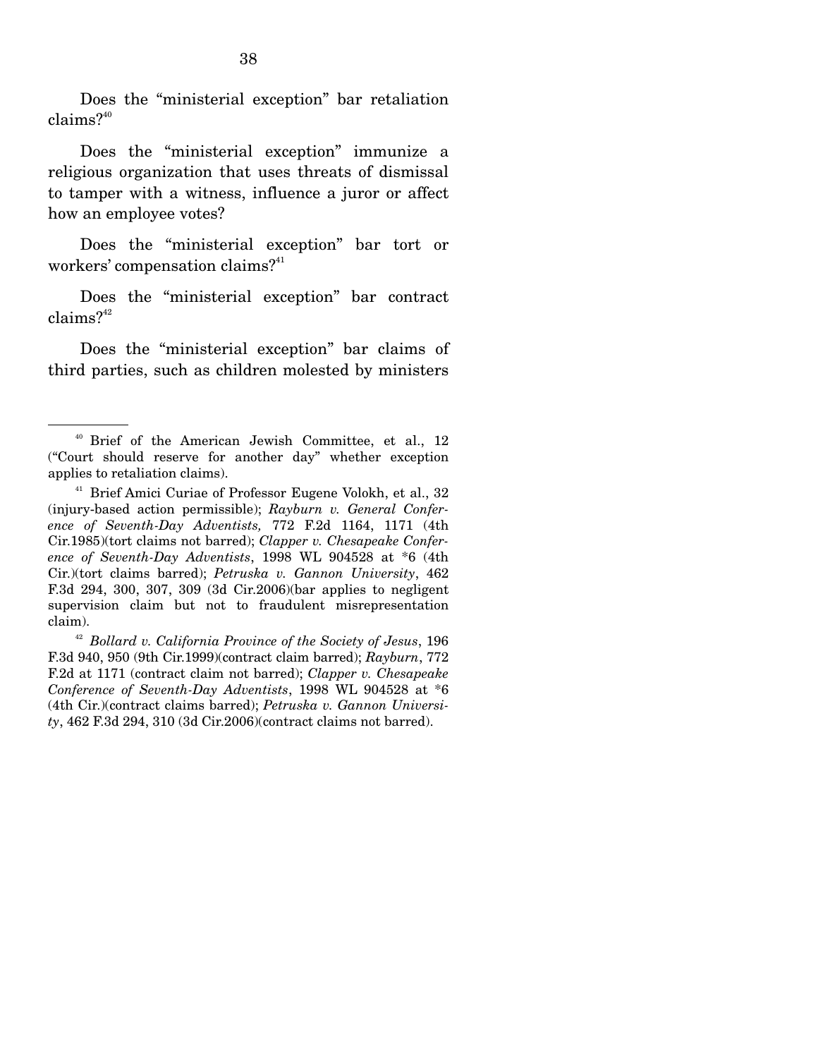Does the "ministerial exception" bar retaliation claims?[40]

Does the "ministerial exception" immunize a religious organization that uses threats of dismissal to tamper with a witness, influence a juror or affect how an employee votes?

Does the "ministerial exception" bar tort or workers' compensation claims?[41]

Does the "ministerial exception" bar contract claims?[42]

Does the "ministerial exception" bar claims of third parties, such as children molested by ministers

---

[40] Brief of the American Jewish Committee, et al., 12 ("Court should reserve for another day" whether exception applies to retaliation claims).

[41] Brief Amici Curiae of Professor Eugene Volokh, et al., 32 (injury-based action permissible); *Rayburn v. General Conference of Seventh-Day Adventists,* 772 F.2d 1164, 1171 (4th Cir.1985)(tort claims not barred); *Clapper v. Chesapeake Conference of Seventh-Day Adventists*, 1998 WL 904528 at *6 (4th Cir.)(tort claims barred); *Petruska v. Gannon University*, 462 F.3d 294, 300, 307, 309 (3d Cir.2006)(bar applies to negligent supervision claim but not to fraudulent misrepresentation claim).

[42] *Bollard v. California Province of the Society of Jesus*, 196 F.3d 940, 950 (9th Cir.1999)(contract claim barred); *Rayburn*, 772 F.2d at 1171 (contract claim not barred); *Clapper v. Chesapeake Conference of Seventh-Day Adventists*, 1998 WL 904528 at *6 (4th Cir.)(contract claims barred); *Petruska v. Gannon University*, 462 F.3d 294, 310 (3d Cir.2006)(contract claims not barred).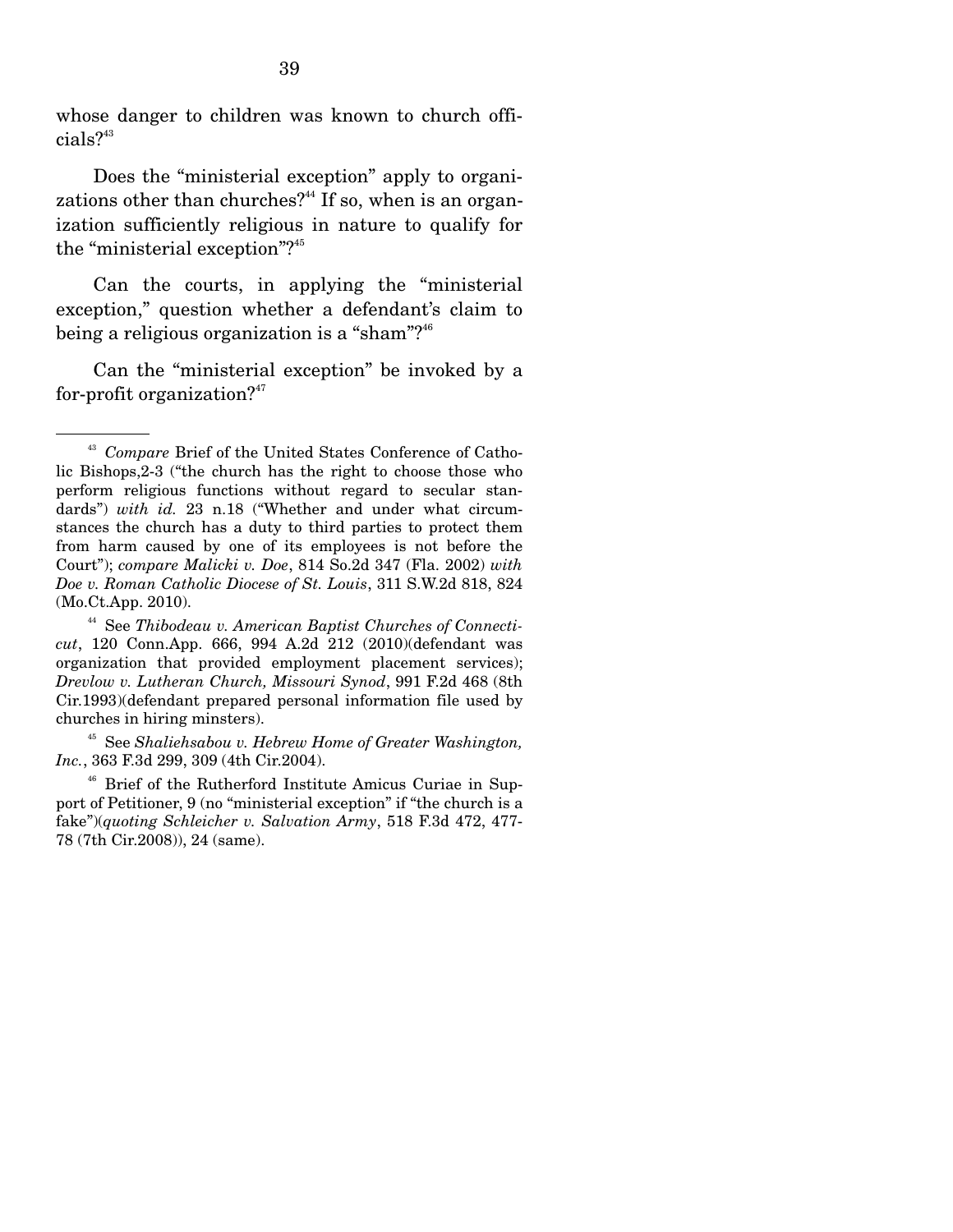whose danger to children was known to church officials?[43]

Does the "ministerial exception" apply to organizations other than churches?[44] If so, when is an organization sufficiently religious in nature to qualify for the "ministerial exception"?[45]

Can the courts, in applying the "ministerial exception," question whether a defendant's claim to being a religious organization is a "sham"?[46]

Can the "ministerial exception" be invoked by a for-profit organization?[47]

---

[43] *Compare* Brief of the United States Conference of Catholic Bishops,2-3 ("the church has the right to choose those who perform religious functions without regard to secular standards") *with id.* 23 n.18 ("Whether and under what circumstances the church has a duty to third parties to protect them from harm caused by one of its employees is not before the Court"); *compare Malicki v. Doe*, 814 So.2d 347 (Fla. 2002) *with Doe v. Roman Catholic Diocese of St. Louis*, 311 S.W.2d 818, 824 (Mo.Ct.App. 2010).

[44] See *Thibodeau v. American Baptist Churches of Connecticut*, 120 Conn.App. 666, 994 A.2d 212 (2010)(defendant was organization that provided employment placement services); *Drevlow v. Lutheran Church, Missouri Synod*, 991 F.2d 468 (8th Cir.1993)(defendant prepared personal information file used by churches in hiring minsters).

[45] See *Shaliehsabou v. Hebrew Home of Greater Washington, Inc.*, 363 F.3d 299, 309 (4th Cir.2004).

[46] Brief of the Rutherford Institute Amicus Curiae in Support of Petitioner, 9 (no "ministerial exception" if "the church is a fake")(*quoting Schleicher v. Salvation Army*, 518 F.3d 472, 477-78 (7th Cir.2008)), 24 (same).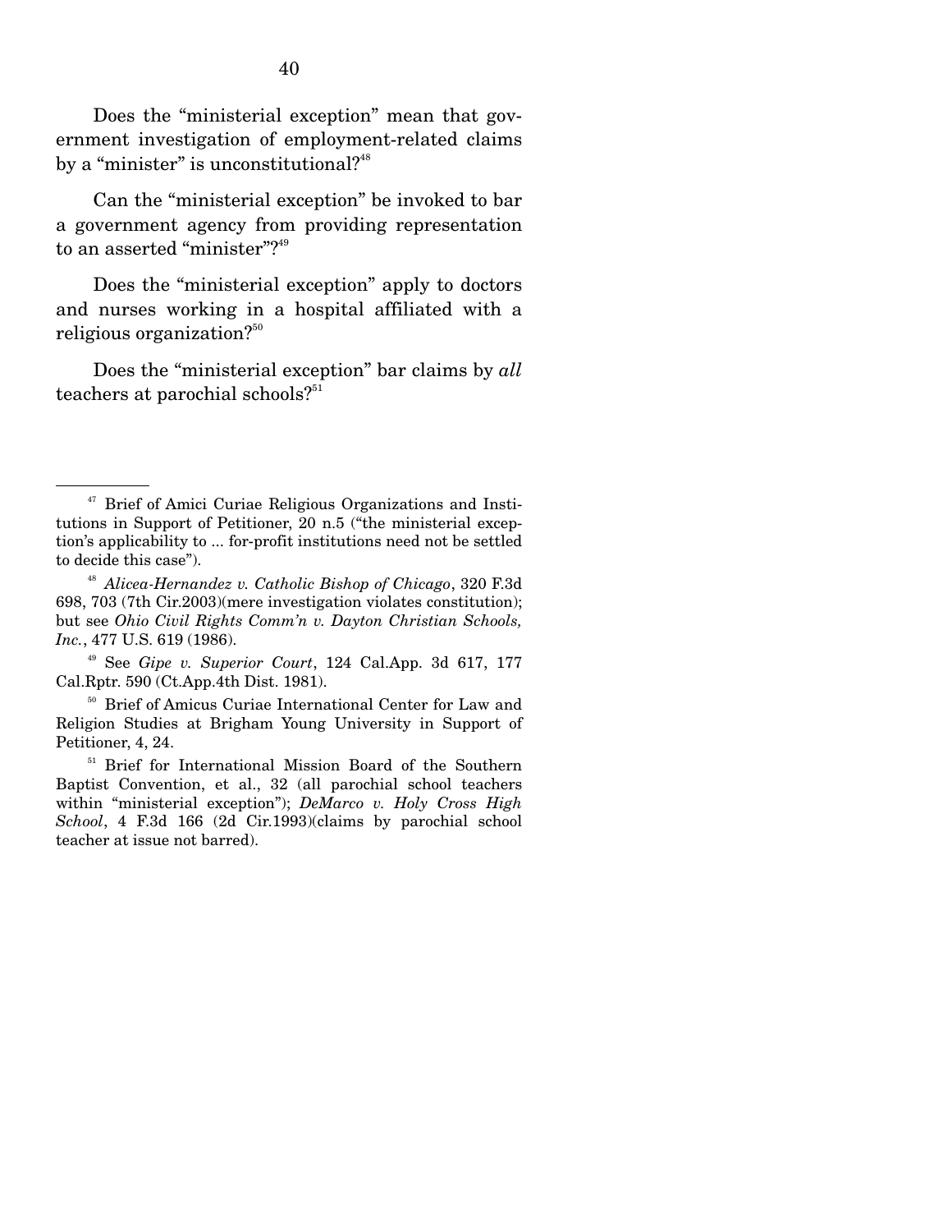Does the "ministerial exception" mean that government investigation of employment-related claims by a "minister" is unconstitutional?[48]

Can the "ministerial exception" be invoked to bar a government agency from providing representation to an asserted "minister"?[49]

Does the "ministerial exception" apply to doctors and nurses working in a hospital affiliated with a religious organization?[50]

Does the "ministerial exception" bar claims by *all* teachers at parochial schools?[51]

---

[47] Brief of Amici Curiae Religious Organizations and Institutions in Support of Petitioner, 20 n.5 ("the ministerial exception's applicability to ... for-profit institutions need not be settled to decide this case").

[48] *Alicea-Hernandez v. Catholic Bishop of Chicago*, 320 F.3d 698, 703 (7th Cir.2003)(mere investigation violates constitution); but see *Ohio Civil Rights Comm'n v. Dayton Christian Schools, Inc.*, 477 U.S. 619 (1986).

[49] See *Gipe v. Superior Court*, 124 Cal.App. 3d 617, 177 Cal.Rptr. 590 (Ct.App.4th Dist. 1981).

[50] Brief of Amicus Curiae International Center for Law and Religion Studies at Brigham Young University in Support of Petitioner, 4, 24.

[51] Brief for International Mission Board of the Southern Baptist Convention, et al., 32 (all parochial school teachers within "ministerial exception"); *DeMarco v. Holy Cross High School*, 4 F.3d 166 (2d Cir.1993)(claims by parochial school teacher at issue not barred).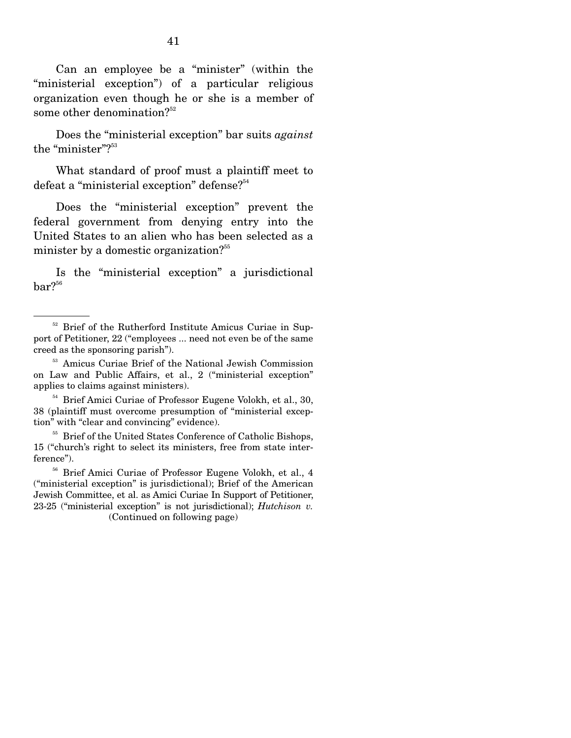Can an employee be a "minister" (within the "ministerial exception") of a particular religious organization even though he or she is a member of some other denomination?[52]

Does the "ministerial exception" bar suits *against* the "minister"?[53]

What standard of proof must a plaintiff meet to defeat a "ministerial exception" defense?[54]

Does the "ministerial exception" prevent the federal government from denying entry into the United States to an alien who has been selected as a minister by a domestic organization?[55]

Is the "ministerial exception" a jurisdictional bar?[56]

---

[52] Brief of the Rutherford Institute Amicus Curiae in Support of Petitioner, 22 ("employees ... need not even be of the same creed as the sponsoring parish").

[53] Amicus Curiae Brief of the National Jewish Commission on Law and Public Affairs, et al., 2 ("ministerial exception" applies to claims against ministers).

[54] Brief Amici Curiae of Professor Eugene Volokh, et al., 30, 38 (plaintiff must overcome presumption of "ministerial exception" with "clear and convincing" evidence).

[55] Brief of the United States Conference of Catholic Bishops, 15 ("church's right to select its ministers, free from state interference").

[56] Brief Amici Curiae of Professor Eugene Volokh, et al., 4 ("ministerial exception" is jurisdictional); Brief of the American Jewish Committee, et al. as Amici Curiae In Support of Petitioner, 23-25 ("ministerial exception" is not jurisdictional); *Hutchison v.*

(Continued on following page)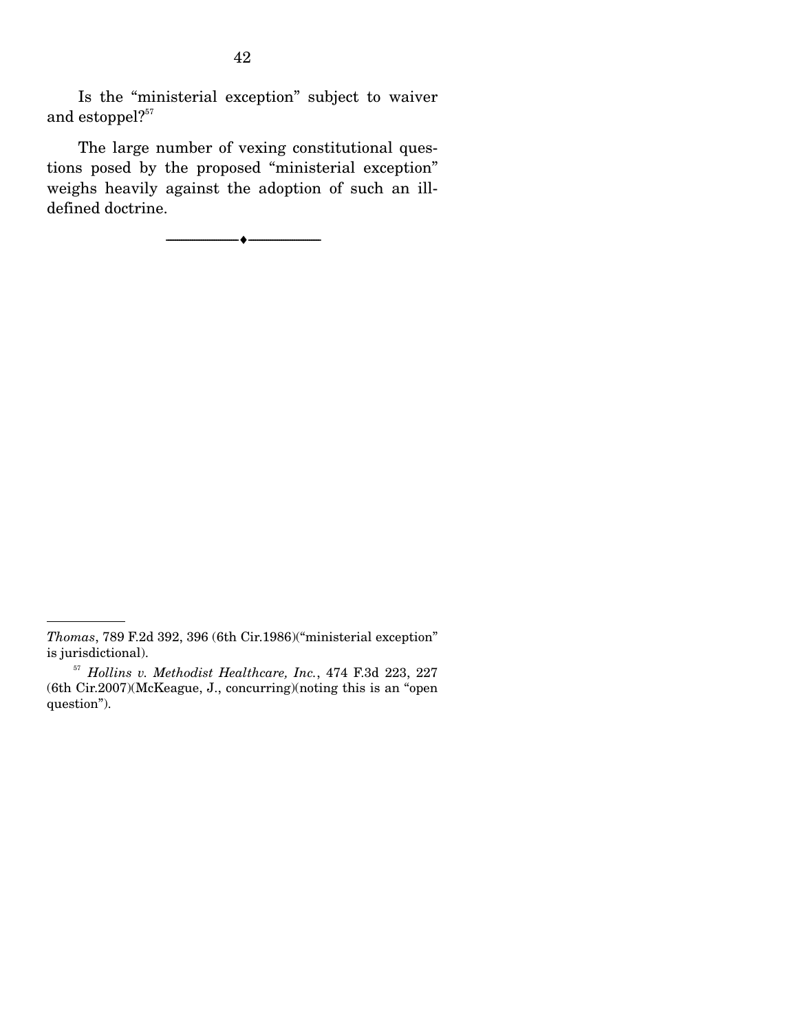Is the "ministerial exception" subject to waiver and estoppel?[57]

The large number of vexing constitutional questions posed by the proposed "ministerial exception" weighs heavily against the adoption of such an ill-defined doctrine.

---

*Thomas*, 789 F.2d 392, 396 (6th Cir.1986)("ministerial exception" is jurisdictional).

[57] *Hollins v. Methodist Healthcare, Inc.*, 474 F.3d 223, 227 (6th Cir.2007)(McKeague, J., concurring)(noting this is an "open question").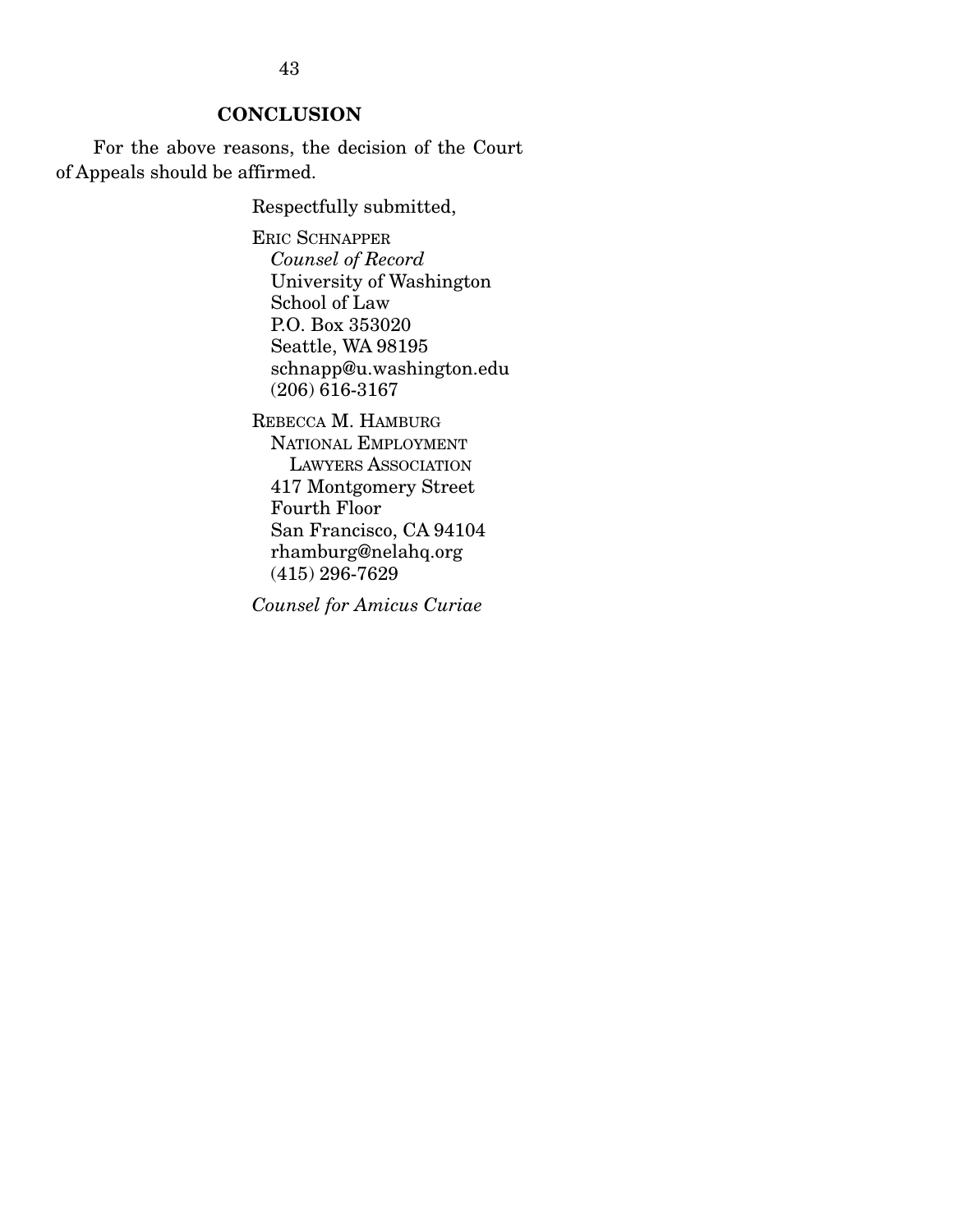## CONCLUSION

For the above reasons, the decision of the Court of Appeals should be affirmed.

Respectfully submitted,

ERIC SCHNAPPER
*Counsel of Record*
University of Washington
School of Law
P.O. Box 353020
Seattle, WA 98195
schnapp@u.washington.edu
(206) 616-3167

REBECCA M. HAMBURG
NATIONAL EMPLOYMENT
LAWYERS ASSOCIATION
417 Montgomery Street
Fourth Floor
San Francisco, CA 94104
rhamburg@nelahq.org
(415) 296-7629

*Counsel for Amicus Curiae*